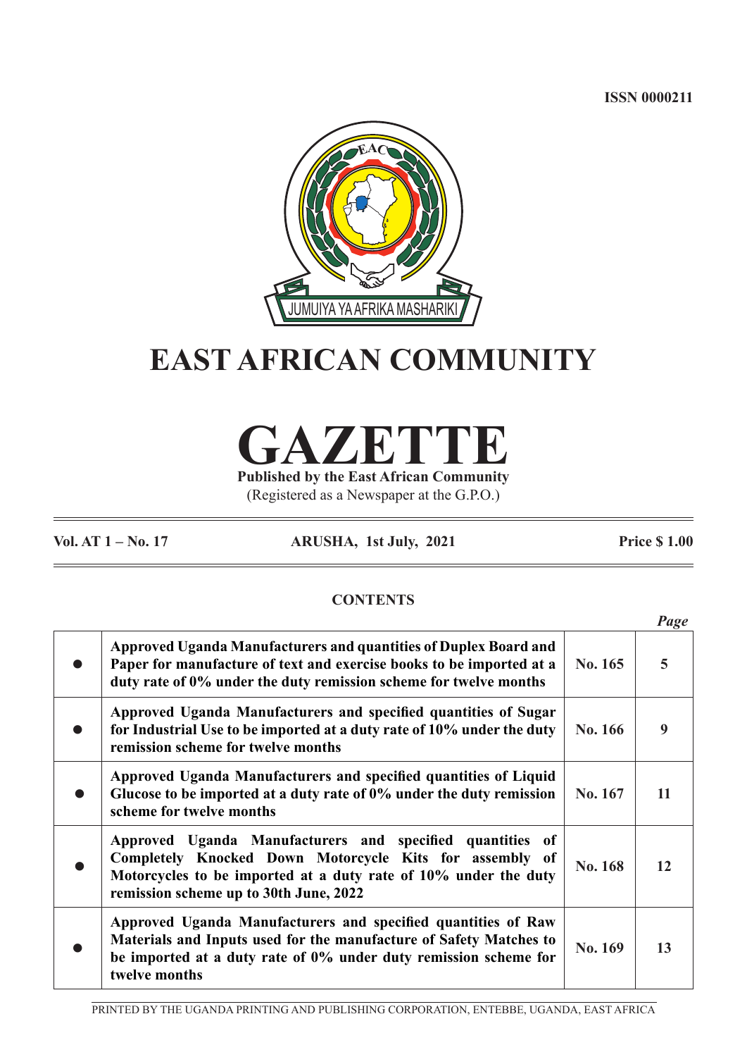ISSN 0000211

JUMUIYA YA AFRIKA MASHARIKI

# EAST AFRICAN COMMUNITY

# GAZETTE

**Published by the East African Community**

(Registered as a Newspaper at the G.P.O.)

**Vol. AT 1 – No. 17** **ARUSHA, 1st July, 2021** **Price $ 1.00**

## CONTENTS

| | | | *Page* |
|---|---|---|---|
| ● | **Approved Uganda Manufacturers and quantities of Duplex Board and Paper for manufacture of text and exercise books to be imported at a duty rate of 0% under the duty remission scheme for twelve months** | **No. 165** | **5** |
| ● | **Approved Uganda Manufacturers and specified quantities of Sugar for Industrial Use to be imported at a duty rate of 10% under the duty remission scheme for twelve months** | **No. 166** | **9** |
| ● | **Approved Uganda Manufacturers and specified quantities of Liquid Glucose to be imported at a duty rate of 0% under the duty remission scheme for twelve months** | **No. 167** | **11** |
| ● | **Approved Uganda Manufacturers and specified quantities of Completely Knocked Down Motorcycle Kits for assembly of Motorcycles to be imported at a duty rate of 10% under the duty remission scheme up to 30th June, 2022** | **No. 168** | **12** |
| ● | **Approved Uganda Manufacturers and specified quantities of Raw Materials and Inputs used for the manufacture of Safety Matches to be imported at a duty rate of 0% under duty remission scheme for twelve months** | **No. 169** | **13** |

PRINTED BY THE UGANDA PRINTING AND PUBLISHING CORPORATION, ENTEBBE, UGANDA, EAST AFRICA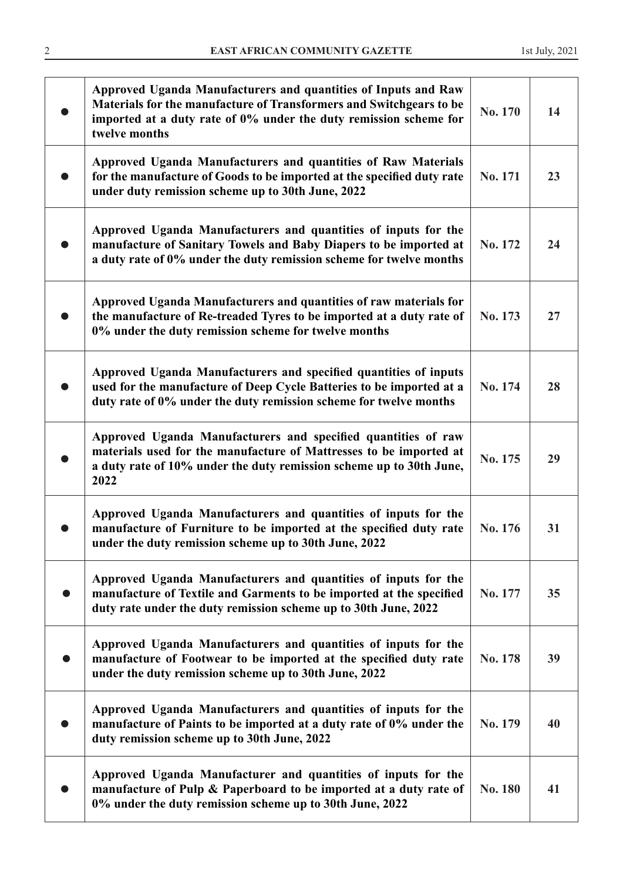| | | | |
|---|---|---|---|
| ● | **Approved Uganda Manufacturers and quantities of Inputs and Raw Materials for the manufacture of Transformers and Switchgears to be imported at a duty rate of 0% under the duty remission scheme for twelve months** | **No. 170** | **14** |
| ● | **Approved Uganda Manufacturers and quantities of Raw Materials for the manufacture of Goods to be imported at the specified duty rate under duty remission scheme up to 30th June, 2022** | **No. 171** | **23** |
| ● | **Approved Uganda Manufacturers and quantities of inputs for the manufacture of Sanitary Towels and Baby Diapers to be imported at a duty rate of 0% under the duty remission scheme for twelve months** | **No. 172** | **24** |
| ● | **Approved Uganda Manufacturers and quantities of raw materials for the manufacture of Re-treaded Tyres to be imported at a duty rate of 0% under the duty remission scheme for twelve months** | **No. 173** | **27** |
| ● | **Approved Uganda Manufacturers and specified quantities of inputs used for the manufacture of Deep Cycle Batteries to be imported at a duty rate of 0% under the duty remission scheme for twelve months** | **No. 174** | **28** |
| ● | **Approved Uganda Manufacturers and specified quantities of raw materials used for the manufacture of Mattresses to be imported at a duty rate of 10% under the duty remission scheme up to 30th June, 2022** | **No. 175** | **29** |
| ● | **Approved Uganda Manufacturers and quantities of inputs for the manufacture of Furniture to be imported at the specified duty rate under the duty remission scheme up to 30th June, 2022** | **No. 176** | **31** |
| ● | **Approved Uganda Manufacturers and quantities of inputs for the manufacture of Textile and Garments to be imported at the specified duty rate under the duty remission scheme up to 30th June, 2022** | **No. 177** | **35** |
| ● | **Approved Uganda Manufacturers and quantities of inputs for the manufacture of Footwear to be imported at the specified duty rate under the duty remission scheme up to 30th June, 2022** | **No. 178** | **39** |
| ● | **Approved Uganda Manufacturers and quantities of inputs for the manufacture of Paints to be imported at a duty rate of 0% under the duty remission scheme up to 30th June, 2022** | **No. 179** | **40** |
| ● | **Approved Uganda Manufacturer and quantities of inputs for the manufacture of Pulp & Paperboard to be imported at a duty rate of 0% under the duty remission scheme up to 30th June, 2022** | **No. 180** | **41** |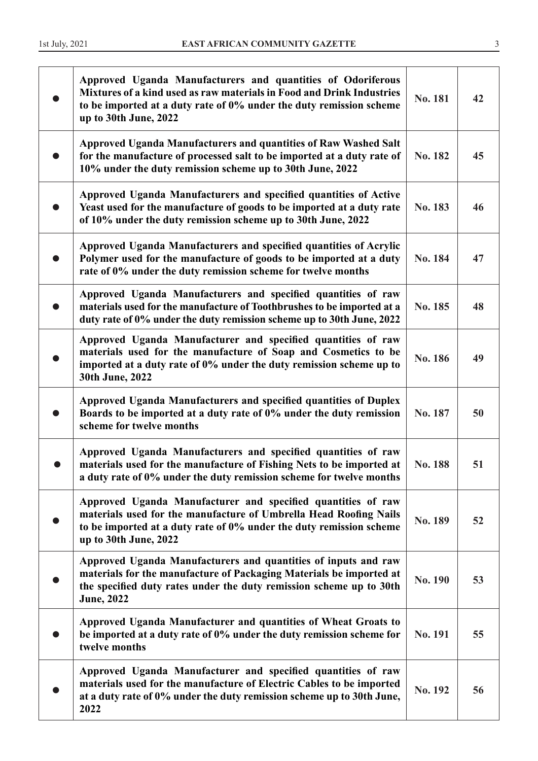| | | | |
|---|---|---|---|
| ● | **Approved Uganda Manufacturers and quantities of Odoriferous Mixtures of a kind used as raw materials in Food and Drink Industries to be imported at a duty rate of 0% under the duty remission scheme up to 30th June, 2022** | **No. 181** | **42** |
| ● | **Approved Uganda Manufacturers and quantities of Raw Washed Salt for the manufacture of processed salt to be imported at a duty rate of 10% under the duty remission scheme up to 30th June, 2022** | **No. 182** | **45** |
| ● | **Approved Uganda Manufacturers and specified quantities of Active Yeast used for the manufacture of goods to be imported at a duty rate of 10% under the duty remission scheme up to 30th June, 2022** | **No. 183** | **46** |
| ● | **Approved Uganda Manufacturers and specified quantities of Acrylic Polymer used for the manufacture of goods to be imported at a duty rate of 0% under the duty remission scheme for twelve months** | **No. 184** | **47** |
| ● | **Approved Uganda Manufacturers and specified quantities of raw materials used for the manufacture of Toothbrushes to be imported at a duty rate of 0% under the duty remission scheme up to 30th June, 2022** | **No. 185** | **48** |
| ● | **Approved Uganda Manufacturer and specified quantities of raw materials used for the manufacture of Soap and Cosmetics to be imported at a duty rate of 0% under the duty remission scheme up to 30th June, 2022** | **No. 186** | **49** |
| ● | **Approved Uganda Manufacturers and specified quantities of Duplex Boards to be imported at a duty rate of 0% under the duty remission scheme for twelve months** | **No. 187** | **50** |
| ● | **Approved Uganda Manufacturers and specified quantities of raw materials used for the manufacture of Fishing Nets to be imported at a duty rate of 0% under the duty remission scheme for twelve months** | **No. 188** | **51** |
| ● | **Approved Uganda Manufacturer and specified quantities of raw materials used for the manufacture of Umbrella Head Roofing Nails to be imported at a duty rate of 0% under the duty remission scheme up to 30th June, 2022** | **No. 189** | **52** |
| ● | **Approved Uganda Manufacturers and quantities of inputs and raw materials for the manufacture of Packaging Materials be imported at the specified duty rates under the duty remission scheme up to 30th June, 2022** | **No. 190** | **53** |
| ● | **Approved Uganda Manufacturer and quantities of Wheat Groats to be imported at a duty rate of 0% under the duty remission scheme for twelve months** | **No. 191** | **55** |
| ● | **Approved Uganda Manufacturer and specified quantities of raw materials used for the manufacture of Electric Cables to be imported at a duty rate of 0% under the duty remission scheme up to 30th June, 2022** | **No. 192** | **56** |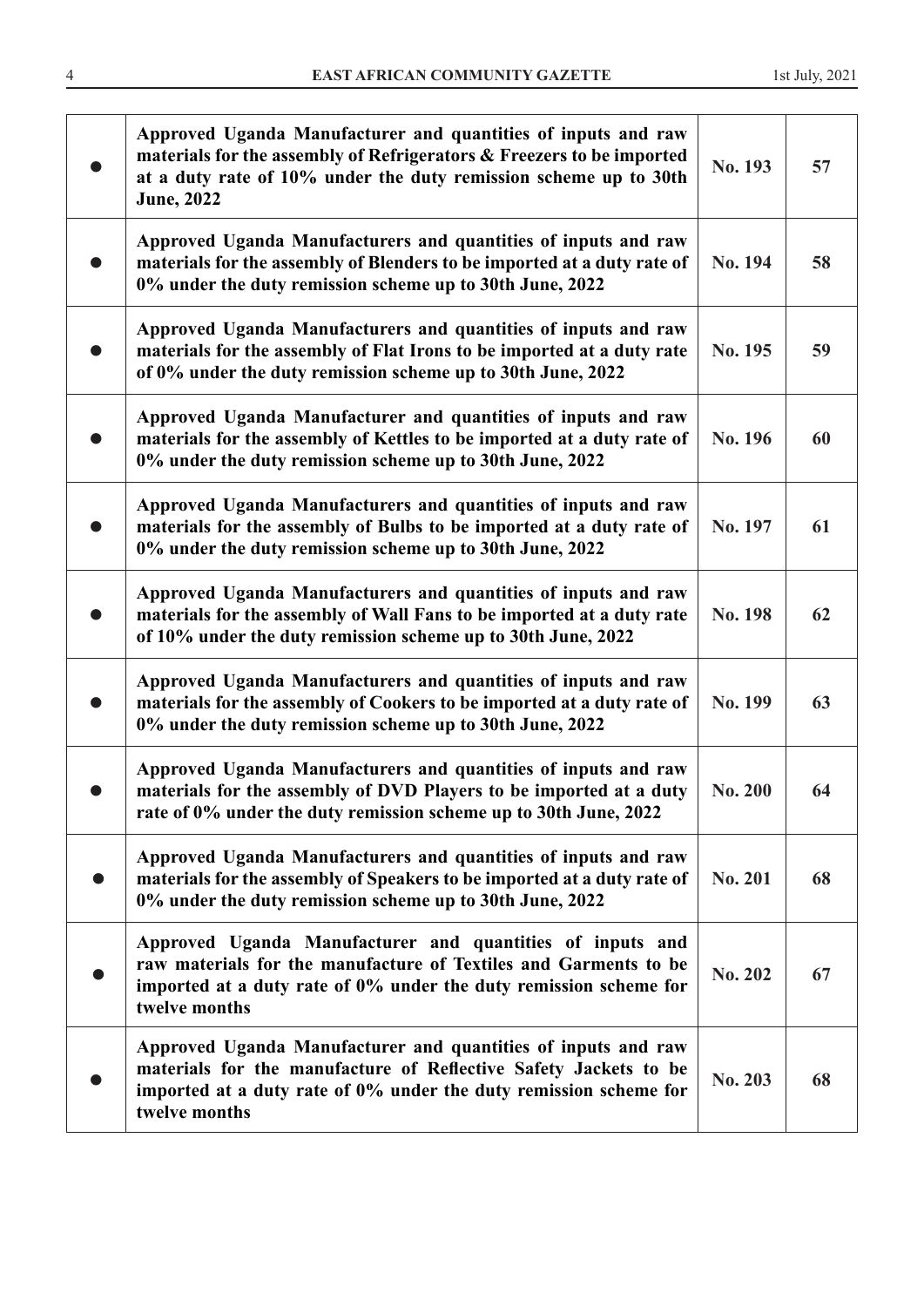| | | | |
|---|---|---|---|
| ● | **Approved Uganda Manufacturer and quantities of inputs and raw materials for the assembly of Refrigerators & Freezers to be imported at a duty rate of 10% under the duty remission scheme up to 30th June, 2022** | **No. 193** | **57** |
| ● | **Approved Uganda Manufacturers and quantities of inputs and raw materials for the assembly of Blenders to be imported at a duty rate of 0% under the duty remission scheme up to 30th June, 2022** | **No. 194** | **58** |
| ● | **Approved Uganda Manufacturers and quantities of inputs and raw materials for the assembly of Flat Irons to be imported at a duty rate of 0% under the duty remission scheme up to 30th June, 2022** | **No. 195** | **59** |
| ● | **Approved Uganda Manufacturer and quantities of inputs and raw materials for the assembly of Kettles to be imported at a duty rate of 0% under the duty remission scheme up to 30th June, 2022** | **No. 196** | **60** |
| ● | **Approved Uganda Manufacturers and quantities of inputs and raw materials for the assembly of Bulbs to be imported at a duty rate of 0% under the duty remission scheme up to 30th June, 2022** | **No. 197** | **61** |
| ● | **Approved Uganda Manufacturers and quantities of inputs and raw materials for the assembly of Wall Fans to be imported at a duty rate of 10% under the duty remission scheme up to 30th June, 2022** | **No. 198** | **62** |
| ● | **Approved Uganda Manufacturers and quantities of inputs and raw materials for the assembly of Cookers to be imported at a duty rate of 0% under the duty remission scheme up to 30th June, 2022** | **No. 199** | **63** |
| ● | **Approved Uganda Manufacturers and quantities of inputs and raw materials for the assembly of DVD Players to be imported at a duty rate of 0% under the duty remission scheme up to 30th June, 2022** | **No. 200** | **64** |
| ● | **Approved Uganda Manufacturers and quantities of inputs and raw materials for the assembly of Speakers to be imported at a duty rate of 0% under the duty remission scheme up to 30th June, 2022** | **No. 201** | **68** |
| ● | **Approved Uganda Manufacturer and quantities of inputs and raw materials for the manufacture of Textiles and Garments to be imported at a duty rate of 0% under the duty remission scheme for twelve months** | **No. 202** | **67** |
| ● | **Approved Uganda Manufacturer and quantities of inputs and raw materials for the manufacture of Reflective Safety Jackets to be imported at a duty rate of 0% under the duty remission scheme for twelve months** | **No. 203** | **68** |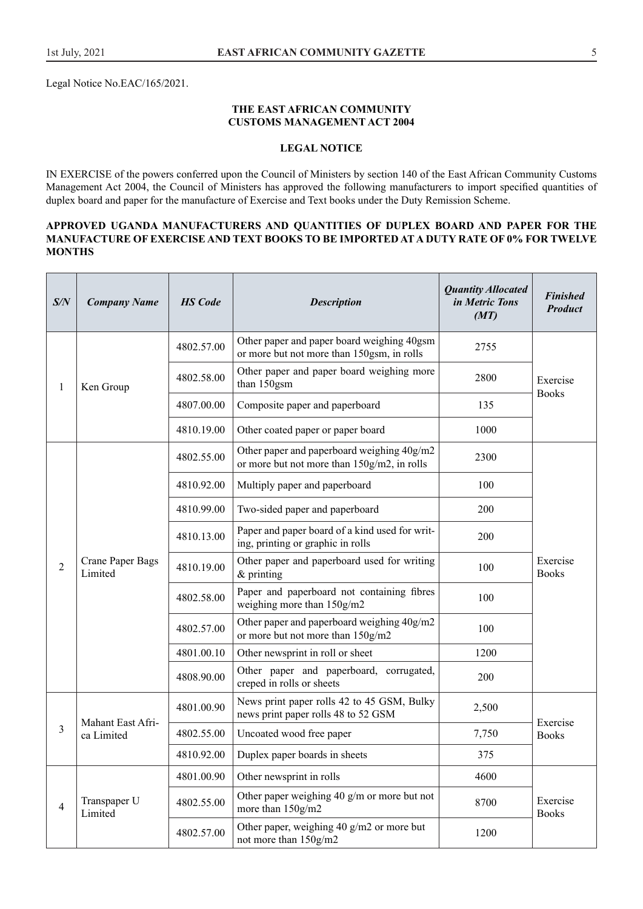Legal Notice No.EAC/165/2021.

**THE EAST AFRICAN COMMUNITY**
**CUSTOMS MANAGEMENT ACT 2004**

**LEGAL NOTICE**

IN EXERCISE of the powers conferred upon the Council of Ministers by section 140 of the East African Community Customs Management Act 2004, the Council of Ministers has approved the following manufacturers to import specified quantities of duplex board and paper for the manufacture of Exercise and Text books under the Duty Remission Scheme.

**APPROVED UGANDA MANUFACTURERS AND QUANTITIES OF DUPLEX BOARD AND PAPER FOR THE MANUFACTURE OF EXERCISE AND TEXT BOOKS TO BE IMPORTED AT A DUTY RATE OF 0% FOR TWELVE MONTHS**

| *S/N* | *Company Name* | *HS Code* | *Description* | *Quantity Allocated in Metric Tons (MT)* | *Finished Product* |
|---|---|---|---|---|---|
| 1 | Ken Group | 4802.57.00 | Other paper and paper board weighing 40gsm or more but not more than 150gsm, in rolls | 2755 | Exercise Books |
| | | 4802.58.00 | Other paper and paper board weighing more than 150gsm | 2800 | |
| | | 4807.00.00 | Composite paper and paperboard | 135 | |
| | | 4810.19.00 | Other coated paper or paper board | 1000 | |
| 2 | Crane Paper Bags Limited | 4802.55.00 | Other paper and paperboard weighing 40g/m2 or more but not more than 150g/m2, in rolls | 2300 | Exercise Books |
| | | 4810.92.00 | Multiply paper and paperboard | 100 | |
| | | 4810.99.00 | Two-sided paper and paperboard | 200 | |
| | | 4810.13.00 | Paper and paper board of a kind used for writing, printing or graphic in rolls | 200 | |
| | | 4810.19.00 | Other paper and paperboard used for writing & printing | 100 | |
| | | 4802.58.00 | Paper and paperboard not containing fibres weighing more than 150g/m2 | 100 | |
| | | 4802.57.00 | Other paper and paperboard weighing 40g/m2 or more but not more than 150g/m2 | 100 | |
| | | 4801.00.10 | Other newsprint in roll or sheet | 1200 | |
| | | 4808.90.00 | Other paper and paperboard, corrugated, creped in rolls or sheets | 200 | |
| 3 | Mahant East Africa Limited | 4801.00.90 | News print paper rolls 42 to 45 GSM, Bulky news print paper rolls 48 to 52 GSM | 2,500 | Exercise Books |
| | | 4802.55.00 | Uncoated wood free paper | 7,750 | |
| | | 4810.92.00 | Duplex paper boards in sheets | 375 | |
| 4 | Transpaper U Limited | 4801.00.90 | Other newsprint in rolls | 4600 | Exercise Books |
| | | 4802.55.00 | Other paper weighing 40 g/m or more but not more than 150g/m2 | 8700 | |
| | | 4802.57.00 | Other paper, weighing 40 g/m2 or more but not more than 150g/m2 | 1200 | |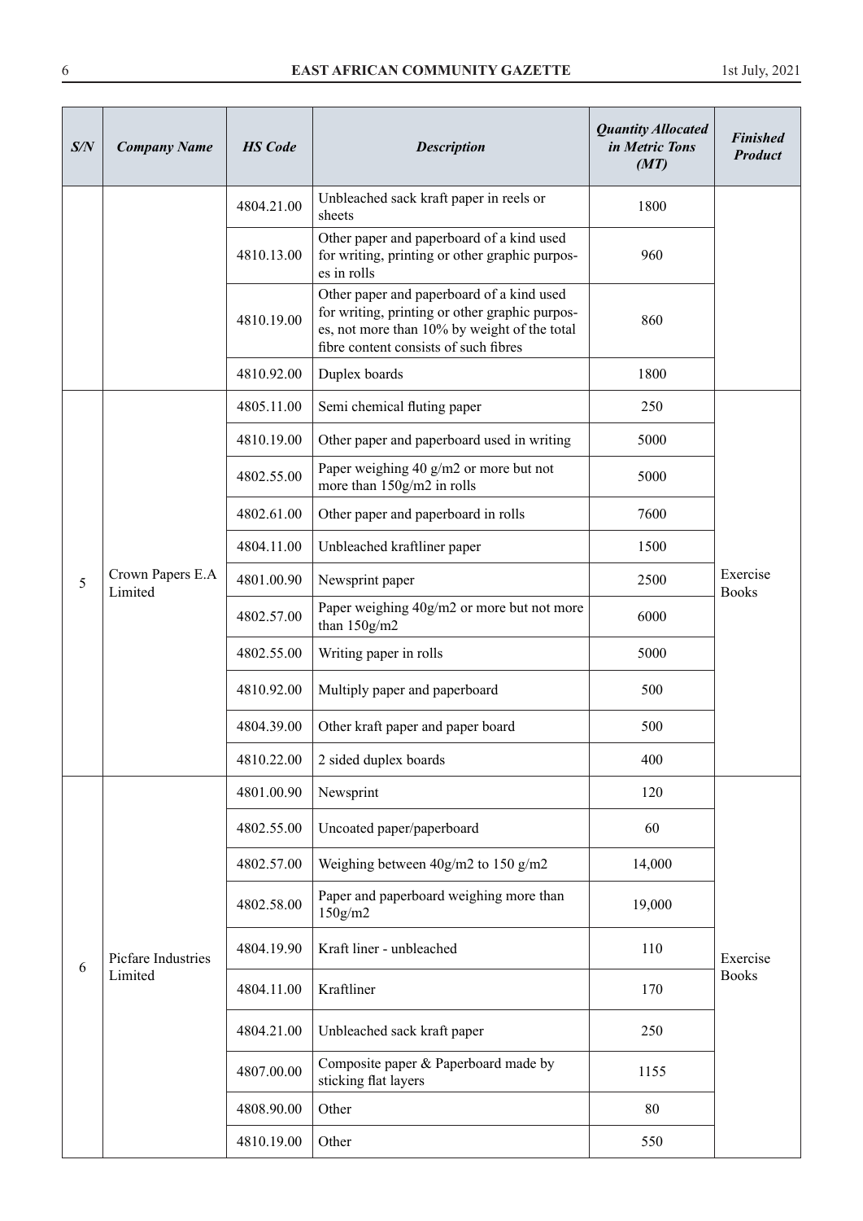| S/N | Company Name | HS Code | Description | Quantity Allocated in Metric Tons (MT) | Finished Product |
|---|---|---|---|---|---|
| | | 4804.21.00 | Unbleached sack kraft paper in reels or sheets | 1800 | |
| | | 4810.13.00 | Other paper and paperboard of a kind used for writing, printing or other graphic purposes in rolls | 960 | |
| | | 4810.19.00 | Other paper and paperboard of a kind used for writing, printing or other graphic purposes, not more than 10% by weight of the total fibre content consists of such fibres | 860 | |
| | | 4810.92.00 | Duplex boards | 1800 | |
| 5 | Crown Papers E.A Limited | 4805.11.00 | Semi chemical fluting paper | 250 | Exercise Books |
| | | 4810.19.00 | Other paper and paperboard used in writing | 5000 | |
| | | 4802.55.00 | Paper weighing 40 g/m2 or more but not more than 150g/m2 in rolls | 5000 | |
| | | 4802.61.00 | Other paper and paperboard in rolls | 7600 | |
| | | 4804.11.00 | Unbleached kraftliner paper | 1500 | |
| | | 4801.00.90 | Newsprint paper | 2500 | |
| | | 4802.57.00 | Paper weighing 40g/m2 or more but not more than 150g/m2 | 6000 | |
| | | 4802.55.00 | Writing paper in rolls | 5000 | |
| | | 4810.92.00 | Multiply paper and paperboard | 500 | |
| | | 4804.39.00 | Other kraft paper and paper board | 500 | |
| | | 4810.22.00 | 2 sided duplex boards | 400 | |
| 6 | Picfare Industries Limited | 4801.00.90 | Newsprint | 120 | Exercise Books |
| | | 4802.55.00 | Uncoated paper/paperboard | 60 | |
| | | 4802.57.00 | Weighing between 40g/m2 to 150 g/m2 | 14,000 | |
| | | 4802.58.00 | Paper and paperboard weighing more than 150g/m2 | 19,000 | |
| | | 4804.19.90 | Kraft liner - unbleached | 110 | |
| | | 4804.11.00 | Kraftliner | 170 | |
| | | 4804.21.00 | Unbleached sack kraft paper | 250 | |
| | | 4807.00.00 | Composite paper & Paperboard made by sticking flat layers | 1155 | |
| | | 4808.90.00 | Other | 80 | |
| | | 4810.19.00 | Other | 550 | |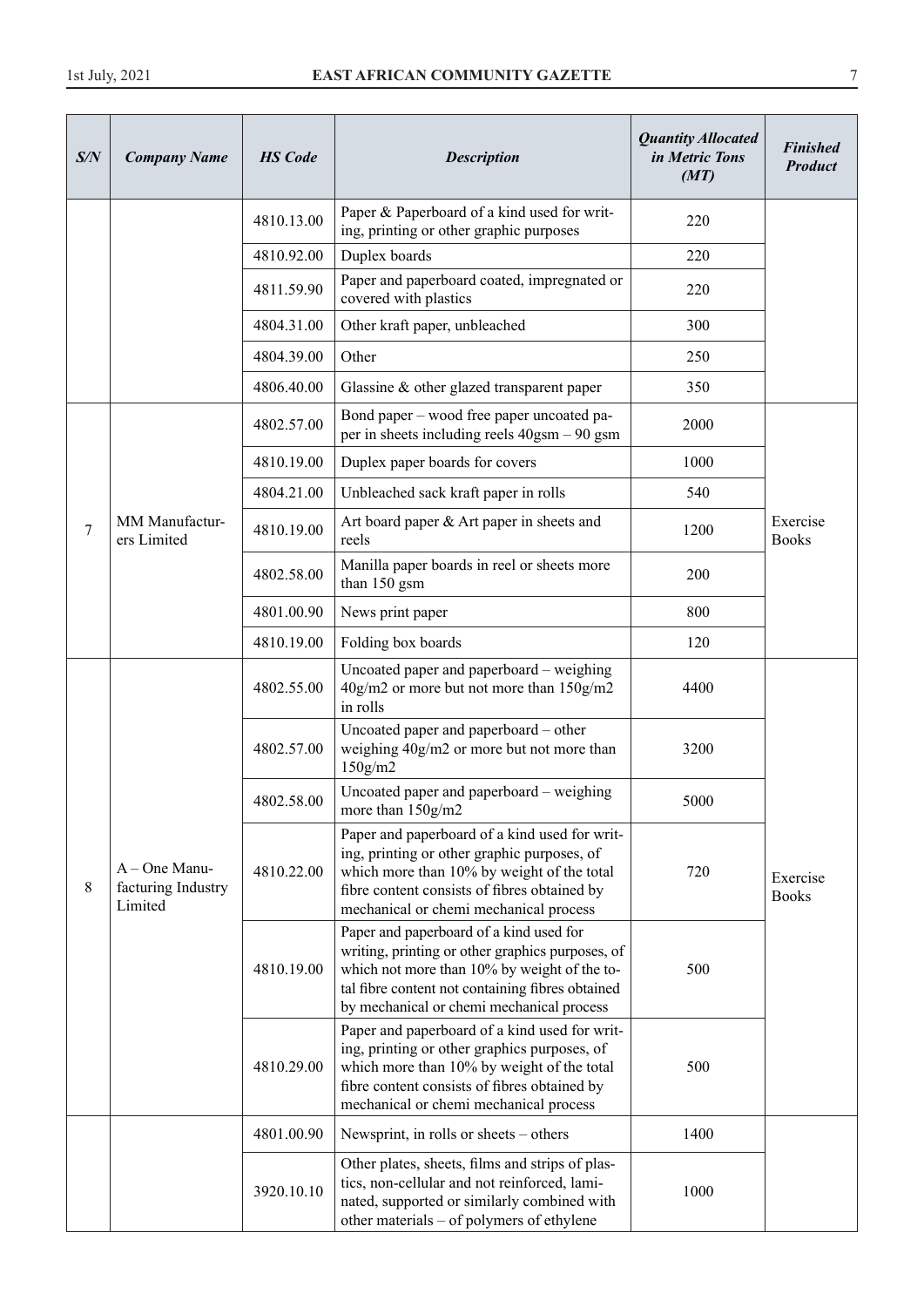| S/N | Company Name | HS Code | Description | Quantity Allocated in Metric Tons (MT) | Finished Product |
|---|---|---|---|---|---|
| | | 4810.13.00 | Paper & Paperboard of a kind used for writing, printing or other graphic purposes | 220 | |
| | | 4810.92.00 | Duplex boards | 220 | |
| | | 4811.59.90 | Paper and paperboard coated, impregnated or covered with plastics | 220 | |
| | | 4804.31.00 | Other kraft paper, unbleached | 300 | |
| | | 4804.39.00 | Other | 250 | |
| | | 4806.40.00 | Glassine & other glazed transparent paper | 350 | |
| 7 | MM Manufacturers Limited | 4802.57.00 | Bond paper – wood free paper uncoated paper in sheets including reels 40gsm – 90 gsm | 2000 | Exercise Books |
| | | 4810.19.00 | Duplex paper boards for covers | 1000 | |
| | | 4804.21.00 | Unbleached sack kraft paper in rolls | 540 | |
| | | 4810.19.00 | Art board paper & Art paper in sheets and reels | 1200 | |
| | | 4802.58.00 | Manilla paper boards in reel or sheets more than 150 gsm | 200 | |
| | | 4801.00.90 | News print paper | 800 | |
| | | 4810.19.00 | Folding box boards | 120 | |
| 8 | A – One Manufacturing Industry Limited | 4802.55.00 | Uncoated paper and paperboard – weighing 40g/m2 or more but not more than 150g/m2 in rolls | 4400 | Exercise Books |
| | | 4802.57.00 | Uncoated paper and paperboard – other weighing 40g/m2 or more but not more than 150g/m2 | 3200 | |
| | | 4802.58.00 | Uncoated paper and paperboard – weighing more than 150g/m2 | 5000 | |
| | | 4810.22.00 | Paper and paperboard of a kind used for writing, printing or other graphic purposes, of which more than 10% by weight of the total fibre content consists of fibres obtained by mechanical or chemi mechanical process | 720 | |
| | | 4810.19.00 | Paper and paperboard of a kind used for writing, printing or other graphics purposes, of which not more than 10% by weight of the total fibre content not containing fibres obtained by mechanical or chemi mechanical process | 500 | |
| | | 4810.29.00 | Paper and paperboard of a kind used for writing, printing or other graphics purposes, of which more than 10% by weight of the total fibre content consists of fibres obtained by mechanical or chemi mechanical process | 500 | |
| | | 4801.00.90 | Newsprint, in rolls or sheets – others | 1400 | |
| | | 3920.10.10 | Other plates, sheets, films and strips of plastics, non-cellular and not reinforced, laminated, supported or similarly combined with other materials – of polymers of ethylene | 1000 | |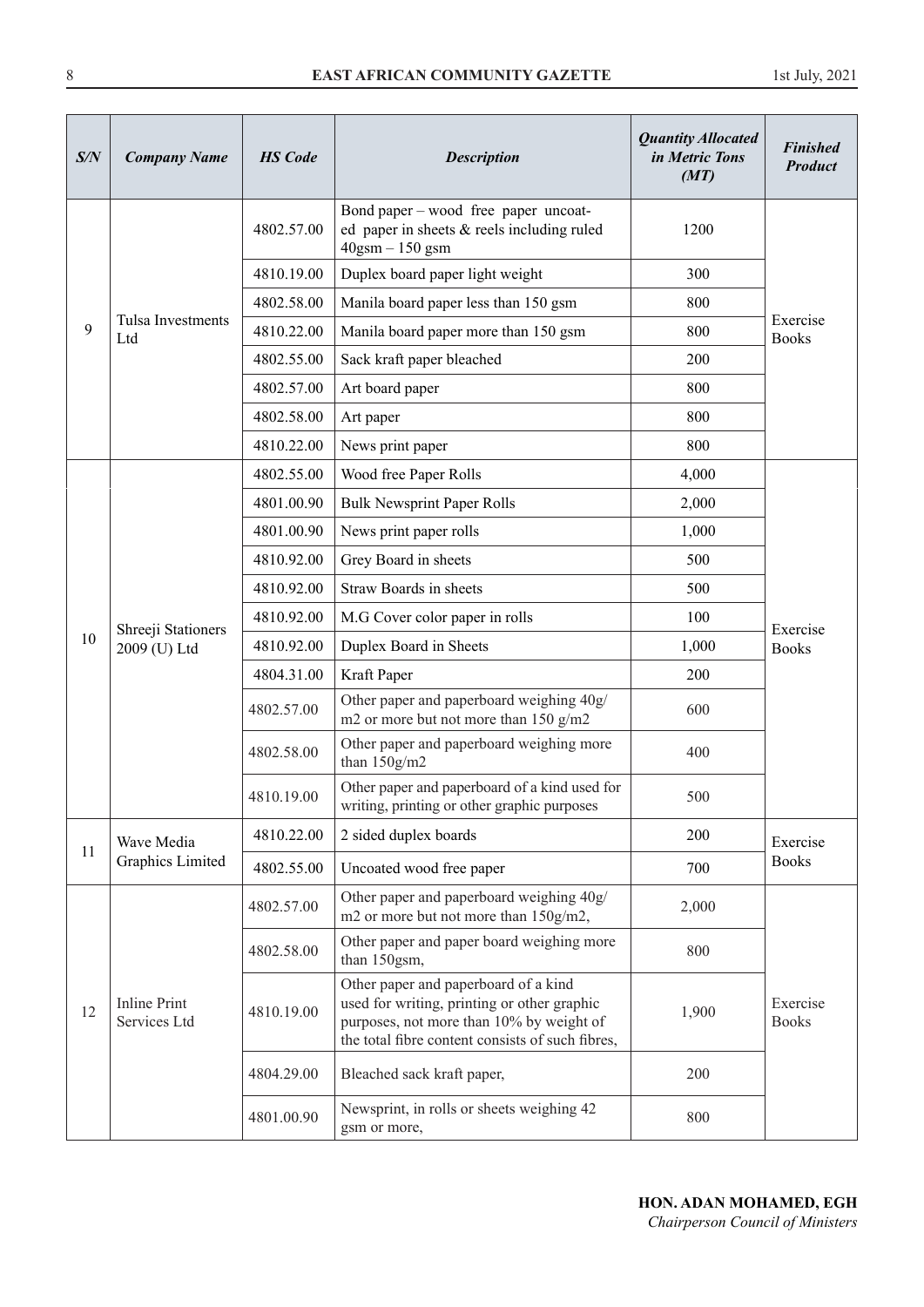| S/N | Company Name | HS Code | Description | Quantity Allocated in Metric Tons (MT) | Finished Product |
|---|---|---|---|---|---|
| 9 | Tulsa Investments Ltd | 4802.57.00 | Bond paper – wood free paper uncoated paper in sheets & reels including ruled 40gsm – 150 gsm | 1200 | Exercise Books |
| | | 4810.19.00 | Duplex board paper light weight | 300 | |
| | | 4802.58.00 | Manila board paper less than 150 gsm | 800 | |
| | | 4810.22.00 | Manila board paper more than 150 gsm | 800 | |
| | | 4802.55.00 | Sack kraft paper bleached | 200 | |
| | | 4802.57.00 | Art board paper | 800 | |
| | | 4802.58.00 | Art paper | 800 | |
| | | 4810.22.00 | News print paper | 800 | |
| 10 | Shreeji Stationers 2009 (U) Ltd | 4802.55.00 | Wood free Paper Rolls | 4,000 | Exercise Books |
| | | 4801.00.90 | Bulk Newsprint Paper Rolls | 2,000 | |
| | | 4801.00.90 | News print paper rolls | 1,000 | |
| | | 4810.92.00 | Grey Board in sheets | 500 | |
| | | 4810.92.00 | Straw Boards in sheets | 500 | |
| | | 4810.92.00 | M.G Cover color paper in rolls | 100 | |
| | | 4810.92.00 | Duplex Board in Sheets | 1,000 | |
| | | 4804.31.00 | Kraft Paper | 200 | |
| | | 4802.57.00 | Other paper and paperboard weighing 40g/m2 or more but not more than 150 g/m2 | 600 | |
| | | 4802.58.00 | Other paper and paperboard weighing more than 150g/m2 | 400 | |
| | | 4810.19.00 | Other paper and paperboard of a kind used for writing, printing or other graphic purposes | 500 | |
| 11 | Wave Media Graphics Limited | 4810.22.00 | 2 sided duplex boards | 200 | Exercise Books |
| | | 4802.55.00 | Uncoated wood free paper | 700 | |
| 12 | Inline Print Services Ltd | 4802.57.00 | Other paper and paperboard weighing 40g/m2 or more but not more than 150g/m2, | 2,000 | Exercise Books |
| | | 4802.58.00 | Other paper and paper board weighing more than 150gsm, | 800 | |
| | | 4810.19.00 | Other paper and paperboard of a kind used for writing, printing or other graphic purposes, not more than 10% by weight of the total fibre content consists of such fibres, | 1,900 | |
| | | 4804.29.00 | Bleached sack kraft paper, | 200 | |
| | | 4801.00.90 | Newsprint, in rolls or sheets weighing 42 gsm or more, | 800 | |

**HON. ADAN MOHAMED, EGH**
*Chairperson Council of Ministers*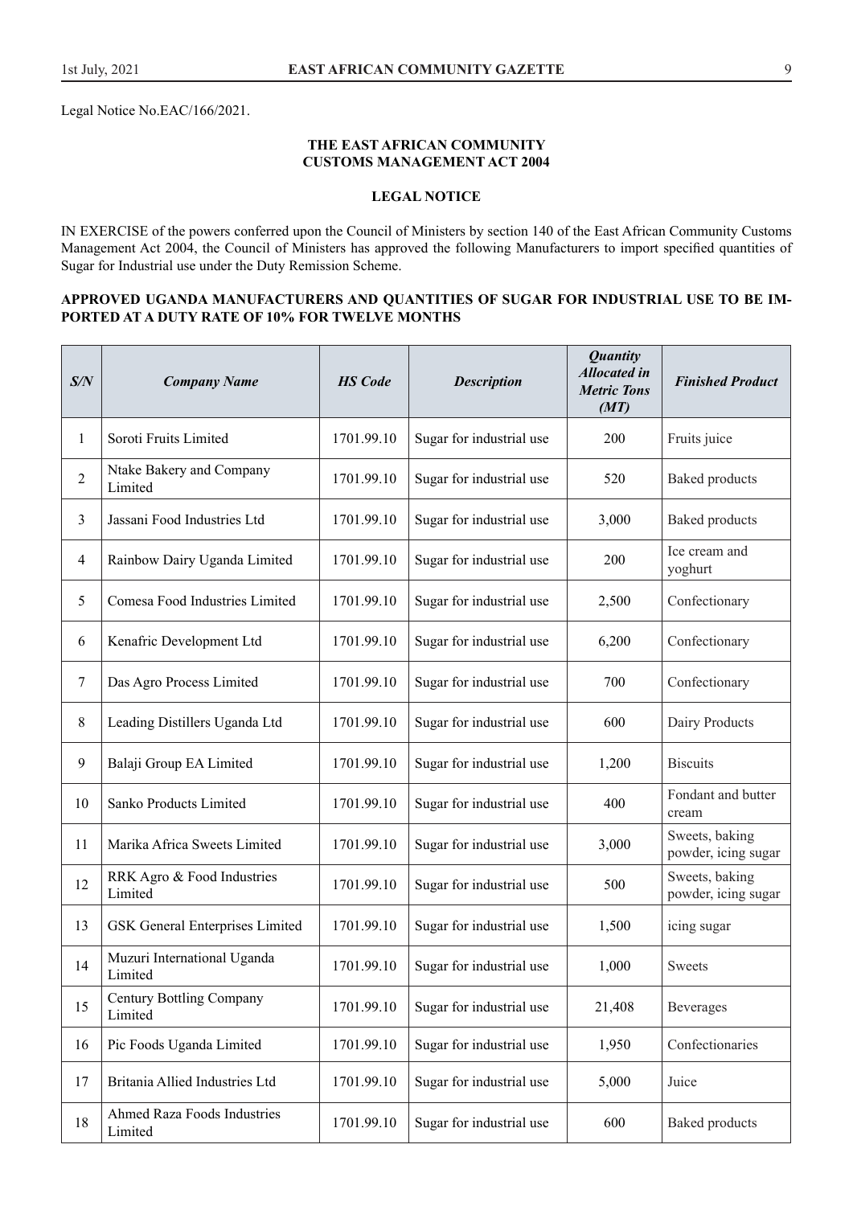Legal Notice No.EAC/166/2021.

**THE EAST AFRICAN COMMUNITY**
**CUSTOMS MANAGEMENT ACT 2004**

**LEGAL NOTICE**

IN EXERCISE of the powers conferred upon the Council of Ministers by section 140 of the East African Community Customs Management Act 2004, the Council of Ministers has approved the following Manufacturers to import specified quantities of Sugar for Industrial use under the Duty Remission Scheme.

**APPROVED UGANDA MANUFACTURERS AND QUANTITIES OF SUGAR FOR INDUSTRIAL USE TO BE IMPORTED AT A DUTY RATE OF 10% FOR TWELVE MONTHS**

| *S/N* | *Company Name* | *HS Code* | *Description* | *Quantity Allocated in Metric Tons (MT)* | *Finished Product* |
|---|---|---|---|---|---|
| 1 | Soroti Fruits Limited | 1701.99.10 | Sugar for industrial use | 200 | Fruits juice |
| 2 | Ntake Bakery and Company Limited | 1701.99.10 | Sugar for industrial use | 520 | Baked products |
| 3 | Jassani Food Industries Ltd | 1701.99.10 | Sugar for industrial use | 3,000 | Baked products |
| 4 | Rainbow Dairy Uganda Limited | 1701.99.10 | Sugar for industrial use | 200 | Ice cream and yoghurt |
| 5 | Comesa Food Industries Limited | 1701.99.10 | Sugar for industrial use | 2,500 | Confectionary |
| 6 | Kenafric Development Ltd | 1701.99.10 | Sugar for industrial use | 6,200 | Confectionary |
| 7 | Das Agro Process Limited | 1701.99.10 | Sugar for industrial use | 700 | Confectionary |
| 8 | Leading Distillers Uganda Ltd | 1701.99.10 | Sugar for industrial use | 600 | Dairy Products |
| 9 | Balaji Group EA Limited | 1701.99.10 | Sugar for industrial use | 1,200 | Biscuits |
| 10 | Sanko Products Limited | 1701.99.10 | Sugar for industrial use | 400 | Fondant and butter cream |
| 11 | Marika Africa Sweets Limited | 1701.99.10 | Sugar for industrial use | 3,000 | Sweets, baking powder, icing sugar |
| 12 | RRK Agro & Food Industries Limited | 1701.99.10 | Sugar for industrial use | 500 | Sweets, baking powder, icing sugar |
| 13 | GSK General Enterprises Limited | 1701.99.10 | Sugar for industrial use | 1,500 | icing sugar |
| 14 | Muzuri International Uganda Limited | 1701.99.10 | Sugar for industrial use | 1,000 | Sweets |
| 15 | Century Bottling Company Limited | 1701.99.10 | Sugar for industrial use | 21,408 | Beverages |
| 16 | Pic Foods Uganda Limited | 1701.99.10 | Sugar for industrial use | 1,950 | Confectionaries |
| 17 | Britania Allied Industries Ltd | 1701.99.10 | Sugar for industrial use | 5,000 | Juice |
| 18 | Ahmed Raza Foods Industries Limited | 1701.99.10 | Sugar for industrial use | 600 | Baked products |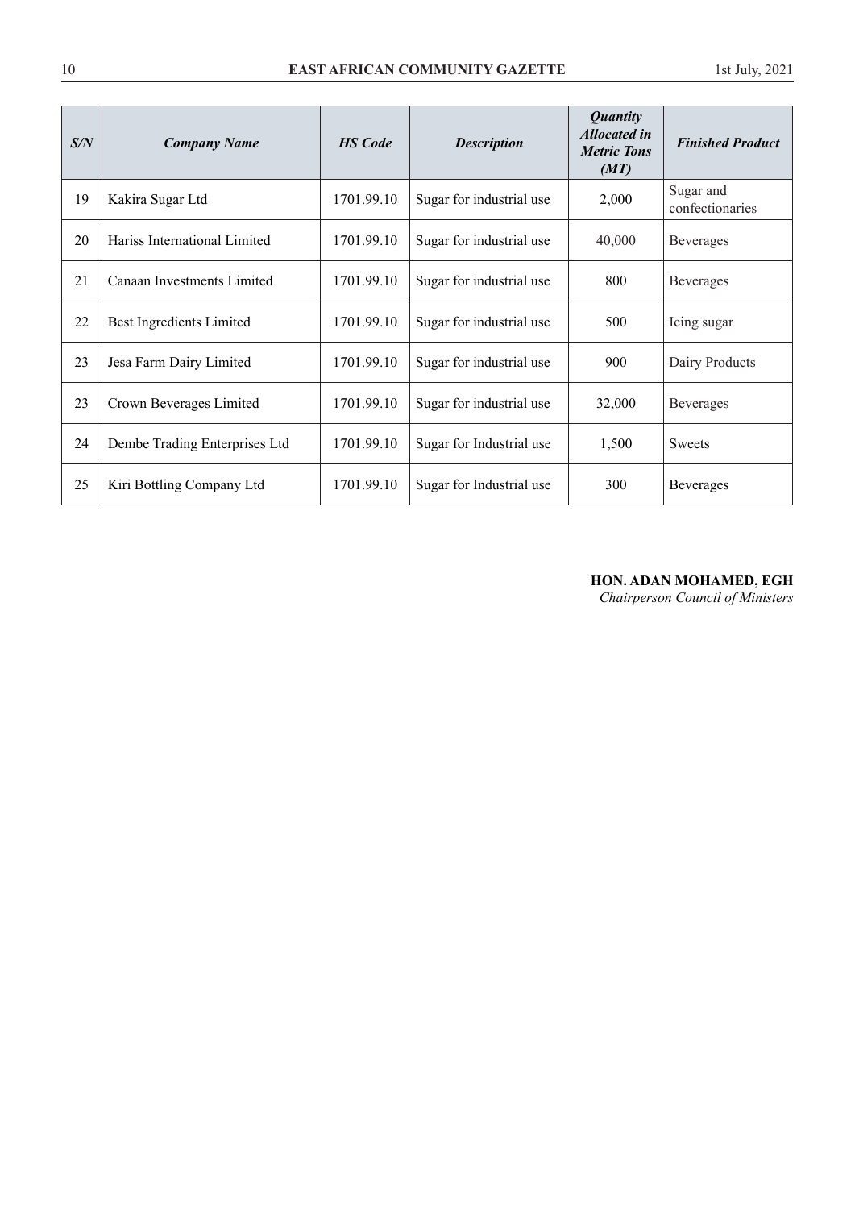| *S/N* | *Company Name* | *HS Code* | *Description* | *Quantity Allocated in Metric Tons (MT)* | *Finished Product* |
|---|---|---|---|---|---|
| 19 | Kakira Sugar Ltd | 1701.99.10 | Sugar for industrial use | 2,000 | Sugar and confectionaries |
| 20 | Hariss International Limited | 1701.99.10 | Sugar for industrial use | 40,000 | Beverages |
| 21 | Canaan Investments Limited | 1701.99.10 | Sugar for industrial use | 800 | Beverages |
| 22 | Best Ingredients Limited | 1701.99.10 | Sugar for industrial use | 500 | Icing sugar |
| 23 | Jesa Farm Dairy Limited | 1701.99.10 | Sugar for industrial use | 900 | Dairy Products |
| 23 | Crown Beverages Limited | 1701.99.10 | Sugar for industrial use | 32,000 | Beverages |
| 24 | Dembe Trading Enterprises Ltd | 1701.99.10 | Sugar for Industrial use | 1,500 | Sweets |
| 25 | Kiri Bottling Company Ltd | 1701.99.10 | Sugar for Industrial use | 300 | Beverages |

**HON. ADAN MOHAMED, EGH**
*Chairperson Council of Ministers*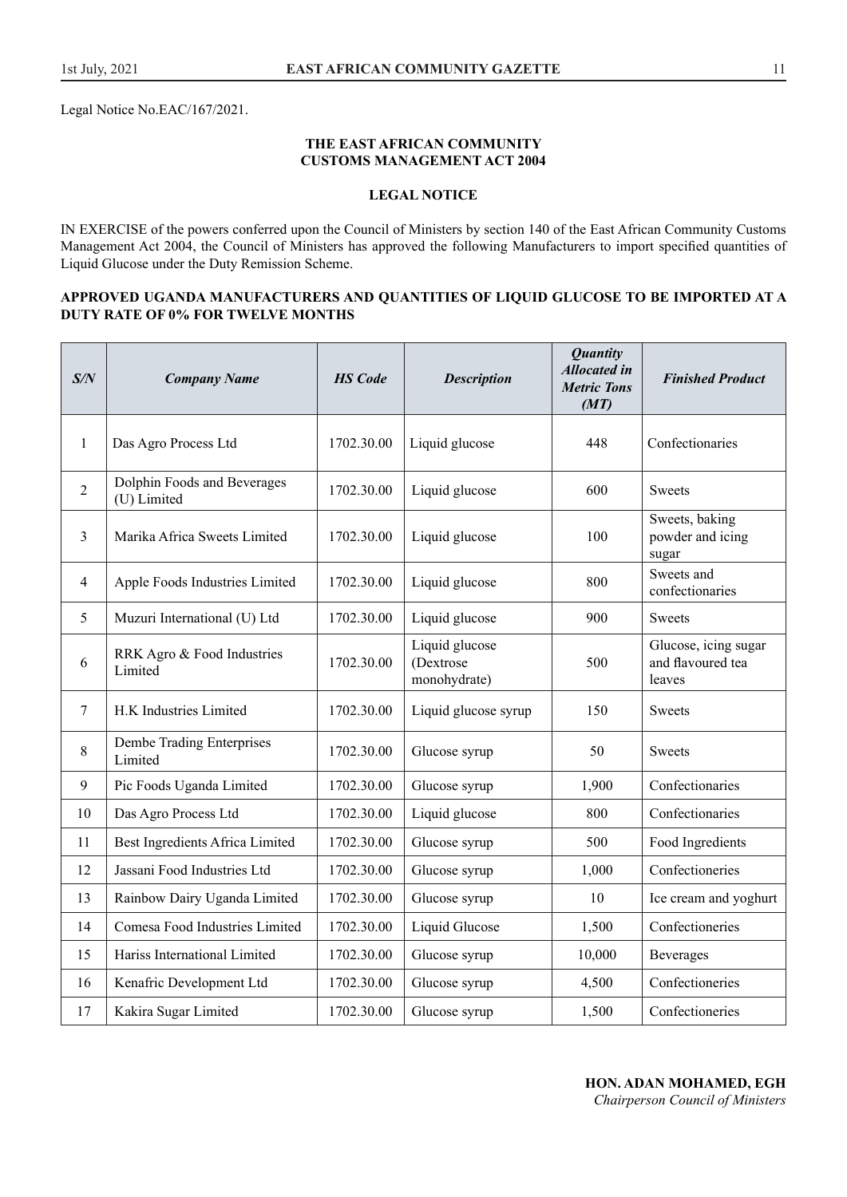Legal Notice No.EAC/167/2021.

**THE EAST AFRICAN COMMUNITY**
**CUSTOMS MANAGEMENT ACT 2004**

**LEGAL NOTICE**

IN EXERCISE of the powers conferred upon the Council of Ministers by section 140 of the East African Community Customs Management Act 2004, the Council of Ministers has approved the following Manufacturers to import specified quantities of Liquid Glucose under the Duty Remission Scheme.

**APPROVED UGANDA MANUFACTURERS AND QUANTITIES OF LIQUID GLUCOSE TO BE IMPORTED AT A DUTY RATE OF 0% FOR TWELVE MONTHS**

| ***S/N*** | ***Company Name*** | ***HS Code*** | ***Description*** | ***Quantity Allocated in Metric Tons (MT)*** | ***Finished Product*** |
|---|---|---|---|---|---|
| 1 | Das Agro Process Ltd | 1702.30.00 | Liquid glucose | 448 | Confectionaries |
| 2 | Dolphin Foods and Beverages (U) Limited | 1702.30.00 | Liquid glucose | 600 | Sweets |
| 3 | Marika Africa Sweets Limited | 1702.30.00 | Liquid glucose | 100 | Sweets, baking powder and icing sugar |
| 4 | Apple Foods Industries Limited | 1702.30.00 | Liquid glucose | 800 | Sweets and confectionaries |
| 5 | Muzuri International (U) Ltd | 1702.30.00 | Liquid glucose | 900 | Sweets |
| 6 | RRK Agro & Food Industries Limited | 1702.30.00 | Liquid glucose (Dextrose monohydrate) | 500 | Glucose, icing sugar and flavoured tea leaves |
| 7 | H.K Industries Limited | 1702.30.00 | Liquid glucose syrup | 150 | Sweets |
| 8 | Dembe Trading Enterprises Limited | 1702.30.00 | Glucose syrup | 50 | Sweets |
| 9 | Pic Foods Uganda Limited | 1702.30.00 | Glucose syrup | 1,900 | Confectionaries |
| 10 | Das Agro Process Ltd | 1702.30.00 | Liquid glucose | 800 | Confectionaries |
| 11 | Best Ingredients Africa Limited | 1702.30.00 | Glucose syrup | 500 | Food Ingredients |
| 12 | Jassani Food Industries Ltd | 1702.30.00 | Glucose syrup | 1,000 | Confectioneries |
| 13 | Rainbow Dairy Uganda Limited | 1702.30.00 | Glucose syrup | 10 | Ice cream and yoghurt |
| 14 | Comesa Food Industries Limited | 1702.30.00 | Liquid Glucose | 1,500 | Confectioneries |
| 15 | Hariss International Limited | 1702.30.00 | Glucose syrup | 10,000 | Beverages |
| 16 | Kenafric Development Ltd | 1702.30.00 | Glucose syrup | 4,500 | Confectioneries |
| 17 | Kakira Sugar Limited | 1702.30.00 | Glucose syrup | 1,500 | Confectioneries |

**HON. ADAN MOHAMED, EGH**
*Chairperson Council of Ministers*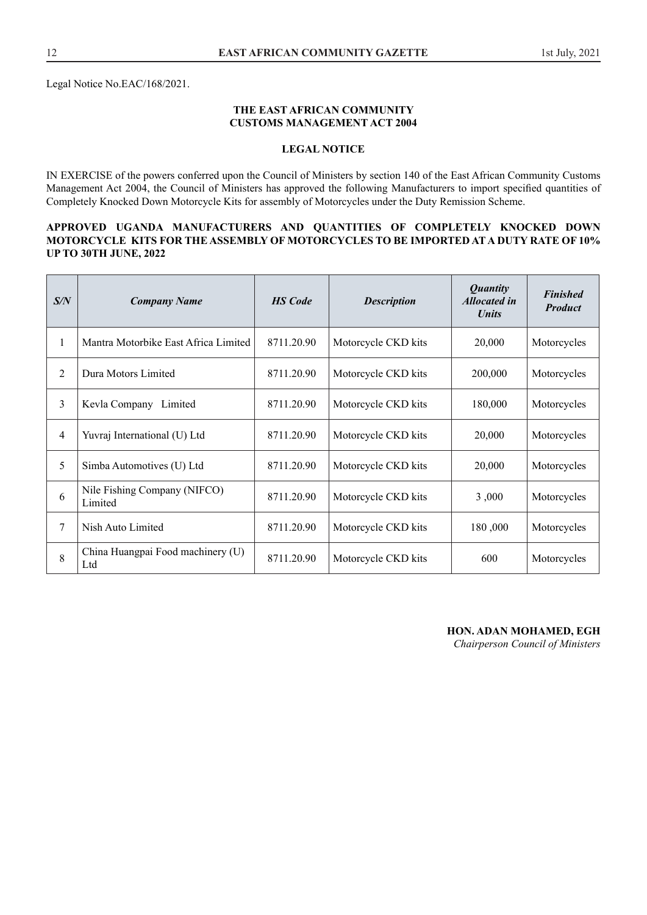Legal Notice No.EAC/168/2021.

**THE EAST AFRICAN COMMUNITY**
**CUSTOMS MANAGEMENT ACT 2004**

**LEGAL NOTICE**

IN EXERCISE of the powers conferred upon the Council of Ministers by section 140 of the East African Community Customs Management Act 2004, the Council of Ministers has approved the following Manufacturers to import specified quantities of Completely Knocked Down Motorcycle Kits for assembly of Motorcycles under the Duty Remission Scheme.

**APPROVED UGANDA MANUFACTURERS AND QUANTITIES OF COMPLETELY KNOCKED DOWN MOTORCYCLE KITS FOR THE ASSEMBLY OF MOTORCYCLES TO BE IMPORTED AT A DUTY RATE OF 10% UP TO 30TH JUNE, 2022**

| *S/N* | *Company Name* | *HS Code* | *Description* | *Quantity Allocated in Units* | *Finished Product* |
|---|---|---|---|---|---|
| 1 | Mantra Motorbike East Africa Limited | 8711.20.90 | Motorcycle CKD kits | 20,000 | Motorcycles |
| 2 | Dura Motors Limited | 8711.20.90 | Motorcycle CKD kits | 200,000 | Motorcycles |
| 3 | Kevla Company Limited | 8711.20.90 | Motorcycle CKD kits | 180,000 | Motorcycles |
| 4 | Yuvraj International (U) Ltd | 8711.20.90 | Motorcycle CKD kits | 20,000 | Motorcycles |
| 5 | Simba Automotives (U) Ltd | 8711.20.90 | Motorcycle CKD kits | 20,000 | Motorcycles |
| 6 | Nile Fishing Company (NIFCO) Limited | 8711.20.90 | Motorcycle CKD kits | 3 ,000 | Motorcycles |
| 7 | Nish Auto Limited | 8711.20.90 | Motorcycle CKD kits | 180 ,000 | Motorcycles |
| 8 | China Huangpai Food machinery (U) Ltd | 8711.20.90 | Motorcycle CKD kits | 600 | Motorcycles |

**HON. ADAN MOHAMED, EGH**
*Chairperson Council of Ministers*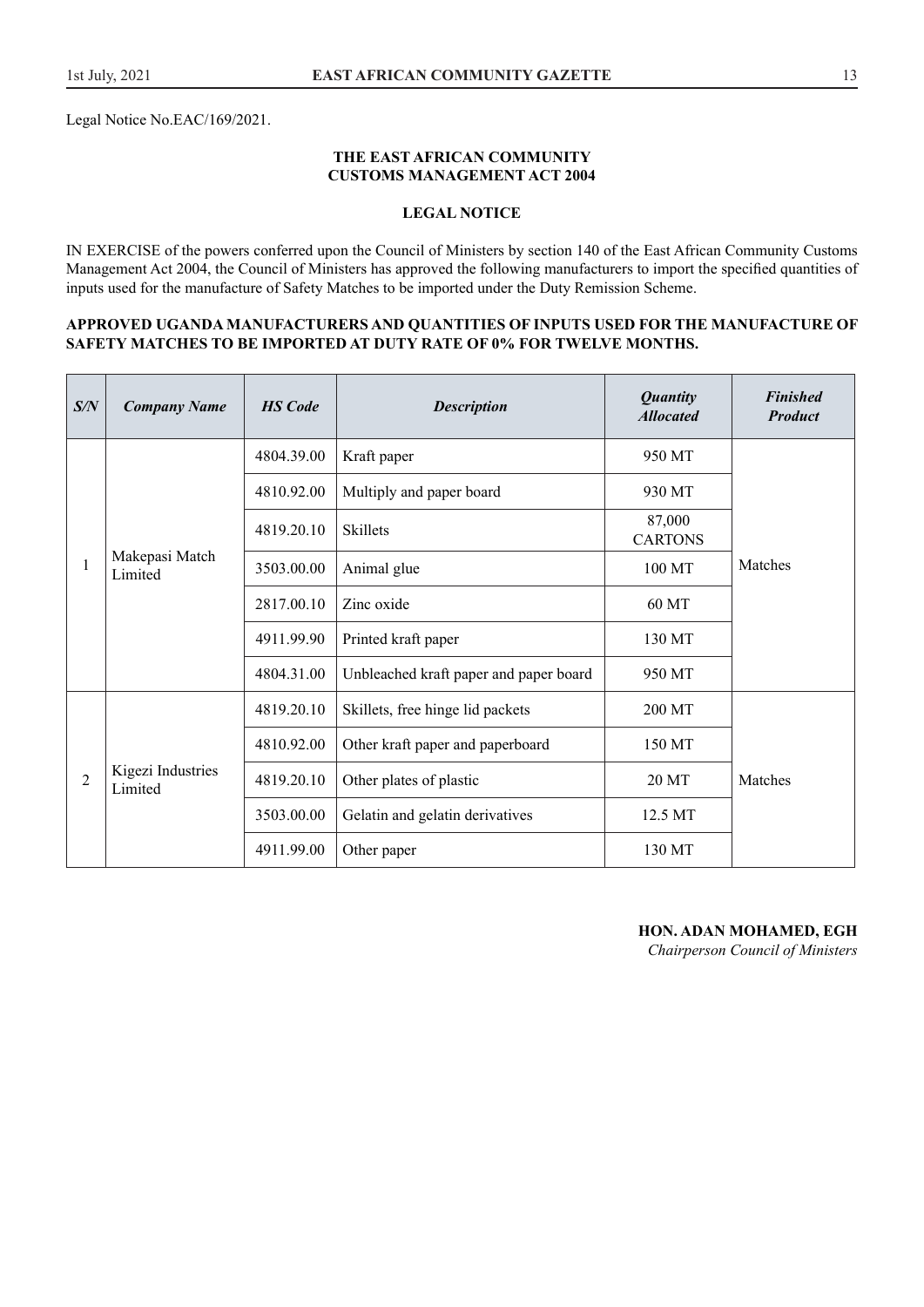Legal Notice No.EAC/169/2021.

**THE EAST AFRICAN COMMUNITY**
**CUSTOMS MANAGEMENT ACT 2004**

**LEGAL NOTICE**

IN EXERCISE of the powers conferred upon the Council of Ministers by section 140 of the East African Community Customs Management Act 2004, the Council of Ministers has approved the following manufacturers to import the specified quantities of inputs used for the manufacture of Safety Matches to be imported under the Duty Remission Scheme.

**APPROVED UGANDA MANUFACTURERS AND QUANTITIES OF INPUTS USED FOR THE MANUFACTURE OF SAFETY MATCHES TO BE IMPORTED AT DUTY RATE OF 0% FOR TWELVE MONTHS.**

| *S/N* | *Company Name* | *HS Code* | *Description* | *Quantity Allocated* | *Finished Product* |
|---|---|---|---|---|---|
| 1 | Makepasi Match Limited | 4804.39.00 | Kraft paper | 950 MT | Matches |
| | | 4810.92.00 | Multiply and paper board | 930 MT | |
| | | 4819.20.10 | Skillets | 87,000 CARTONS | |
| | | 3503.00.00 | Animal glue | 100 MT | |
| | | 2817.00.10 | Zinc oxide | 60 MT | |
| | | 4911.99.90 | Printed kraft paper | 130 MT | |
| | | 4804.31.00 | Unbleached kraft paper and paper board | 950 MT | |
| 2 | Kigezi Industries Limited | 4819.20.10 | Skillets, free hinge lid packets | 200 MT | Matches |
| | | 4810.92.00 | Other kraft paper and paperboard | 150 MT | |
| | | 4819.20.10 | Other plates of plastic | 20 MT | |
| | | 3503.00.00 | Gelatin and gelatin derivatives | 12.5 MT | |
| | | 4911.99.00 | Other paper | 130 MT | |

**HON. ADAN MOHAMED, EGH**
*Chairperson Council of Ministers*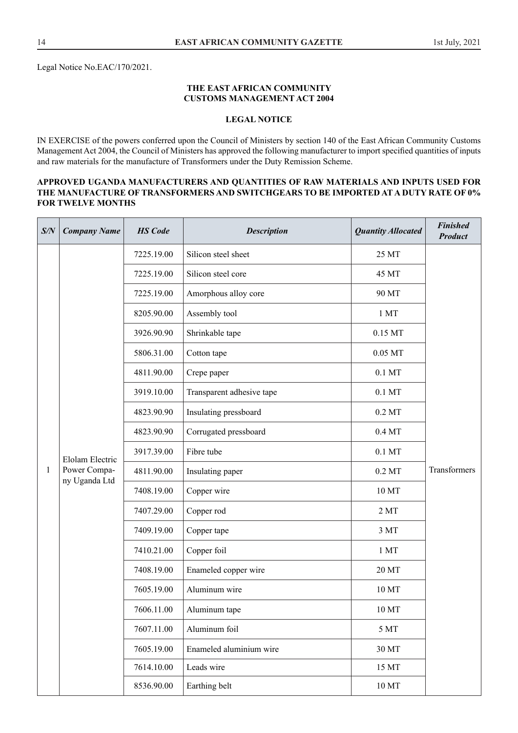Legal Notice No.EAC/170/2021.

**THE EAST AFRICAN COMMUNITY**
**CUSTOMS MANAGEMENT ACT 2004**

**LEGAL NOTICE**

IN EXERCISE of the powers conferred upon the Council of Ministers by section 140 of the East African Community Customs Management Act 2004, the Council of Ministers has approved the following manufacturer to import specified quantities of inputs and raw materials for the manufacture of Transformers under the Duty Remission Scheme.

**APPROVED UGANDA MANUFACTURERS AND QUANTITIES OF RAW MATERIALS AND INPUTS USED FOR THE MANUFACTURE OF TRANSFORMERS AND SWITCHGEARS TO BE IMPORTED AT A DUTY RATE OF 0% FOR TWELVE MONTHS**

| *S/N* | *Company Name* | *HS Code* | *Description* | *Quantity Allocated* | *Finished Product* |
|---|---|---|---|---|---|
| 1 | Elolam Electric Power Company Uganda Ltd | 7225.19.00 | Silicon steel sheet | 25 MT | Transformers |
| | | 7225.19.00 | Silicon steel core | 45 MT | |
| | | 7225.19.00 | Amorphous alloy core | 90 MT | |
| | | 8205.90.00 | Assembly tool | 1 MT | |
| | | 3926.90.90 | Shrinkable tape | 0.15 MT | |
| | | 5806.31.00 | Cotton tape | 0.05 MT | |
| | | 4811.90.00 | Crepe paper | 0.1 MT | |
| | | 3919.10.00 | Transparent adhesive tape | 0.1 MT | |
| | | 4823.90.90 | Insulating pressboard | 0.2 MT | |
| | | 4823.90.90 | Corrugated pressboard | 0.4 MT | |
| | | 3917.39.00 | Fibre tube | 0.1 MT | |
| | | 4811.90.00 | Insulating paper | 0.2 MT | |
| | | 7408.19.00 | Copper wire | 10 MT | |
| | | 7407.29.00 | Copper rod | 2 MT | |
| | | 7409.19.00 | Copper tape | 3 MT | |
| | | 7410.21.00 | Copper foil | 1 MT | |
| | | 7408.19.00 | Enameled copper wire | 20 MT | |
| | | 7605.19.00 | Aluminum wire | 10 MT | |
| | | 7606.11.00 | Aluminum tape | 10 MT | |
| | | 7607.11.00 | Aluminum foil | 5 MT | |
| | | 7605.19.00 | Enameled aluminium wire | 30 MT | |
| | | 7614.10.00 | Leads wire | 15 MT | |
| | | 8536.90.00 | Earthing belt | 10 MT | |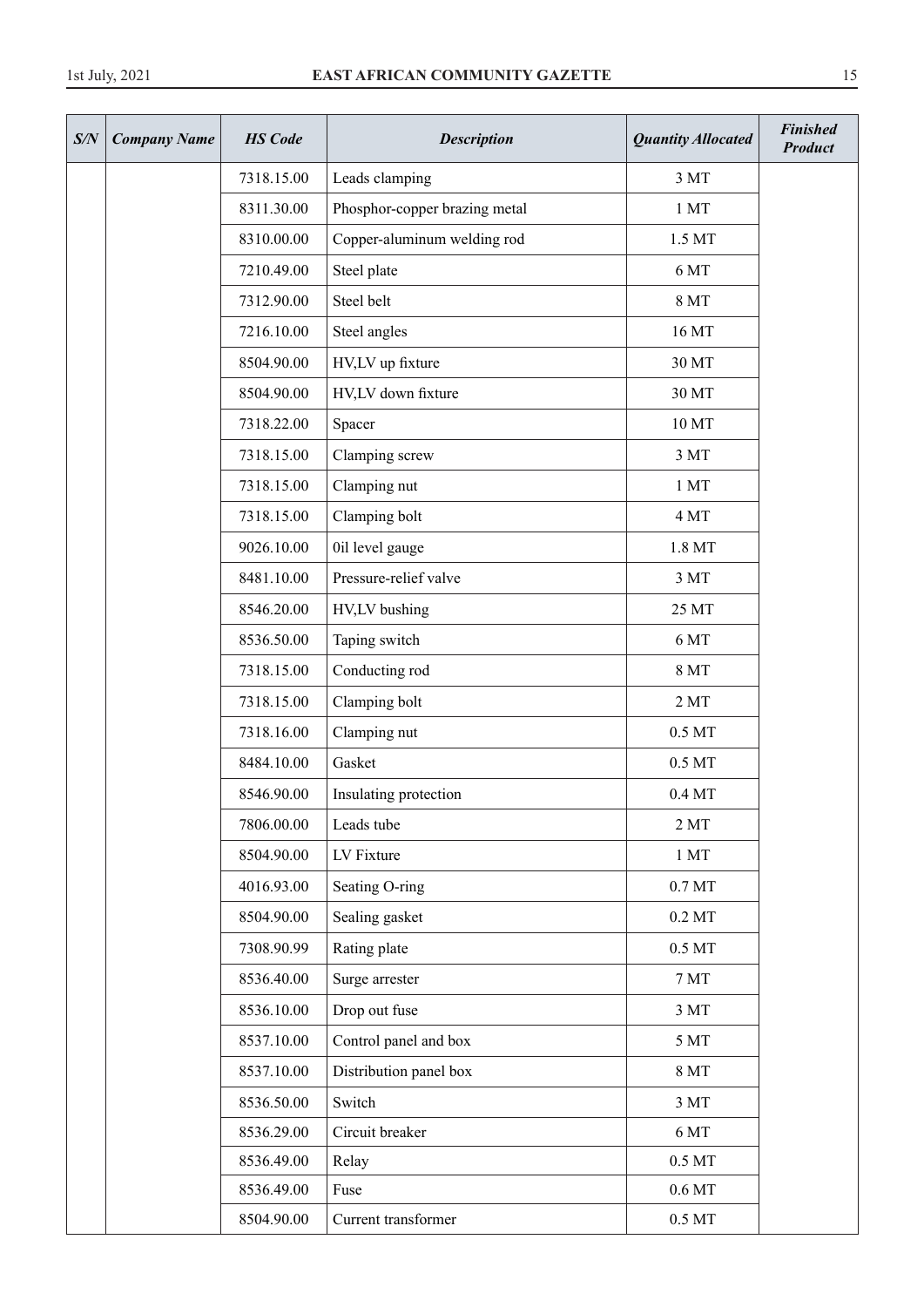| S/N | Company Name | HS Code | Description | Quantity Allocated | Finished Product |
|---|---|---|---|---|---|
| | | 7318.15.00 | Leads clamping | 3 MT | |
| | | 8311.30.00 | Phosphor-copper brazing metal | 1 MT | |
| | | 8310.00.00 | Copper-aluminum welding rod | 1.5 MT | |
| | | 7210.49.00 | Steel plate | 6 MT | |
| | | 7312.90.00 | Steel belt | 8 MT | |
| | | 7216.10.00 | Steel angles | 16 MT | |
| | | 8504.90.00 | HV,LV up fixture | 30 MT | |
| | | 8504.90.00 | HV,LV down fixture | 30 MT | |
| | | 7318.22.00 | Spacer | 10 MT | |
| | | 7318.15.00 | Clamping screw | 3 MT | |
| | | 7318.15.00 | Clamping nut | 1 MT | |
| | | 7318.15.00 | Clamping bolt | 4 MT | |
| | | 9026.10.00 | 0il level gauge | 1.8 MT | |
| | | 8481.10.00 | Pressure-relief valve | 3 MT | |
| | | 8546.20.00 | HV,LV bushing | 25 MT | |
| | | 8536.50.00 | Taping switch | 6 MT | |
| | | 7318.15.00 | Conducting rod | 8 MT | |
| | | 7318.15.00 | Clamping bolt | 2 MT | |
| | | 7318.16.00 | Clamping nut | 0.5 MT | |
| | | 8484.10.00 | Gasket | 0.5 MT | |
| | | 8546.90.00 | Insulating protection | 0.4 MT | |
| | | 7806.00.00 | Leads tube | 2 MT | |
| | | 8504.90.00 | LV Fixture | 1 MT | |
| | | 4016.93.00 | Seating O-ring | 0.7 MT | |
| | | 8504.90.00 | Sealing gasket | 0.2 MT | |
| | | 7308.90.99 | Rating plate | 0.5 MT | |
| | | 8536.40.00 | Surge arrester | 7 MT | |
| | | 8536.10.00 | Drop out fuse | 3 MT | |
| | | 8537.10.00 | Control panel and box | 5 MT | |
| | | 8537.10.00 | Distribution panel box | 8 MT | |
| | | 8536.50.00 | Switch | 3 MT | |
| | | 8536.29.00 | Circuit breaker | 6 MT | |
| | | 8536.49.00 | Relay | 0.5 MT | |
| | | 8536.49.00 | Fuse | 0.6 MT | |
| | | 8504.90.00 | Current transformer | 0.5 MT | |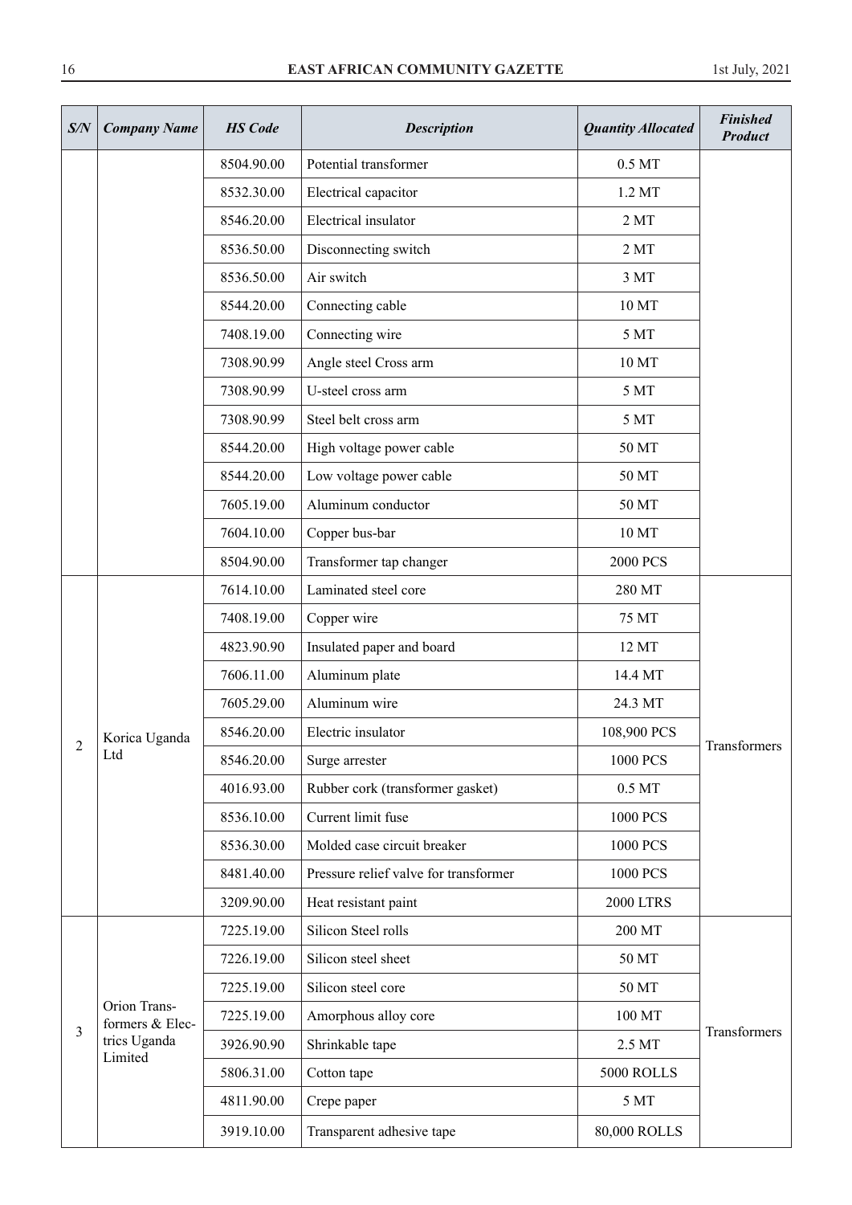| S/N | Company Name | HS Code | Description | Quantity Allocated | Finished Product |
|---|---|---|---|---|---|
| | | 8504.90.00 | Potential transformer | 0.5 MT | |
| | | 8532.30.00 | Electrical capacitor | 1.2 MT | |
| | | 8546.20.00 | Electrical insulator | 2 MT | |
| | | 8536.50.00 | Disconnecting switch | 2 MT | |
| | | 8536.50.00 | Air switch | 3 MT | |
| | | 8544.20.00 | Connecting cable | 10 MT | |
| | | 7408.19.00 | Connecting wire | 5 MT | |
| | | 7308.90.99 | Angle steel Cross arm | 10 MT | |
| | | 7308.90.99 | U-steel cross arm | 5 MT | |
| | | 7308.90.99 | Steel belt cross arm | 5 MT | |
| | | 8544.20.00 | High voltage power cable | 50 MT | |
| | | 8544.20.00 | Low voltage power cable | 50 MT | |
| | | 7605.19.00 | Aluminum conductor | 50 MT | |
| | | 7604.10.00 | Copper bus-bar | 10 MT | |
| | | 8504.90.00 | Transformer tap changer | 2000 PCS | |
| 2 | Korica Uganda Ltd | 7614.10.00 | Laminated steel core | 280 MT | Transformers |
| | | 7408.19.00 | Copper wire | 75 MT | |
| | | 4823.90.90 | Insulated paper and board | 12 MT | |
| | | 7606.11.00 | Aluminum plate | 14.4 MT | |
| | | 7605.29.00 | Aluminum wire | 24.3 MT | |
| | | 8546.20.00 | Electric insulator | 108,900 PCS | |
| | | 8546.20.00 | Surge arrester | 1000 PCS | |
| | | 4016.93.00 | Rubber cork (transformer gasket) | 0.5 MT | |
| | | 8536.10.00 | Current limit fuse | 1000 PCS | |
| | | 8536.30.00 | Molded case circuit breaker | 1000 PCS | |
| | | 8481.40.00 | Pressure relief valve for transformer | 1000 PCS | |
| | | 3209.90.00 | Heat resistant paint | 2000 LTRS | |
| 3 | Orion Transformers & Electrics Uganda Limited | 7225.19.00 | Silicon Steel rolls | 200 MT | Transformers |
| | | 7226.19.00 | Silicon steel sheet | 50 MT | |
| | | 7225.19.00 | Silicon steel core | 50 MT | |
| | | 7225.19.00 | Amorphous alloy core | 100 MT | |
| | | 3926.90.90 | Shrinkable tape | 2.5 MT | |
| | | 5806.31.00 | Cotton tape | 5000 ROLLS | |
| | | 4811.90.00 | Crepe paper | 5 MT | |
| | | 3919.10.00 | Transparent adhesive tape | 80,000 ROLLS | |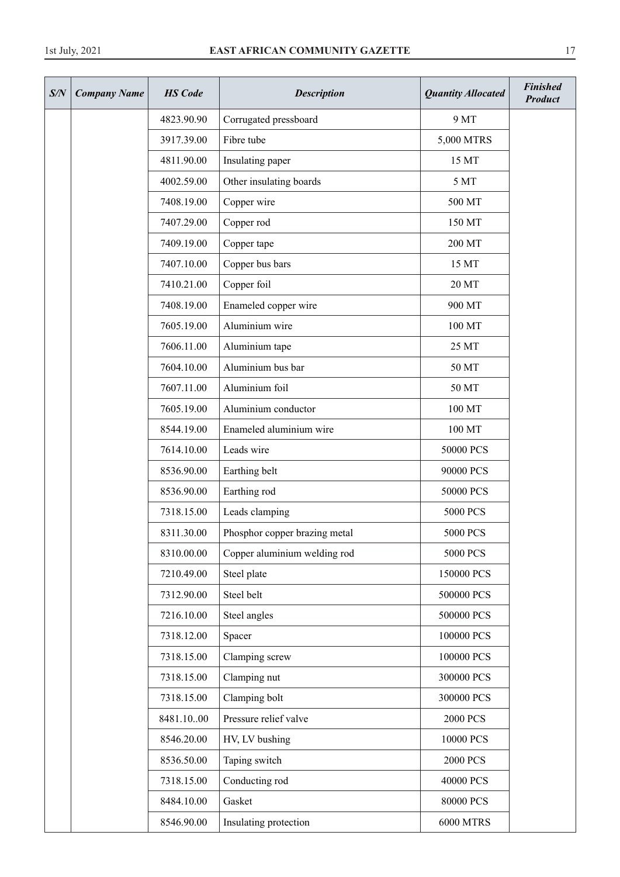| S/N | Company Name | HS Code | Description | Quantity Allocated | Finished Product |
|---|---|---|---|---|---|
| | | 4823.90.90 | Corrugated pressboard | 9 MT | |
| | | 3917.39.00 | Fibre tube | 5,000 MTRS | |
| | | 4811.90.00 | Insulating paper | 15 MT | |
| | | 4002.59.00 | Other insulating boards | 5 MT | |
| | | 7408.19.00 | Copper wire | 500 MT | |
| | | 7407.29.00 | Copper rod | 150 MT | |
| | | 7409.19.00 | Copper tape | 200 MT | |
| | | 7407.10.00 | Copper bus bars | 15 MT | |
| | | 7410.21.00 | Copper foil | 20 MT | |
| | | 7408.19.00 | Enameled copper wire | 900 MT | |
| | | 7605.19.00 | Aluminium wire | 100 MT | |
| | | 7606.11.00 | Aluminium tape | 25 MT | |
| | | 7604.10.00 | Aluminium bus bar | 50 MT | |
| | | 7607.11.00 | Aluminium foil | 50 MT | |
| | | 7605.19.00 | Aluminium conductor | 100 MT | |
| | | 8544.19.00 | Enameled aluminium wire | 100 MT | |
| | | 7614.10.00 | Leads wire | 50000 PCS | |
| | | 8536.90.00 | Earthing belt | 90000 PCS | |
| | | 8536.90.00 | Earthing rod | 50000 PCS | |
| | | 7318.15.00 | Leads clamping | 5000 PCS | |
| | | 8311.30.00 | Phosphor copper brazing metal | 5000 PCS | |
| | | 8310.00.00 | Copper aluminium welding rod | 5000 PCS | |
| | | 7210.49.00 | Steel plate | 150000 PCS | |
| | | 7312.90.00 | Steel belt | 500000 PCS | |
| | | 7216.10.00 | Steel angles | 500000 PCS | |
| | | 7318.12.00 | Spacer | 100000 PCS | |
| | | 7318.15.00 | Clamping screw | 100000 PCS | |
| | | 7318.15.00 | Clamping nut | 300000 PCS | |
| | | 7318.15.00 | Clamping bolt | 300000 PCS | |
| | | 8481.10..00 | Pressure relief valve | 2000 PCS | |
| | | 8546.20.00 | HV, LV bushing | 10000 PCS | |
| | | 8536.50.00 | Taping switch | 2000 PCS | |
| | | 7318.15.00 | Conducting rod | 40000 PCS | |
| | | 8484.10.00 | Gasket | 80000 PCS | |
| | | 8546.90.00 | Insulating protection | 6000 MTRS | |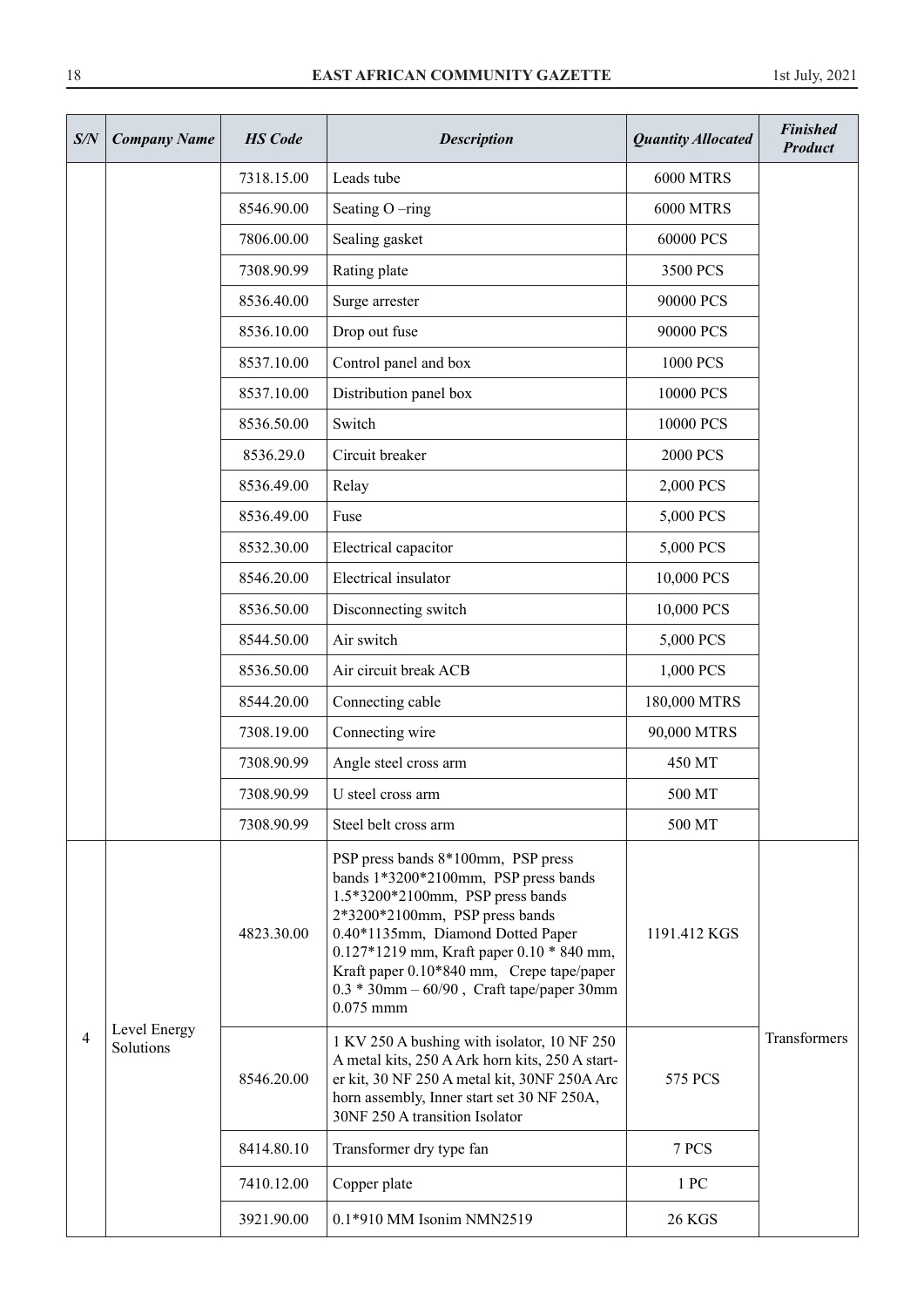| S/N | Company Name | HS Code | Description | Quantity Allocated | Finished Product |
|---|---|---|---|---|---|
| | | 7318.15.00 | Leads tube | 6000 MTRS | |
| | | 8546.90.00 | Seating O –ring | 6000 MTRS | |
| | | 7806.00.00 | Sealing gasket | 60000 PCS | |
| | | 7308.90.99 | Rating plate | 3500 PCS | |
| | | 8536.40.00 | Surge arrester | 90000 PCS | |
| | | 8536.10.00 | Drop out fuse | 90000 PCS | |
| | | 8537.10.00 | Control panel and box | 1000 PCS | |
| | | 8537.10.00 | Distribution panel box | 10000 PCS | |
| | | 8536.50.00 | Switch | 10000 PCS | |
| | | 8536.29.0 | Circuit breaker | 2000 PCS | |
| | | 8536.49.00 | Relay | 2,000 PCS | |
| | | 8536.49.00 | Fuse | 5,000 PCS | |
| | | 8532.30.00 | Electrical capacitor | 5,000 PCS | |
| | | 8546.20.00 | Electrical insulator | 10,000 PCS | |
| | | 8536.50.00 | Disconnecting switch | 10,000 PCS | |
| | | 8544.50.00 | Air switch | 5,000 PCS | |
| | | 8536.50.00 | Air circuit break ACB | 1,000 PCS | |
| | | 8544.20.00 | Connecting cable | 180,000 MTRS | |
| | | 7308.19.00 | Connecting wire | 90,000 MTRS | |
| | | 7308.90.99 | Angle steel cross arm | 450 MT | |
| | | 7308.90.99 | U steel cross arm | 500 MT | |
| | | 7308.90.99 | Steel belt cross arm | 500 MT | |
| 4 | Level Energy Solutions | 4823.30.00 | PSP press bands 8*100mm, PSP press bands 1*3200*2100mm, PSP press bands 1.5*3200*2100mm, PSP press bands 2*3200*2100mm, PSP press bands 0.40*1135mm, Diamond Dotted Paper 0.127*1219 mm, Kraft paper 0.10 * 840 mm, Kraft paper 0.10*840 mm, Crepe tape/paper 0.3 * 30mm – 60/90 , Craft tape/paper 30mm 0.075 mmm | 1191.412 KGS | Transformers |
| | | 8546.20.00 | 1 KV 250 A bushing with isolator, 10 NF 250 A metal kits, 250 A Ark horn kits, 250 A starter kit, 30 NF 250 A metal kit, 30NF 250A Arc horn assembly, Inner start set 30 NF 250A, 30NF 250 A transition Isolator | 575 PCS | |
| | | 8414.80.10 | Transformer dry type fan | 7 PCS | |
| | | 7410.12.00 | Copper plate | 1 PC | |
| | | 3921.90.00 | 0.1*910 MM Isonim NMN2519 | 26 KGS | |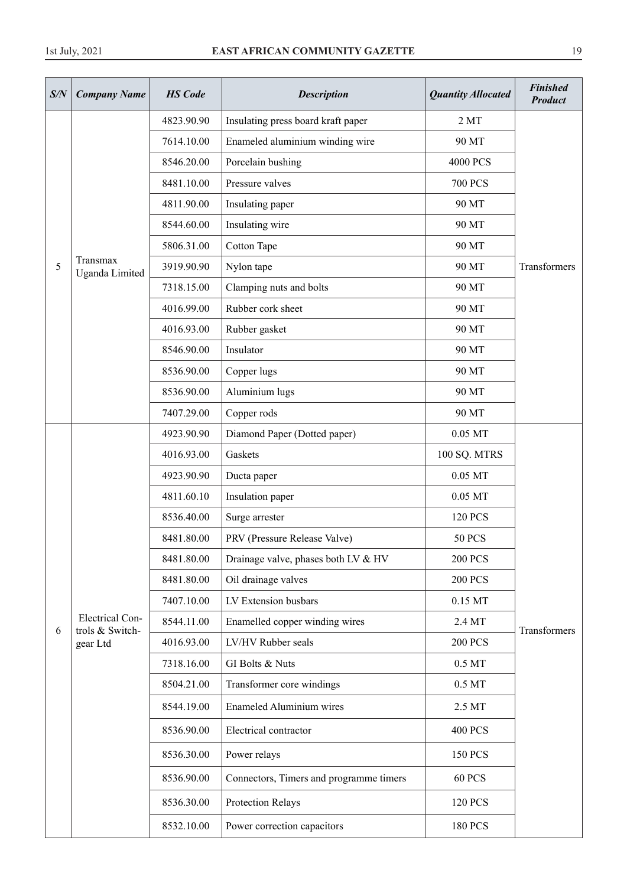| S/N | Company Name | HS Code | Description | Quantity Allocated | Finished Product |
|---|---|---|---|---|---|
| 5 | Transmax Uganda Limited | 4823.90.90 | Insulating press board kraft paper | 2 MT | Transformers |
| | | 7614.10.00 | Enameled aluminium winding wire | 90 MT | |
| | | 8546.20.00 | Porcelain bushing | 4000 PCS | |
| | | 8481.10.00 | Pressure valves | 700 PCS | |
| | | 4811.90.00 | Insulating paper | 90 MT | |
| | | 8544.60.00 | Insulating wire | 90 MT | |
| | | 5806.31.00 | Cotton Tape | 90 MT | |
| | | 3919.90.90 | Nylon tape | 90 MT | |
| | | 7318.15.00 | Clamping nuts and bolts | 90 MT | |
| | | 4016.99.00 | Rubber cork sheet | 90 MT | |
| | | 4016.93.00 | Rubber gasket | 90 MT | |
| | | 8546.90.00 | Insulator | 90 MT | |
| | | 8536.90.00 | Copper lugs | 90 MT | |
| | | 8536.90.00 | Aluminium lugs | 90 MT | |
| | | 7407.29.00 | Copper rods | 90 MT | |
| 6 | Electrical Controls & Switchgear Ltd | 4923.90.90 | Diamond Paper (Dotted paper) | 0.05 MT | Transformers |
| | | 4016.93.00 | Gaskets | 100 SQ. MTRS | |
| | | 4923.90.90 | Ducta paper | 0.05 MT | |
| | | 4811.60.10 | Insulation paper | 0.05 MT | |
| | | 8536.40.00 | Surge arrester | 120 PCS | |
| | | 8481.80.00 | PRV (Pressure Release Valve) | 50 PCS | |
| | | 8481.80.00 | Drainage valve, phases both LV & HV | 200 PCS | |
| | | 8481.80.00 | Oil drainage valves | 200 PCS | |
| | | 7407.10.00 | LV Extension busbars | 0.15 MT | |
| | | 8544.11.00 | Enamelled copper winding wires | 2.4 MT | |
| | | 4016.93.00 | LV/HV Rubber seals | 200 PCS | |
| | | 7318.16.00 | GI Bolts & Nuts | 0.5 MT | |
| | | 8504.21.00 | Transformer core windings | 0.5 MT | |
| | | 8544.19.00 | Enameled Aluminium wires | 2.5 MT | |
| | | 8536.90.00 | Electrical contractor | 400 PCS | |
| | | 8536.30.00 | Power relays | 150 PCS | |
| | | 8536.90.00 | Connectors, Timers and programme timers | 60 PCS | |
| | | 8536.30.00 | Protection Relays | 120 PCS | |
| | | 8532.10.00 | Power correction capacitors | 180 PCS | |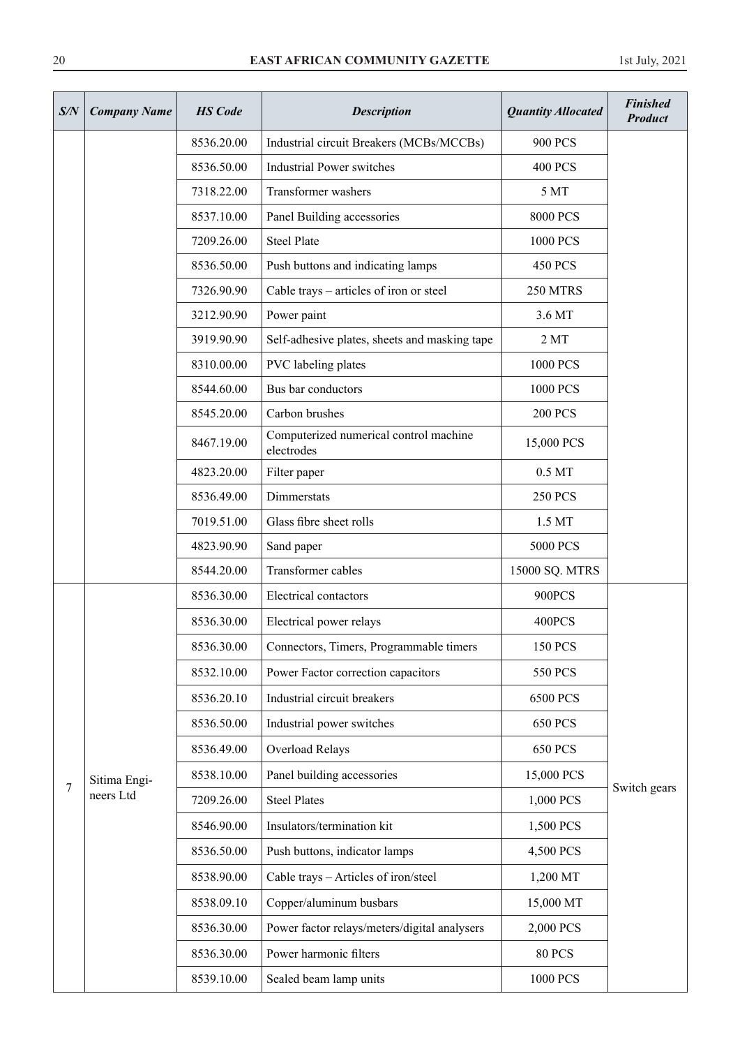| S/N | Company Name | HS Code | Description | Quantity Allocated | Finished Product |
|---|---|---|---|---|---|
| | | 8536.20.00 | Industrial circuit Breakers (MCBs/MCCBs) | 900 PCS | |
| | | 8536.50.00 | Industrial Power switches | 400 PCS | |
| | | 7318.22.00 | Transformer washers | 5 MT | |
| | | 8537.10.00 | Panel Building accessories | 8000 PCS | |
| | | 7209.26.00 | Steel Plate | 1000 PCS | |
| | | 8536.50.00 | Push buttons and indicating lamps | 450 PCS | |
| | | 7326.90.90 | Cable trays – articles of iron or steel | 250 MTRS | |
| | | 3212.90.90 | Power paint | 3.6 MT | |
| | | 3919.90.90 | Self-adhesive plates, sheets and masking tape | 2 MT | |
| | | 8310.00.00 | PVC labeling plates | 1000 PCS | |
| | | 8544.60.00 | Bus bar conductors | 1000 PCS | |
| | | 8545.20.00 | Carbon brushes | 200 PCS | |
| | | 8467.19.00 | Computerized numerical control machine electrodes | 15,000 PCS | |
| | | 4823.20.00 | Filter paper | 0.5 MT | |
| | | 8536.49.00 | Dimmerstats | 250 PCS | |
| | | 7019.51.00 | Glass fibre sheet rolls | 1.5 MT | |
| | | 4823.90.90 | Sand paper | 5000 PCS | |
| | | 8544.20.00 | Transformer cables | 15000 SQ. MTRS | |
| 7 | Sitima Engineers Ltd | 8536.30.00 | Electrical contactors | 900PCS | Switch gears |
| | | 8536.30.00 | Electrical power relays | 400PCS | |
| | | 8536.30.00 | Connectors, Timers, Programmable timers | 150 PCS | |
| | | 8532.10.00 | Power Factor correction capacitors | 550 PCS | |
| | | 8536.20.10 | Industrial circuit breakers | 6500 PCS | |
| | | 8536.50.00 | Industrial power switches | 650 PCS | |
| | | 8536.49.00 | Overload Relays | 650 PCS | |
| | | 8538.10.00 | Panel building accessories | 15,000 PCS | |
| | | 7209.26.00 | Steel Plates | 1,000 PCS | |
| | | 8546.90.00 | Insulators/termination kit | 1,500 PCS | |
| | | 8536.50.00 | Push buttons, indicator lamps | 4,500 PCS | |
| | | 8538.90.00 | Cable trays – Articles of iron/steel | 1,200 MT | |
| | | 8538.09.10 | Copper/aluminum busbars | 15,000 MT | |
| | | 8536.30.00 | Power factor relays/meters/digital analysers | 2,000 PCS | |
| | | 8536.30.00 | Power harmonic filters | 80 PCS | |
| | | 8539.10.00 | Sealed beam lamp units | 1000 PCS | |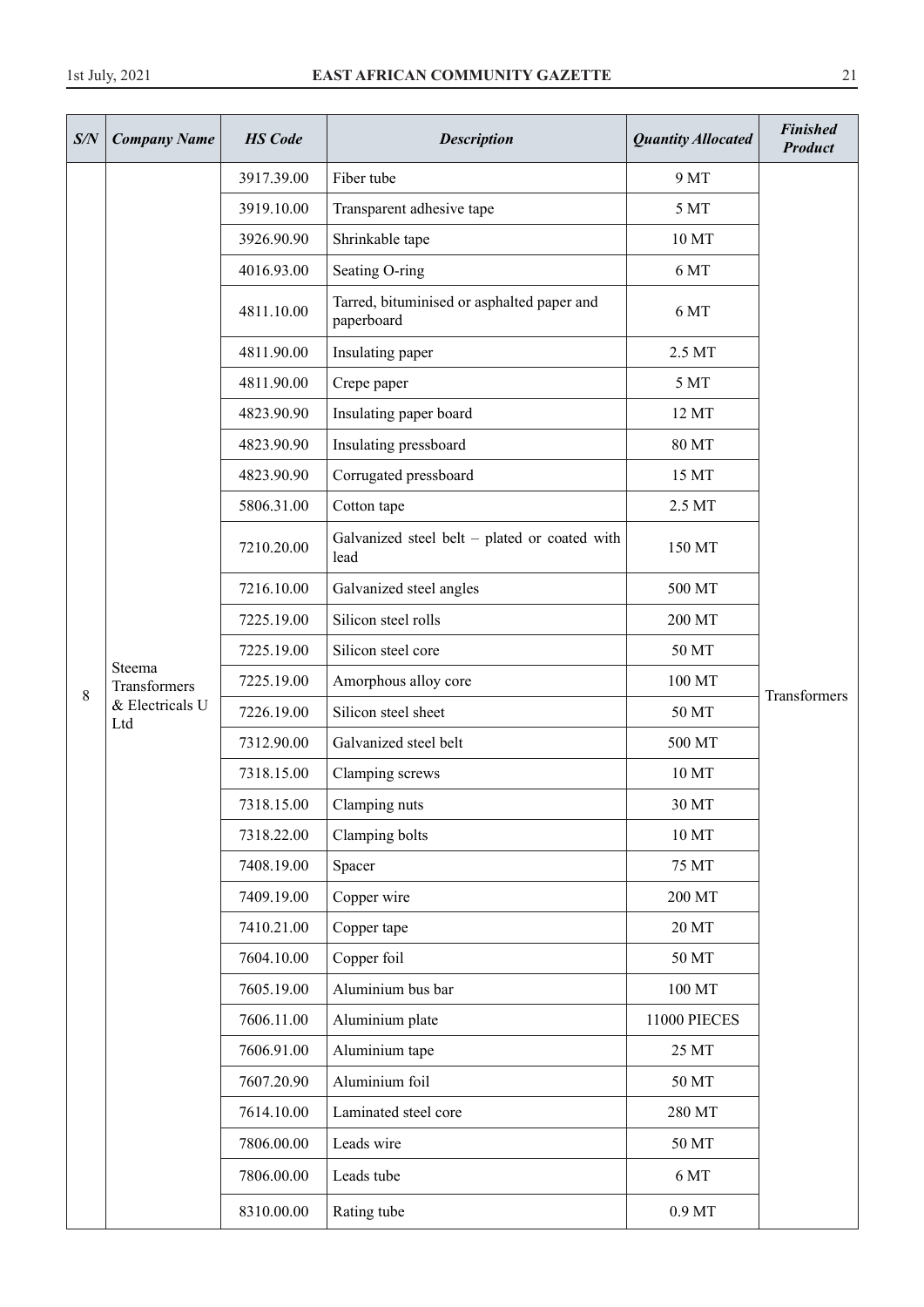| S/N | Company Name | HS Code | Description | Quantity Allocated | Finished Product |
|---|---|---|---|---|---|
| 8 | Steema Transformers & Electricals U Ltd | 3917.39.00 | Fiber tube | 9 MT | Transformers |
| | | 3919.10.00 | Transparent adhesive tape | 5 MT | |
| | | 3926.90.90 | Shrinkable tape | 10 MT | |
| | | 4016.93.00 | Seating O-ring | 6 MT | |
| | | 4811.10.00 | Tarred, bituminised or asphalted paper and paperboard | 6 MT | |
| | | 4811.90.00 | Insulating paper | 2.5 MT | |
| | | 4811.90.00 | Crepe paper | 5 MT | |
| | | 4823.90.90 | Insulating paper board | 12 MT | |
| | | 4823.90.90 | Insulating pressboard | 80 MT | |
| | | 4823.90.90 | Corrugated pressboard | 15 MT | |
| | | 5806.31.00 | Cotton tape | 2.5 MT | |
| | | 7210.20.00 | Galvanized steel belt – plated or coated with lead | 150 MT | |
| | | 7216.10.00 | Galvanized steel angles | 500 MT | |
| | | 7225.19.00 | Silicon steel rolls | 200 MT | |
| | | 7225.19.00 | Silicon steel core | 50 MT | |
| | | 7225.19.00 | Amorphous alloy core | 100 MT | |
| | | 7226.19.00 | Silicon steel sheet | 50 MT | |
| | | 7312.90.00 | Galvanized steel belt | 500 MT | |
| | | 7318.15.00 | Clamping screws | 10 MT | |
| | | 7318.15.00 | Clamping nuts | 30 MT | |
| | | 7318.22.00 | Clamping bolts | 10 MT | |
| | | 7408.19.00 | Spacer | 75 MT | |
| | | 7409.19.00 | Copper wire | 200 MT | |
| | | 7410.21.00 | Copper tape | 20 MT | |
| | | 7604.10.00 | Copper foil | 50 MT | |
| | | 7605.19.00 | Aluminium bus bar | 100 MT | |
| | | 7606.11.00 | Aluminium plate | 11000 PIECES | |
| | | 7606.91.00 | Aluminium tape | 25 MT | |
| | | 7607.20.90 | Aluminium foil | 50 MT | |
| | | 7614.10.00 | Laminated steel core | 280 MT | |
| | | 7806.00.00 | Leads wire | 50 MT | |
| | | 7806.00.00 | Leads tube | 6 MT | |
| | | 8310.00.00 | Rating tube | 0.9 MT | |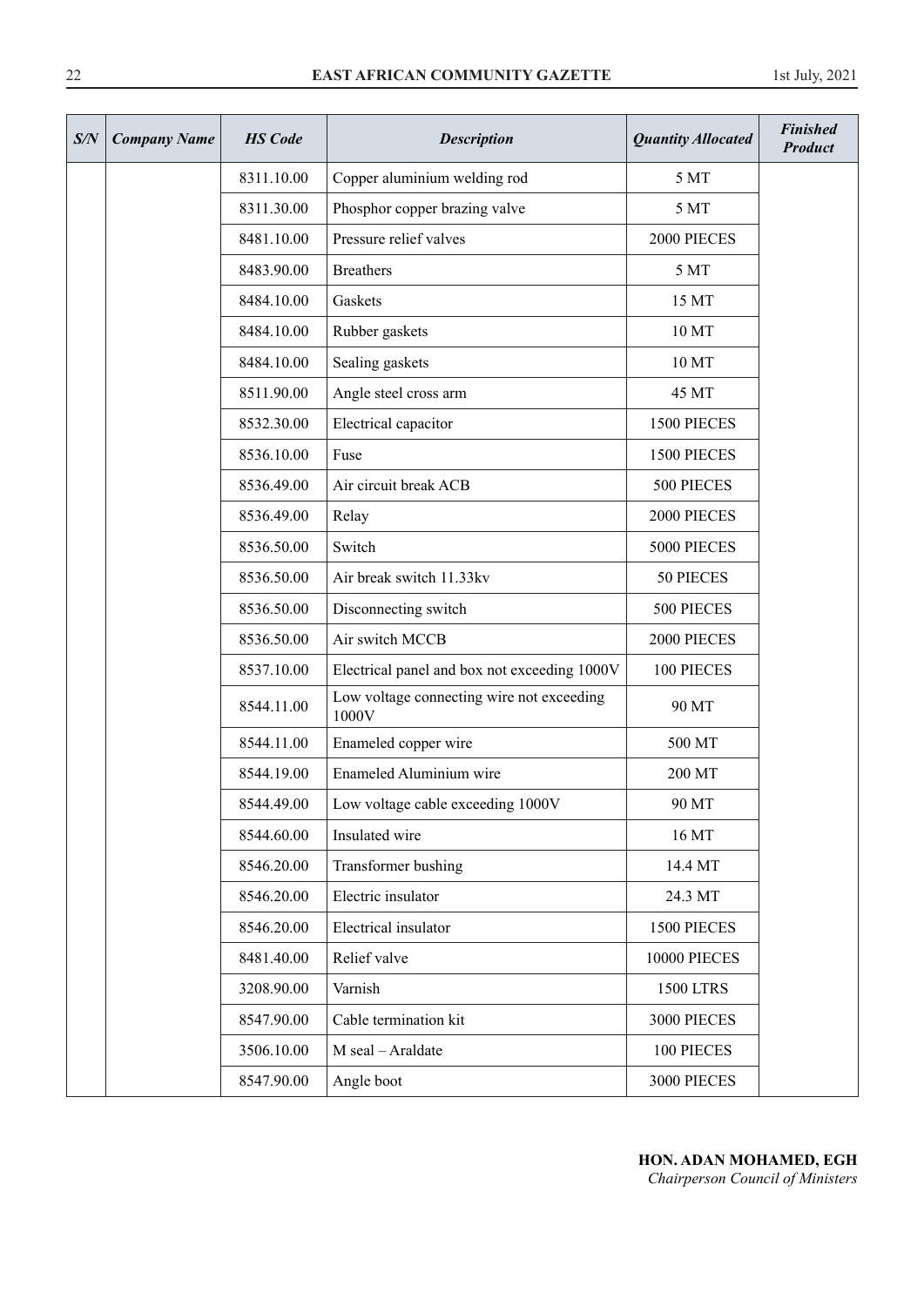| S/N | Company Name | HS Code | Description | Quantity Allocated | Finished Product |
|---|---|---|---|---|---|
| | | 8311.10.00 | Copper aluminium welding rod | 5 MT | |
| | | 8311.30.00 | Phosphor copper brazing valve | 5 MT | |
| | | 8481.10.00 | Pressure relief valves | 2000 PIECES | |
| | | 8483.90.00 | Breathers | 5 MT | |
| | | 8484.10.00 | Gaskets | 15 MT | |
| | | 8484.10.00 | Rubber gaskets | 10 MT | |
| | | 8484.10.00 | Sealing gaskets | 10 MT | |
| | | 8511.90.00 | Angle steel cross arm | 45 MT | |
| | | 8532.30.00 | Electrical capacitor | 1500 PIECES | |
| | | 8536.10.00 | Fuse | 1500 PIECES | |
| | | 8536.49.00 | Air circuit break ACB | 500 PIECES | |
| | | 8536.49.00 | Relay | 2000 PIECES | |
| | | 8536.50.00 | Switch | 5000 PIECES | |
| | | 8536.50.00 | Air break switch 11.33kv | 50 PIECES | |
| | | 8536.50.00 | Disconnecting switch | 500 PIECES | |
| | | 8536.50.00 | Air switch MCCB | 2000 PIECES | |
| | | 8537.10.00 | Electrical panel and box not exceeding 1000V | 100 PIECES | |
| | | 8544.11.00 | Low voltage connecting wire not exceeding 1000V | 90 MT | |
| | | 8544.11.00 | Enameled copper wire | 500 MT | |
| | | 8544.19.00 | Enameled Aluminium wire | 200 MT | |
| | | 8544.49.00 | Low voltage cable exceeding 1000V | 90 MT | |
| | | 8544.60.00 | Insulated wire | 16 MT | |
| | | 8546.20.00 | Transformer bushing | 14.4 MT | |
| | | 8546.20.00 | Electric insulator | 24.3 MT | |
| | | 8546.20.00 | Electrical insulator | 1500 PIECES | |
| | | 8481.40.00 | Relief valve | 10000 PIECES | |
| | | 3208.90.00 | Varnish | 1500 LTRS | |
| | | 8547.90.00 | Cable termination kit | 3000 PIECES | |
| | | 3506.10.00 | M seal – Araldate | 100 PIECES | |
| | | 8547.90.00 | Angle boot | 3000 PIECES | |

**HON. ADAN MOHAMED, EGH**
*Chairperson Council of Ministers*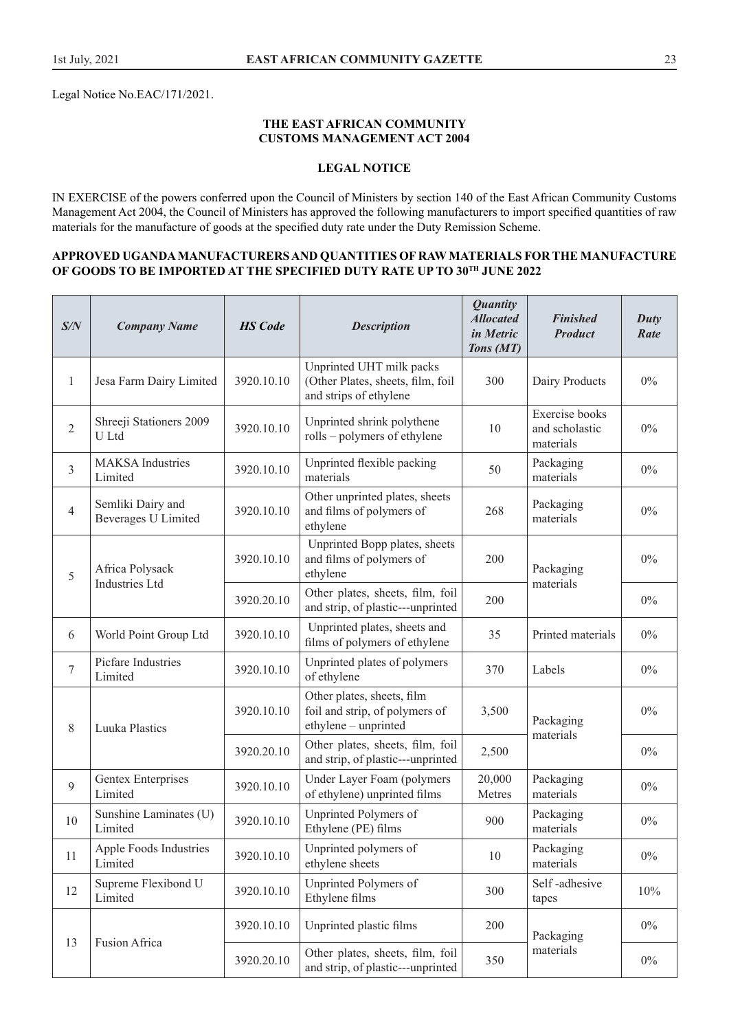Legal Notice No.EAC/171/2021.

**THE EAST AFRICAN COMMUNITY**
**CUSTOMS MANAGEMENT ACT 2004**

**LEGAL NOTICE**

IN EXERCISE of the powers conferred upon the Council of Ministers by section 140 of the East African Community Customs Management Act 2004, the Council of Ministers has approved the following manufacturers to import specified quantities of raw materials for the manufacture of goods at the specified duty rate under the Duty Remission Scheme.

**APPROVED UGANDA MANUFACTURERS AND QUANTITIES OF RAW MATERIALS FOR THE MANUFACTURE OF GOODS TO BE IMPORTED AT THE SPECIFIED DUTY RATE UP TO 30TH JUNE 2022**

| *S/N* | *Company Name* | *HS Code* | *Description* | *Quantity Allocated in Metric Tons (MT)* | *Finished Product* | *Duty Rate* |
|---|---|---|---|---|---|---|
| 1 | Jesa Farm Dairy Limited | 3920.10.10 | Unprinted UHT milk packs (Other Plates, sheets, film, foil and strips of ethylene | 300 | Dairy Products | 0% |
| 2 | Shreeji Stationers 2009 U Ltd | 3920.10.10 | Unprinted shrink polythene rolls – polymers of ethylene | 10 | Exercise books and scholastic materials | 0% |
| 3 | MAKSA Industries Limited | 3920.10.10 | Unprinted flexible packing materials | 50 | Packaging materials | 0% |
| 4 | Semliki Dairy and Beverages U Limited | 3920.10.10 | Other unprinted plates, sheets and films of polymers of ethylene | 268 | Packaging materials | 0% |
| 5 | Africa Polysack Industries Ltd | 3920.10.10 | Unprinted Bopp plates, sheets and films of polymers of ethylene | 200 | Packaging materials | 0% |
| | | 3920.20.10 | Other plates, sheets, film, foil and strip, of plastic---unprinted | 200 | | 0% |
| 6 | World Point Group Ltd | 3920.10.10 | Unprinted plates, sheets and films of polymers of ethylene | 35 | Printed materials | 0% |
| 7 | Picfare Industries Limited | 3920.10.10 | Unprinted plates of polymers of ethylene | 370 | Labels | 0% |
| 8 | Luuka Plastics | 3920.10.10 | Other plates, sheets, film foil and strip, of polymers of ethylene – unprinted | 3,500 | Packaging materials | 0% |
| | | 3920.20.10 | Other plates, sheets, film, foil and strip, of plastic---unprinted | 2,500 | | 0% |
| 9 | Gentex Enterprises Limited | 3920.10.10 | Under Layer Foam (polymers of ethylene) unprinted films | 20,000 Metres | Packaging materials | 0% |
| 10 | Sunshine Laminates (U) Limited | 3920.10.10 | Unprinted Polymers of Ethylene (PE) films | 900 | Packaging materials | 0% |
| 11 | Apple Foods Industries Limited | 3920.10.10 | Unprinted polymers of ethylene sheets | 10 | Packaging materials | 0% |
| 12 | Supreme Flexibond U Limited | 3920.10.10 | Unprinted Polymers of Ethylene films | 300 | Self -adhesive tapes | 10% |
| 13 | Fusion Africa | 3920.10.10 | Unprinted plastic films | 200 | Packaging materials | 0% |
| | | 3920.20.10 | Other plates, sheets, film, foil and strip, of plastic---unprinted | 350 | | 0% |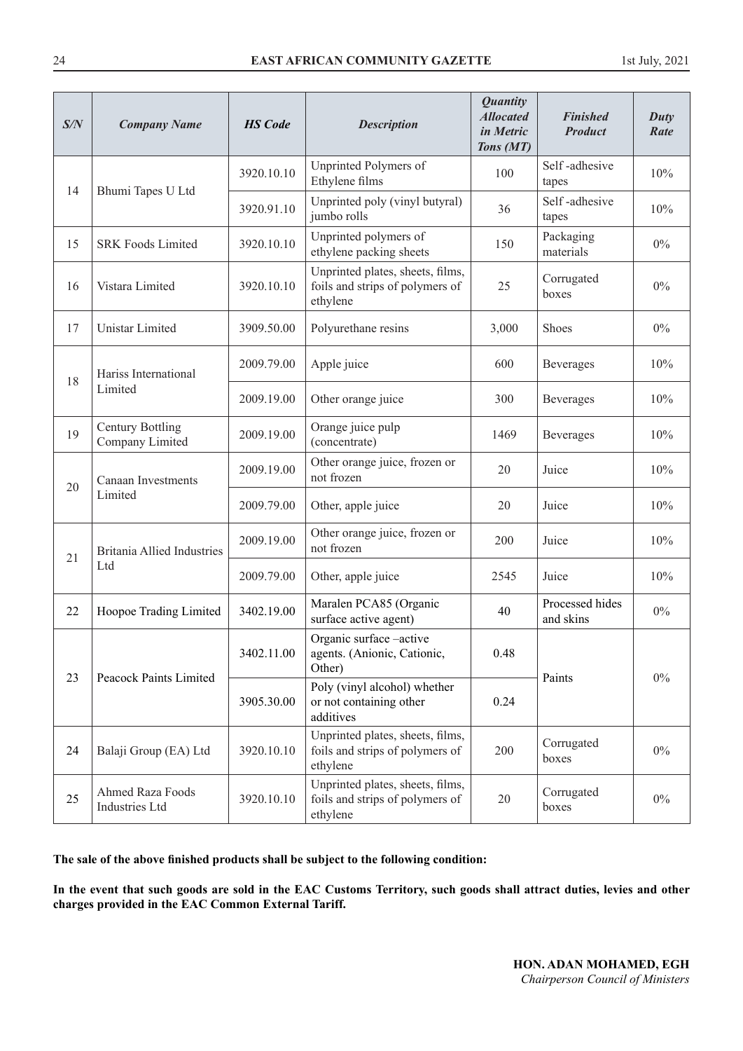| S/N | Company Name | HS Code | Description | Quantity Allocated in Metric Tons (MT) | Finished Product | Duty Rate |
|---|---|---|---|---|---|---|
| 14 | Bhumi Tapes U Ltd | 3920.10.10 | Unprinted Polymers of Ethylene films | 100 | Self -adhesive tapes | 10% |
| | | 3920.91.10 | Unprinted poly (vinyl butyral) jumbo rolls | 36 | Self -adhesive tapes | 10% |
| 15 | SRK Foods Limited | 3920.10.10 | Unprinted polymers of ethylene packing sheets | 150 | Packaging materials | 0% |
| 16 | Vistara Limited | 3920.10.10 | Unprinted plates, sheets, films, foils and strips of polymers of ethylene | 25 | Corrugated boxes | 0% |
| 17 | Unistar Limited | 3909.50.00 | Polyurethane resins | 3,000 | Shoes | 0% |
| 18 | Hariss International Limited | 2009.79.00 | Apple juice | 600 | Beverages | 10% |
| | | 2009.19.00 | Other orange juice | 300 | Beverages | 10% |
| 19 | Century Bottling Company Limited | 2009.19.00 | Orange juice pulp (concentrate) | 1469 | Beverages | 10% |
| 20 | Canaan Investments Limited | 2009.19.00 | Other orange juice, frozen or not frozen | 20 | Juice | 10% |
| | | 2009.79.00 | Other, apple juice | 20 | Juice | 10% |
| 21 | Britania Allied Industries Ltd | 2009.19.00 | Other orange juice, frozen or not frozen | 200 | Juice | 10% |
| | | 2009.79.00 | Other, apple juice | 2545 | Juice | 10% |
| 22 | Hoopoe Trading Limited | 3402.19.00 | Maralen PCA85 (Organic surface active agent) | 40 | Processed hides and skins | 0% |
| 23 | Peacock Paints Limited | 3402.11.00 | Organic surface –active agents. (Anionic, Cationic, Other) | 0.48 | Paints | 0% |
| | | 3905.30.00 | Poly (vinyl alcohol) whether or not containing other additives | 0.24 | | |
| 24 | Balaji Group (EA) Ltd | 3920.10.10 | Unprinted plates, sheets, films, foils and strips of polymers of ethylene | 200 | Corrugated boxes | 0% |
| 25 | Ahmed Raza Foods Industries Ltd | 3920.10.10 | Unprinted plates, sheets, films, foils and strips of polymers of ethylene | 20 | Corrugated boxes | 0% |

**The sale of the above finished products shall be subject to the following condition:**

**In the event that such goods are sold in the EAC Customs Territory, such goods shall attract duties, levies and other charges provided in the EAC Common External Tariff.**

**HON. ADAN MOHAMED, EGH**
*Chairperson Council of Ministers*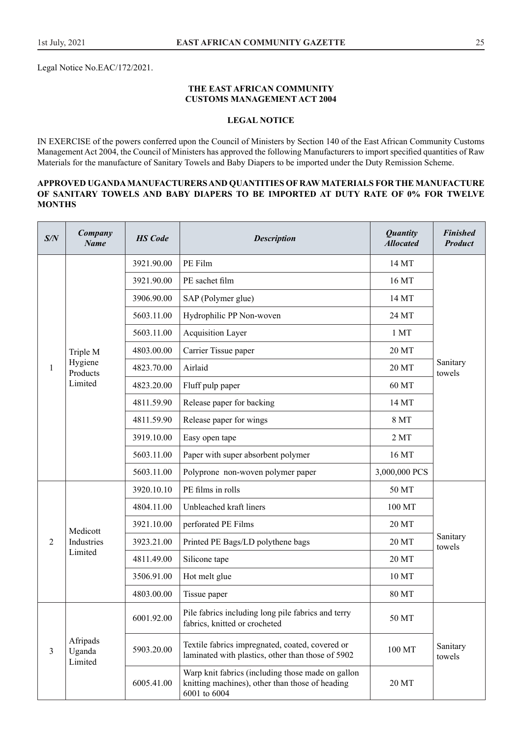Legal Notice No.EAC/172/2021.

**THE EAST AFRICAN COMMUNITY**
**CUSTOMS MANAGEMENT ACT 2004**

**LEGAL NOTICE**

IN EXERCISE of the powers conferred upon the Council of Ministers by Section 140 of the East African Community Customs Management Act 2004, the Council of Ministers has approved the following Manufacturers to import specified quantities of Raw Materials for the manufacture of Sanitary Towels and Baby Diapers to be imported under the Duty Remission Scheme.

**APPROVED UGANDA MANUFACTURERS AND QUANTITIES OF RAW MATERIALS FOR THE MANUFACTURE OF SANITARY TOWELS AND BABY DIAPERS TO BE IMPORTED AT DUTY RATE OF 0% FOR TWELVE MONTHS**

| *S/N* | *Company Name* | *HS Code* | *Description* | *Quantity Allocated* | *Finished Product* |
|---|---|---|---|---|---|
| 1 | Triple M Hygiene Products Limited | 3921.90.00 | PE Film | 14 MT | Sanitary towels |
| | | 3921.90.00 | PE sachet film | 16 MT | |
| | | 3906.90.00 | SAP (Polymer glue) | 14 MT | |
| | | 5603.11.00 | Hydrophilic PP Non-woven | 24 MT | |
| | | 5603.11.00 | Acquisition Layer | 1 MT | |
| | | 4803.00.00 | Carrier Tissue paper | 20 MT | |
| | | 4823.70.00 | Airlaid | 20 MT | |
| | | 4823.20.00 | Fluff pulp paper | 60 MT | |
| | | 4811.59.90 | Release paper for backing | 14 MT | |
| | | 4811.59.90 | Release paper for wings | 8 MT | |
| | | 3919.10.00 | Easy open tape | 2 MT | |
| | | 5603.11.00 | Paper with super absorbent polymer | 16 MT | |
| | | 5603.11.00 | Polyprone non-woven polymer paper | 3,000,000 PCS | |
| 2 | Medicott Industries Limited | 3920.10.10 | PE films in rolls | 50 MT | Sanitary towels |
| | | 4804.11.00 | Unbleached kraft liners | 100 MT | |
| | | 3921.10.00 | perforated PE Films | 20 MT | |
| | | 3923.21.00 | Printed PE Bags/LD polythene bags | 20 MT | |
| | | 4811.49.00 | Silicone tape | 20 MT | |
| | | 3506.91.00 | Hot melt glue | 10 MT | |
| | | 4803.00.00 | Tissue paper | 80 MT | |
| 3 | Afripads Uganda Limited | 6001.92.00 | Pile fabrics including long pile fabrics and terry fabrics, knitted or crocheted | 50 MT | Sanitary towels |
| | | 5903.20.00 | Textile fabrics impregnated, coated, covered or laminated with plastics, other than those of 5902 | 100 MT | |
| | | 6005.41.00 | Warp knit fabrics (including those made on gallon knitting machines), other than those of heading 6001 to 6004 | 20 MT | |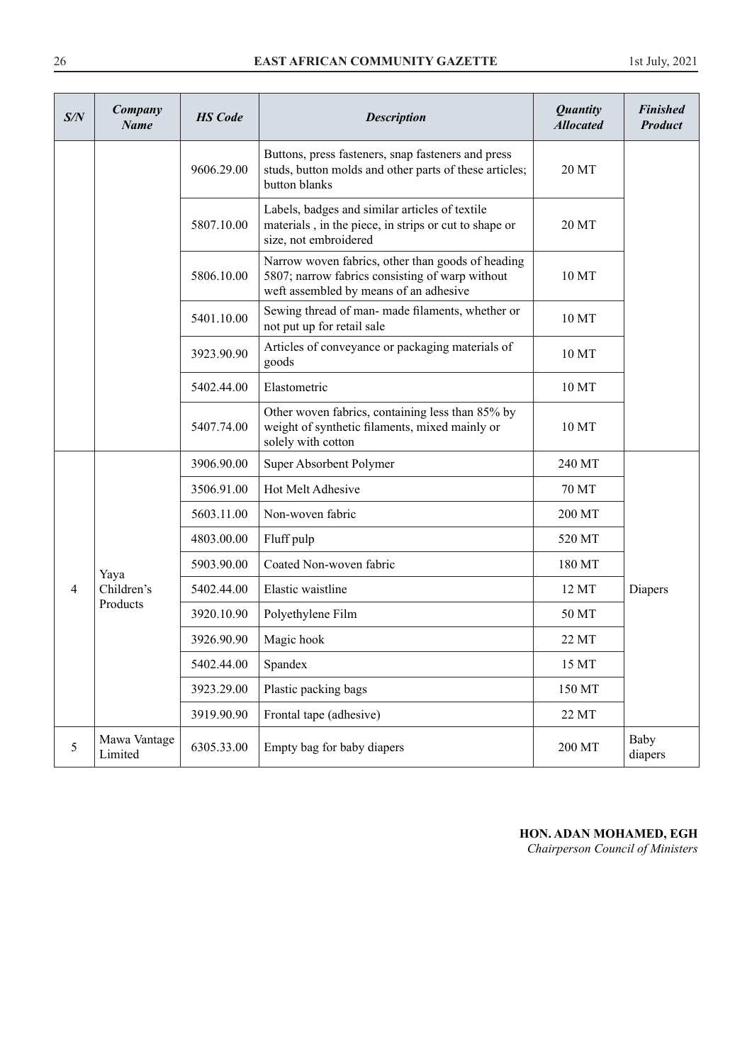| *S/N* | *Company Name* | *HS Code* | *Description* | *Quantity Allocated* | *Finished Product* |
|---|---|---|---|---|---|
| | | 9606.29.00 | Buttons, press fasteners, snap fasteners and press studs, button molds and other parts of these articles; button blanks | 20 MT | |
| | | 5807.10.00 | Labels, badges and similar articles of textile materials , in the piece, in strips or cut to shape or size, not embroidered | 20 MT | |
| | | 5806.10.00 | Narrow woven fabrics, other than goods of heading 5807; narrow fabrics consisting of warp without weft assembled by means of an adhesive | 10 MT | |
| | | 5401.10.00 | Sewing thread of man- made filaments, whether or not put up for retail sale | 10 MT | |
| | | 3923.90.90 | Articles of conveyance or packaging materials of goods | 10 MT | |
| | | 5402.44.00 | Elastometric | 10 MT | |
| | | 5407.74.00 | Other woven fabrics, containing less than 85% by weight of synthetic filaments, mixed mainly or solely with cotton | 10 MT | |
| 4 | Yaya Children's Products | 3906.90.00 | Super Absorbent Polymer | 240 MT | Diapers |
| | | 3506.91.00 | Hot Melt Adhesive | 70 MT | |
| | | 5603.11.00 | Non-woven fabric | 200 MT | |
| | | 4803.00.00 | Fluff pulp | 520 MT | |
| | | 5903.90.00 | Coated Non-woven fabric | 180 MT | |
| | | 5402.44.00 | Elastic waistline | 12 MT | |
| | | 3920.10.90 | Polyethylene Film | 50 MT | |
| | | 3926.90.90 | Magic hook | 22 MT | |
| | | 5402.44.00 | Spandex | 15 MT | |
| | | 3923.29.00 | Plastic packing bags | 150 MT | |
| | | 3919.90.90 | Frontal tape (adhesive) | 22 MT | |
| 5 | Mawa Vantage Limited | 6305.33.00 | Empty bag for baby diapers | 200 MT | Baby diapers |

**HON. ADAN MOHAMED, EGH**
*Chairperson Council of Ministers*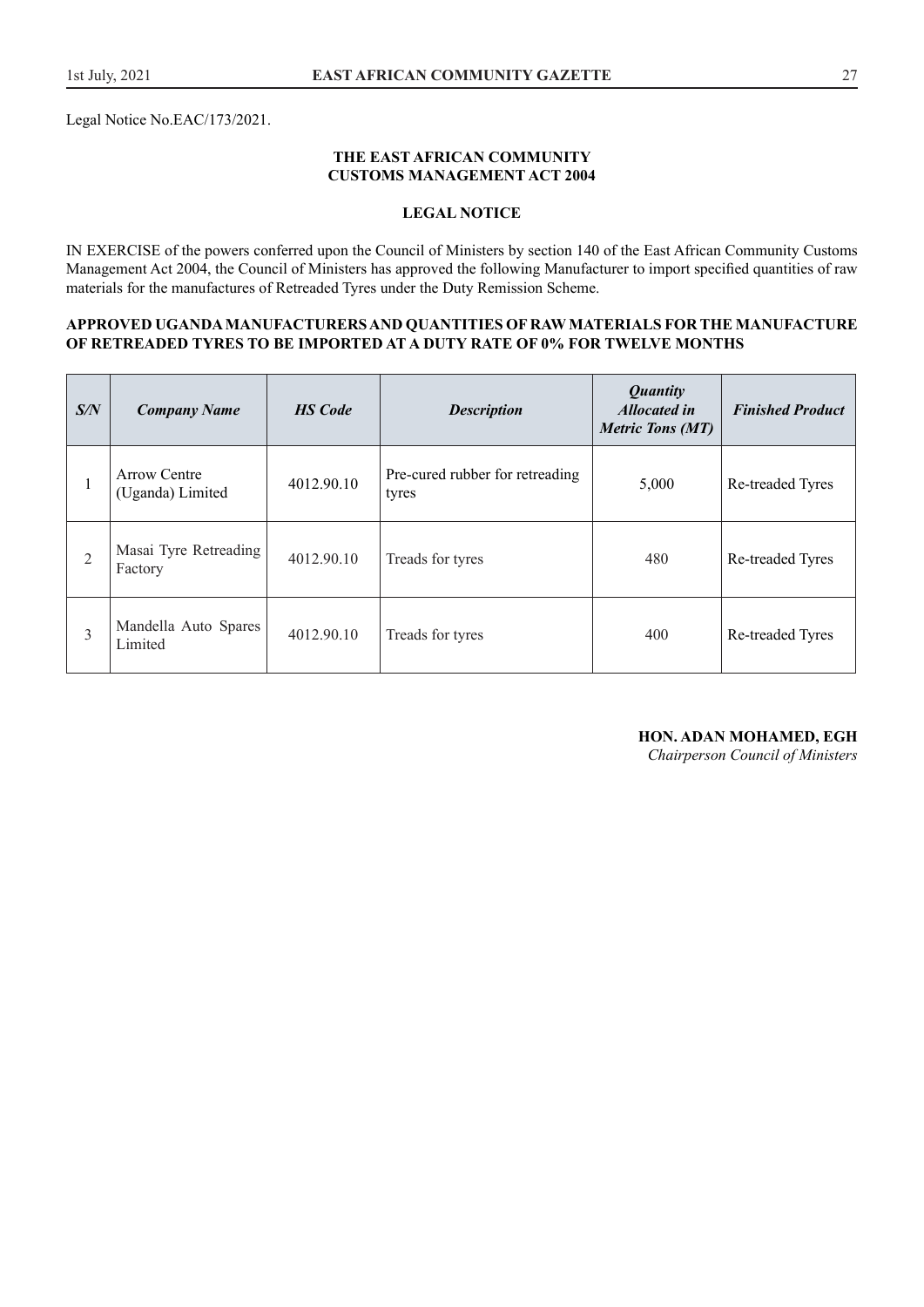Legal Notice No.EAC/173/2021.

**THE EAST AFRICAN COMMUNITY**
**CUSTOMS MANAGEMENT ACT 2004**

**LEGAL NOTICE**

IN EXERCISE of the powers conferred upon the Council of Ministers by section 140 of the East African Community Customs Management Act 2004, the Council of Ministers has approved the following Manufacturer to import specified quantities of raw materials for the manufactures of Retreaded Tyres under the Duty Remission Scheme.

**APPROVED UGANDA MANUFACTURERS AND QUANTITIES OF RAW MATERIALS FOR THE MANUFACTURE OF RETREADED TYRES TO BE IMPORTED AT A DUTY RATE OF 0% FOR TWELVE MONTHS**

| *S/N* | *Company Name* | *HS Code* | *Description* | *Quantity Allocated in Metric Tons (MT)* | *Finished Product* |
|---|---|---|---|---|---|
| 1 | Arrow Centre (Uganda) Limited | 4012.90.10 | Pre-cured rubber for retreading tyres | 5,000 | Re-treaded Tyres |
| 2 | Masai Tyre Retreading Factory | 4012.90.10 | Treads for tyres | 480 | Re-treaded Tyres |
| 3 | Mandella Auto Spares Limited | 4012.90.10 | Treads for tyres | 400 | Re-treaded Tyres |

**HON. ADAN MOHAMED, EGH**
*Chairperson Council of Ministers*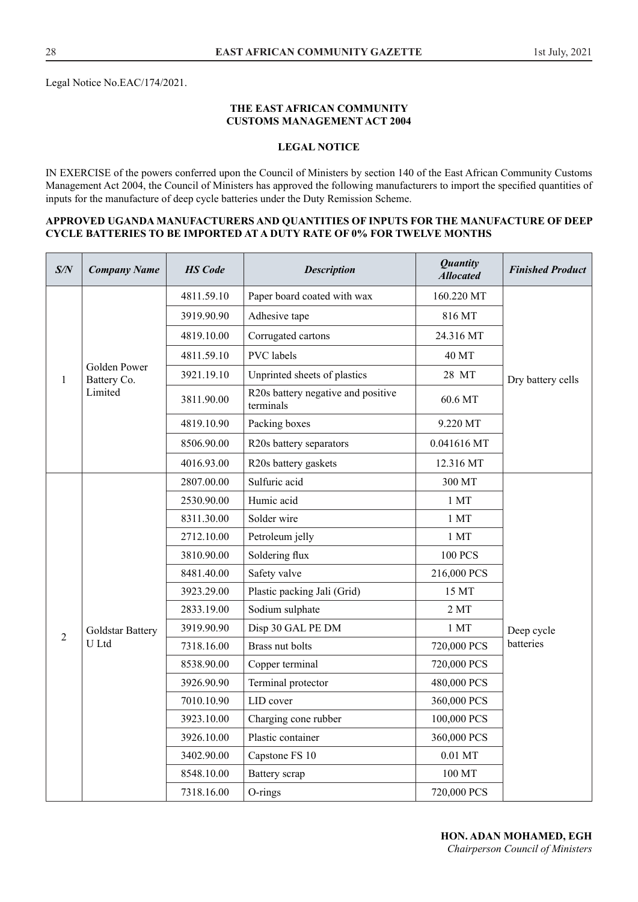Legal Notice No.EAC/174/2021.

**THE EAST AFRICAN COMMUNITY**
**CUSTOMS MANAGEMENT ACT 2004**

**LEGAL NOTICE**

IN EXERCISE of the powers conferred upon the Council of Ministers by section 140 of the East African Community Customs Management Act 2004, the Council of Ministers has approved the following manufacturers to import the specified quantities of inputs for the manufacture of deep cycle batteries under the Duty Remission Scheme.

**APPROVED UGANDA MANUFACTURERS AND QUANTITIES OF INPUTS FOR THE MANUFACTURE OF DEEP CYCLE BATTERIES TO BE IMPORTED AT A DUTY RATE OF 0% FOR TWELVE MONTHS**

| *S/N* | *Company Name* | *HS Code* | *Description* | *Quantity Allocated* | *Finished Product* |
|---|---|---|---|---|---|
| 1 | Golden Power Battery Co. Limited | 4811.59.10 | Paper board coated with wax | 160.220 MT | Dry battery cells |
| | | 3919.90.90 | Adhesive tape | 816 MT | |
| | | 4819.10.00 | Corrugated cartons | 24.316 MT | |
| | | 4811.59.10 | PVC labels | 40 MT | |
| | | 3921.19.10 | Unprinted sheets of plastics | 28 MT | |
| | | 3811.90.00 | R20s battery negative and positive terminals | 60.6 MT | |
| | | 4819.10.90 | Packing boxes | 9.220 MT | |
| | | 8506.90.00 | R20s battery separators | 0.041616 MT | |
| | | 4016.93.00 | R20s battery gaskets | 12.316 MT | |
| 2 | Goldstar Battery U Ltd | 2807.00.00 | Sulfuric acid | 300 MT | Deep cycle batteries |
| | | 2530.90.00 | Humic acid | 1 MT | |
| | | 8311.30.00 | Solder wire | 1 MT | |
| | | 2712.10.00 | Petroleum jelly | 1 MT | |
| | | 3810.90.00 | Soldering flux | 100 PCS | |
| | | 8481.40.00 | Safety valve | 216,000 PCS | |
| | | 3923.29.00 | Plastic packing Jali (Grid) | 15 MT | |
| | | 2833.19.00 | Sodium sulphate | 2 MT | |
| | | 3919.90.90 | Disp 30 GAL PE DM | 1 MT | |
| | | 7318.16.00 | Brass nut bolts | 720,000 PCS | |
| | | 8538.90.00 | Copper terminal | 720,000 PCS | |
| | | 3926.90.90 | Terminal protector | 480,000 PCS | |
| | | 7010.10.90 | LID cover | 360,000 PCS | |
| | | 3923.10.00 | Charging cone rubber | 100,000 PCS | |
| | | 3926.10.00 | Plastic container | 360,000 PCS | |
| | | 3402.90.00 | Capstone FS 10 | 0.01 MT | |
| | | 8548.10.00 | Battery scrap | 100 MT | |
| | | 7318.16.00 | O-rings | 720,000 PCS | |

**HON. ADAN MOHAMED, EGH**
*Chairperson Council of Ministers*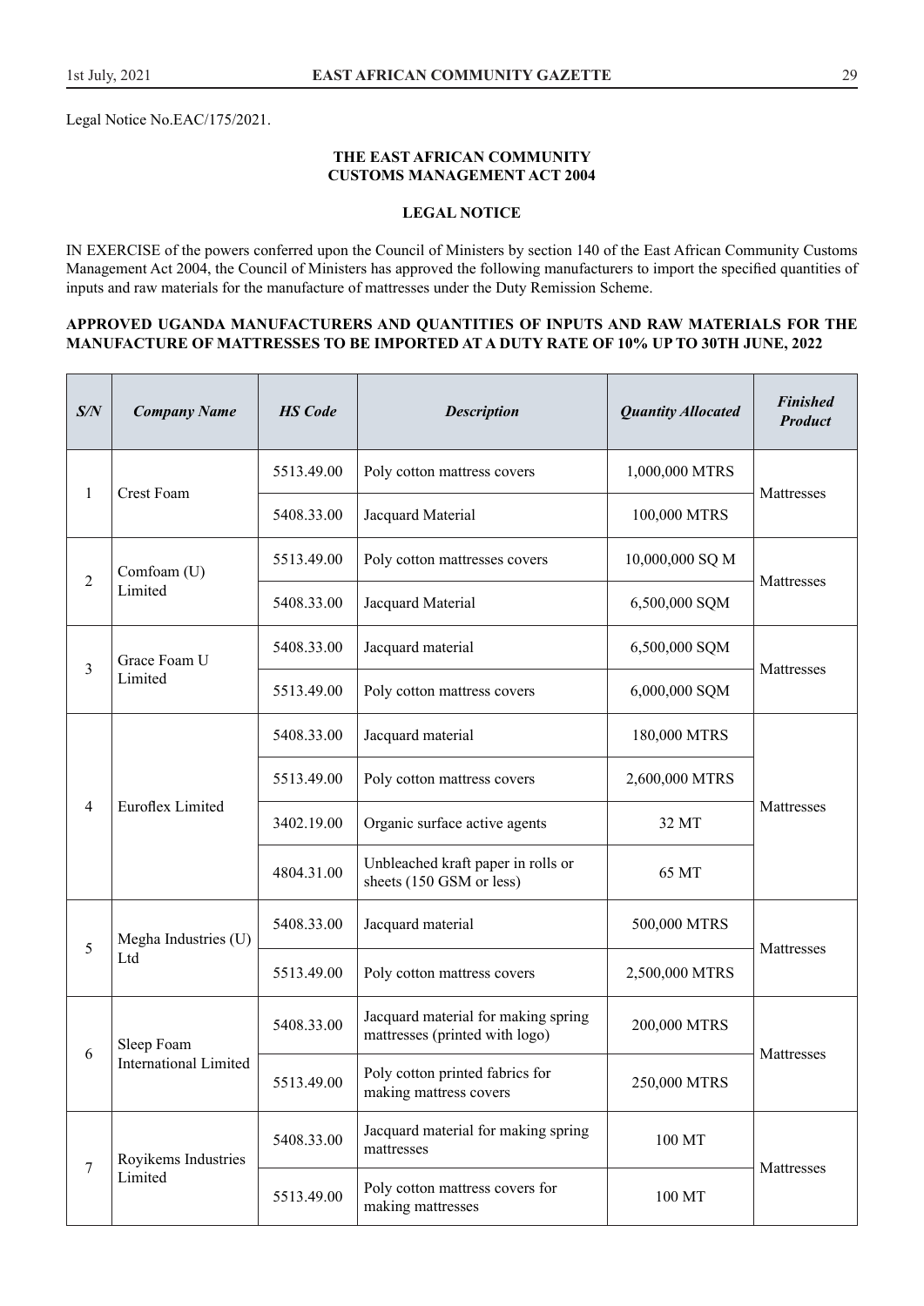Legal Notice No.EAC/175/2021.

**THE EAST AFRICAN COMMUNITY**
**CUSTOMS MANAGEMENT ACT 2004**

**LEGAL NOTICE**

IN EXERCISE of the powers conferred upon the Council of Ministers by section 140 of the East African Community Customs Management Act 2004, the Council of Ministers has approved the following manufacturers to import the specified quantities of inputs and raw materials for the manufacture of mattresses under the Duty Remission Scheme.

**APPROVED UGANDA MANUFACTURERS AND QUANTITIES OF INPUTS AND RAW MATERIALS FOR THE MANUFACTURE OF MATTRESSES TO BE IMPORTED AT A DUTY RATE OF 10% UP TO 30TH JUNE, 2022**

| ***S/N*** | ***Company Name*** | ***HS Code*** | ***Description*** | ***Quantity Allocated*** | ***Finished Product*** |
|---|---|---|---|---|---|
| 1 | Crest Foam | 5513.49.00 | Poly cotton mattress covers | 1,000,000 MTRS | Mattresses |
| | | 5408.33.00 | Jacquard Material | 100,000 MTRS | |
| 2 | Comfoam (U) Limited | 5513.49.00 | Poly cotton mattresses covers | 10,000,000 SQ M | Mattresses |
| | | 5408.33.00 | Jacquard Material | 6,500,000 SQM | |
| 3 | Grace Foam U Limited | 5408.33.00 | Jacquard material | 6,500,000 SQM | Mattresses |
| | | 5513.49.00 | Poly cotton mattress covers | 6,000,000 SQM | |
| 4 | Euroflex Limited | 5408.33.00 | Jacquard material | 180,000 MTRS | Mattresses |
| | | 5513.49.00 | Poly cotton mattress covers | 2,600,000 MTRS | |
| | | 3402.19.00 | Organic surface active agents | 32 MT | |
| | | 4804.31.00 | Unbleached kraft paper in rolls or sheets (150 GSM or less) | 65 MT | |
| 5 | Megha Industries (U) Ltd | 5408.33.00 | Jacquard material | 500,000 MTRS | Mattresses |
| | | 5513.49.00 | Poly cotton mattress covers | 2,500,000 MTRS | |
| 6 | Sleep Foam International Limited | 5408.33.00 | Jacquard material for making spring mattresses (printed with logo) | 200,000 MTRS | Mattresses |
| | | 5513.49.00 | Poly cotton printed fabrics for making mattress covers | 250,000 MTRS | |
| 7 | Royikems Industries Limited | 5408.33.00 | Jacquard material for making spring mattresses | 100 MT | Mattresses |
| | | 5513.49.00 | Poly cotton mattress covers for making mattresses | 100 MT | |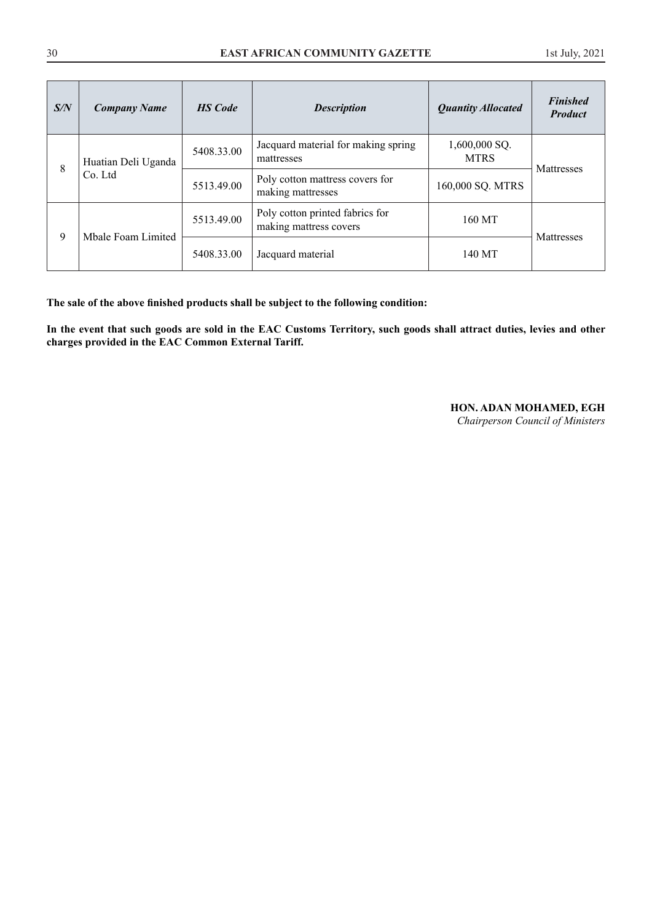| S/N | Company Name | HS Code | Description | Quantity Allocated | Finished Product |
|---|---|---|---|---|---|
| 8 | Huatian Deli Uganda Co. Ltd | 5408.33.00 | Jacquard material for making spring mattresses | 1,600,000 SQ. MTRS | Mattresses |
| | | 5513.49.00 | Poly cotton mattress covers for making mattresses | 160,000 SQ. MTRS | |
| 9 | Mbale Foam Limited | 5513.49.00 | Poly cotton printed fabrics for making mattress covers | 160 MT | Mattresses |
| | | 5408.33.00 | Jacquard material | 140 MT | |

**The sale of the above finished products shall be subject to the following condition:**

**In the event that such goods are sold in the EAC Customs Territory, such goods shall attract duties, levies and other charges provided in the EAC Common External Tariff.**

**HON. ADAN MOHAMED, EGH**
*Chairperson Council of Ministers*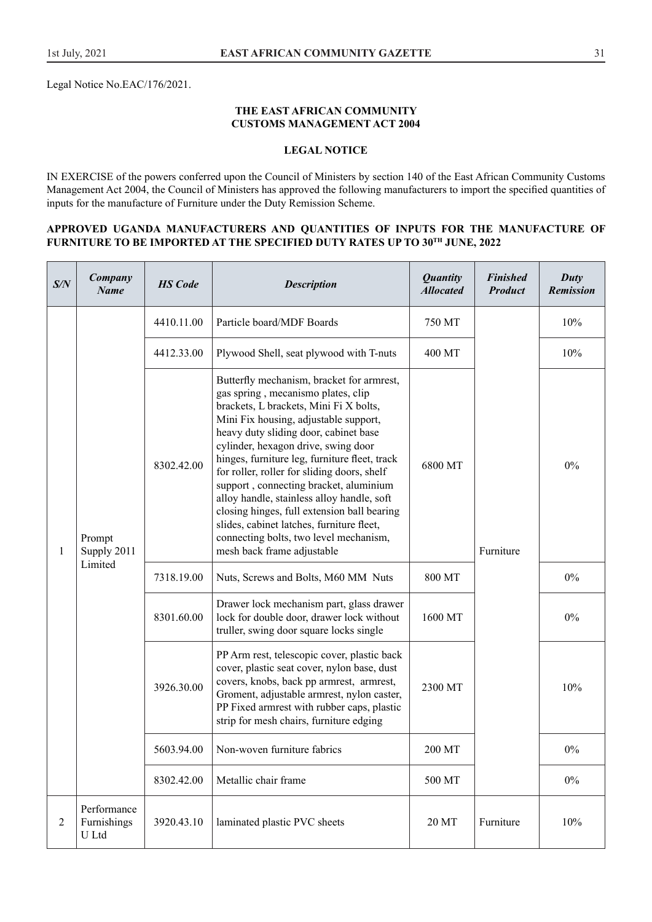Legal Notice No.EAC/176/2021.

## THE EAST AFRICAN COMMUNITY
## CUSTOMS MANAGEMENT ACT 2004

### LEGAL NOTICE

IN EXERCISE of the powers conferred upon the Council of Ministers by section 140 of the East African Community Customs Management Act 2004, the Council of Ministers has approved the following manufacturers to import the specified quantities of inputs for the manufacture of Furniture under the Duty Remission Scheme.

**APPROVED UGANDA MANUFACTURERS AND QUANTITIES OF INPUTS FOR THE MANUFACTURE OF FURNITURE TO BE IMPORTED AT THE SPECIFIED DUTY RATES UP TO 30TH JUNE, 2022**

| S/N | Company Name | HS Code | Description | Quantity Allocated | Finished Product | Duty Remission |
|---|---|---|---|---|---|---|
| 1 | Prompt Supply 2011 Limited | 4410.11.00 | Particle board/MDF Boards | 750 MT | Furniture | 10% |
| | | 4412.33.00 | Plywood Shell, seat plywood with T-nuts | 400 MT | | 10% |
| | | 8302.42.00 | Butterfly mechanism, bracket for armrest, gas spring , mecanismo plates, clip brackets, L brackets, Mini Fi X bolts, Mini Fix housing, adjustable support, heavy duty sliding door, cabinet base cylinder, hexagon drive, swing door hinges, furniture leg, furniture fleet, track for roller, roller for sliding doors, shelf support , connecting bracket, aluminium alloy handle, stainless alloy handle, soft closing hinges, full extension ball bearing slides, cabinet latches, furniture fleet, connecting bolts, two level mechanism, mesh back frame adjustable | 6800 MT | | 0% |
| | | 7318.19.00 | Nuts, Screws and Bolts, M60 MM Nuts | 800 MT | | 0% |
| | | 8301.60.00 | Drawer lock mechanism part, glass drawer lock for double door, drawer lock without truller, swing door square locks single | 1600 MT | | 0% |
| | | 3926.30.00 | PP Arm rest, telescopic cover, plastic back cover, plastic seat cover, nylon base, dust covers, knobs, back pp armrest, armrest, Groment, adjustable armrest, nylon caster, PP Fixed armrest with rubber caps, plastic strip for mesh chairs, furniture edging | 2300 MT | | 10% |
| | | 5603.94.00 | Non-woven furniture fabrics | 200 MT | | 0% |
| | | 8302.42.00 | Metallic chair frame | 500 MT | | 0% |
| 2 | Performance Furnishings U Ltd | 3920.43.10 | laminated plastic PVC sheets | 20 MT | Furniture | 10% |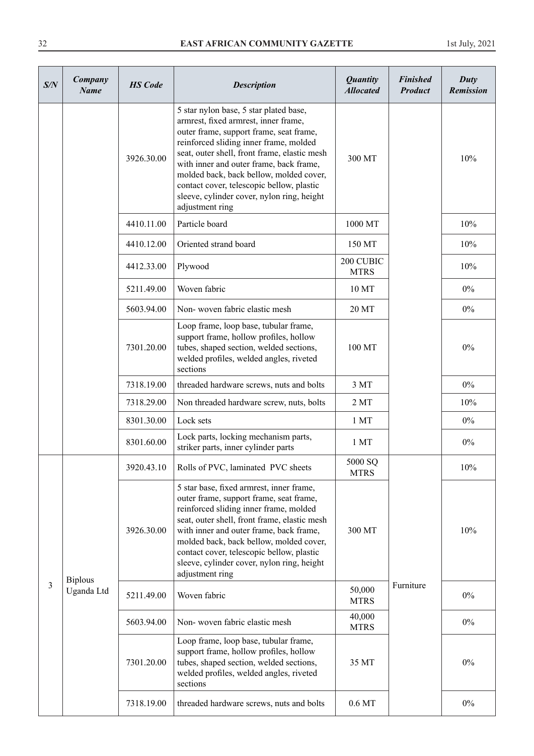| S/N | Company Name | HS Code | Description | Quantity Allocated | Finished Product | Duty Remission |
|---|---|---|---|---|---|---|
| | | 3926.30.00 | 5 star nylon base, 5 star plated base, armrest, fixed armrest, inner frame, outer frame, support frame, seat frame, reinforced sliding inner frame, molded seat, outer shell, front frame, elastic mesh with inner and outer frame, back frame, molded back, back bellow, molded cover, contact cover, telescopic bellow, plastic sleeve, cylinder cover, nylon ring, height adjustment ring | 300 MT | | 10% |
| | | 4410.11.00 | Particle board | 1000 MT | | 10% |
| | | 4410.12.00 | Oriented strand board | 150 MT | | 10% |
| | | 4412.33.00 | Plywood | 200 CUBIC MTRS | | 10% |
| | | 5211.49.00 | Woven fabric | 10 MT | | 0% |
| | | 5603.94.00 | Non- woven fabric elastic mesh | 20 MT | | 0% |
| | | 7301.20.00 | Loop frame, loop base, tubular frame, support frame, hollow profiles, hollow tubes, shaped section, welded sections, welded profiles, welded angles, riveted sections | 100 MT | | 0% |
| | | 7318.19.00 | threaded hardware screws, nuts and bolts | 3 MT | | 0% |
| | | 7318.29.00 | Non threaded hardware screw, nuts, bolts | 2 MT | | 10% |
| | | 8301.30.00 | Lock sets | 1 MT | | 0% |
| | | 8301.60.00 | Lock parts, locking mechanism parts, striker parts, inner cylinder parts | 1 MT | | 0% |
| 3 | Biplous Uganda Ltd | 3920.43.10 | Rolls of PVC, laminated PVC sheets | 5000 SQ MTRS | Furniture | 10% |
| | | 3926.30.00 | 5 star base, fixed armrest, inner frame, outer frame, support frame, seat frame, reinforced sliding inner frame, molded seat, outer shell, front frame, elastic mesh with inner and outer frame, back frame, molded back, back bellow, molded cover, contact cover, telescopic bellow, plastic sleeve, cylinder cover, nylon ring, height adjustment ring | 300 MT | | 10% |
| | | 5211.49.00 | Woven fabric | 50,000 MTRS | | 0% |
| | | 5603.94.00 | Non- woven fabric elastic mesh | 40,000 MTRS | | 0% |
| | | 7301.20.00 | Loop frame, loop base, tubular frame, support frame, hollow profiles, hollow tubes, shaped section, welded sections, welded profiles, welded angles, riveted sections | 35 MT | | 0% |
| | | 7318.19.00 | threaded hardware screws, nuts and bolts | 0.6 MT | | 0% |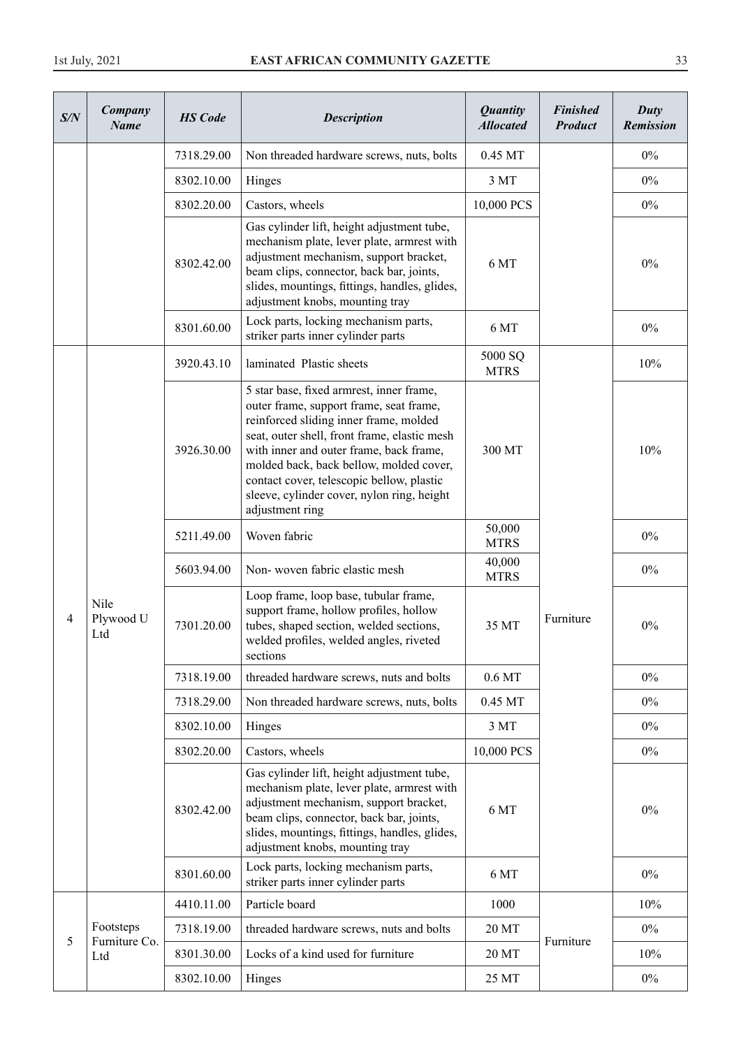| S/N | Company Name | HS Code | Description | Quantity Allocated | Finished Product | Duty Remission |
|---|---|---|---|---|---|---|
| | | 7318.29.00 | Non threaded hardware screws, nuts, bolts | 0.45 MT | | 0% |
| | | 8302.10.00 | Hinges | 3 MT | | 0% |
| | | 8302.20.00 | Castors, wheels | 10,000 PCS | | 0% |
| | | 8302.42.00 | Gas cylinder lift, height adjustment tube, mechanism plate, lever plate, armrest with adjustment mechanism, support bracket, beam clips, connector, back bar, joints, slides, mountings, fittings, handles, glides, adjustment knobs, mounting tray | 6 MT | | 0% |
| | | 8301.60.00 | Lock parts, locking mechanism parts, striker parts inner cylinder parts | 6 MT | | 0% |
| 4 | Nile Plywood U Ltd | 3920.43.10 | laminated Plastic sheets | 5000 SQ MTRS | Furniture | 10% |
| | | 3926.30.00 | 5 star base, fixed armrest, inner frame, outer frame, support frame, seat frame, reinforced sliding inner frame, molded seat, outer shell, front frame, elastic mesh with inner and outer frame, back frame, molded back, back bellow, molded cover, contact cover, telescopic bellow, plastic sleeve, cylinder cover, nylon ring, height adjustment ring | 300 MT | | 10% |
| | | 5211.49.00 | Woven fabric | 50,000 MTRS | | 0% |
| | | 5603.94.00 | Non- woven fabric elastic mesh | 40,000 MTRS | | 0% |
| | | 7301.20.00 | Loop frame, loop base, tubular frame, support frame, hollow profiles, hollow tubes, shaped section, welded sections, welded profiles, welded angles, riveted sections | 35 MT | | 0% |
| | | 7318.19.00 | threaded hardware screws, nuts and bolts | 0.6 MT | | 0% |
| | | 7318.29.00 | Non threaded hardware screws, nuts, bolts | 0.45 MT | | 0% |
| | | 8302.10.00 | Hinges | 3 MT | | 0% |
| | | 8302.20.00 | Castors, wheels | 10,000 PCS | | 0% |
| | | 8302.42.00 | Gas cylinder lift, height adjustment tube, mechanism plate, lever plate, armrest with adjustment mechanism, support bracket, beam clips, connector, back bar, joints, slides, mountings, fittings, handles, glides, adjustment knobs, mounting tray | 6 MT | | 0% |
| | | 8301.60.00 | Lock parts, locking mechanism parts, striker parts inner cylinder parts | 6 MT | | 0% |
| 5 | Footsteps Furniture Co. Ltd | 4410.11.00 | Particle board | 1000 | Furniture | 10% |
| | | 7318.19.00 | threaded hardware screws, nuts and bolts | 20 MT | | 0% |
| | | 8301.30.00 | Locks of a kind used for furniture | 20 MT | | 10% |
| | | 8302.10.00 | Hinges | 25 MT | | 0% |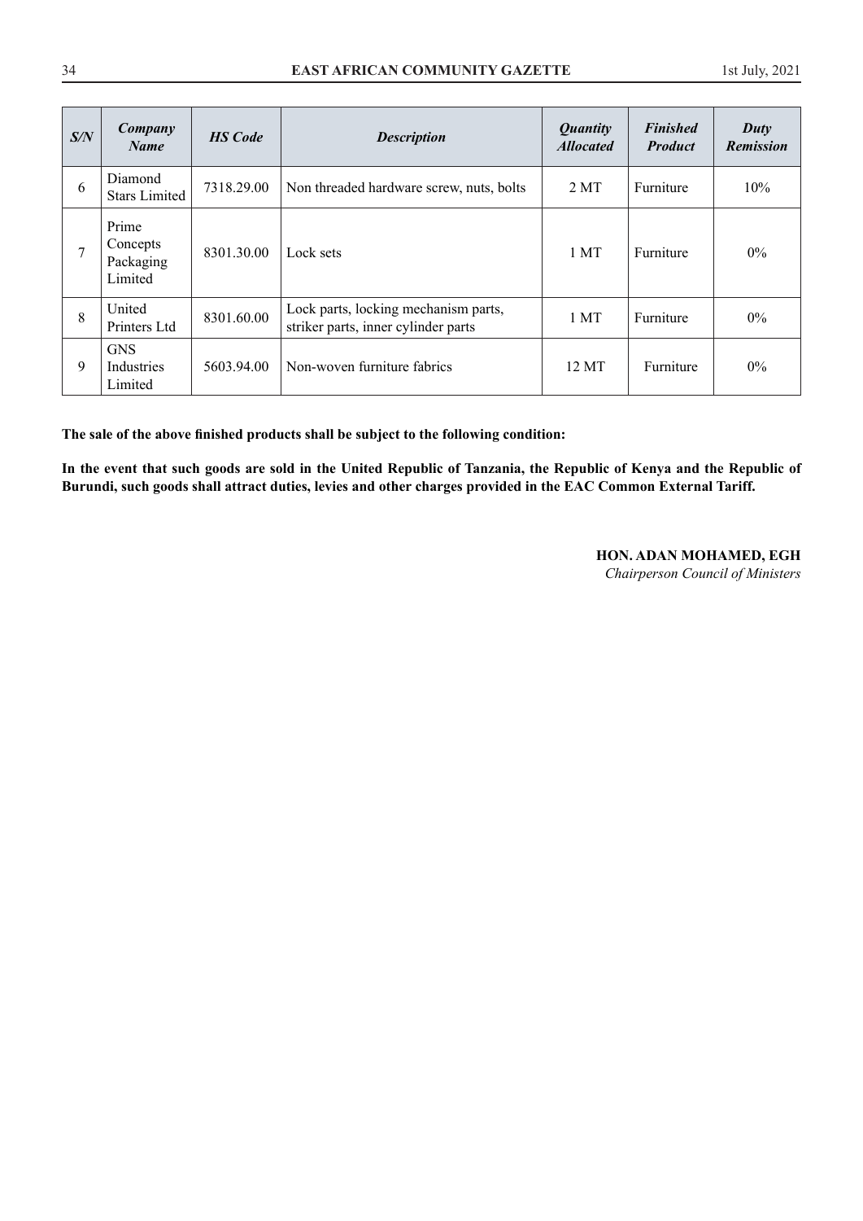| *S/N* | *Company Name* | *HS Code* | *Description* | *Quantity Allocated* | *Finished Product* | *Duty Remission* |
|---|---|---|---|---|---|---|
| 6 | Diamond Stars Limited | 7318.29.00 | Non threaded hardware screw, nuts, bolts | 2 MT | Furniture | 10% |
| 7 | Prime Concepts Packaging Limited | 8301.30.00 | Lock sets | 1 MT | Furniture | 0% |
| 8 | United Printers Ltd | 8301.60.00 | Lock parts, locking mechanism parts, striker parts, inner cylinder parts | 1 MT | Furniture | 0% |
| 9 | GNS Industries Limited | 5603.94.00 | Non-woven furniture fabrics | 12 MT | Furniture | 0% |

**The sale of the above finished products shall be subject to the following condition:**

**In the event that such goods are sold in the United Republic of Tanzania, the Republic of Kenya and the Republic of Burundi, such goods shall attract duties, levies and other charges provided in the EAC Common External Tariff.**

**HON. ADAN MOHAMED, EGH**
*Chairperson Council of Ministers*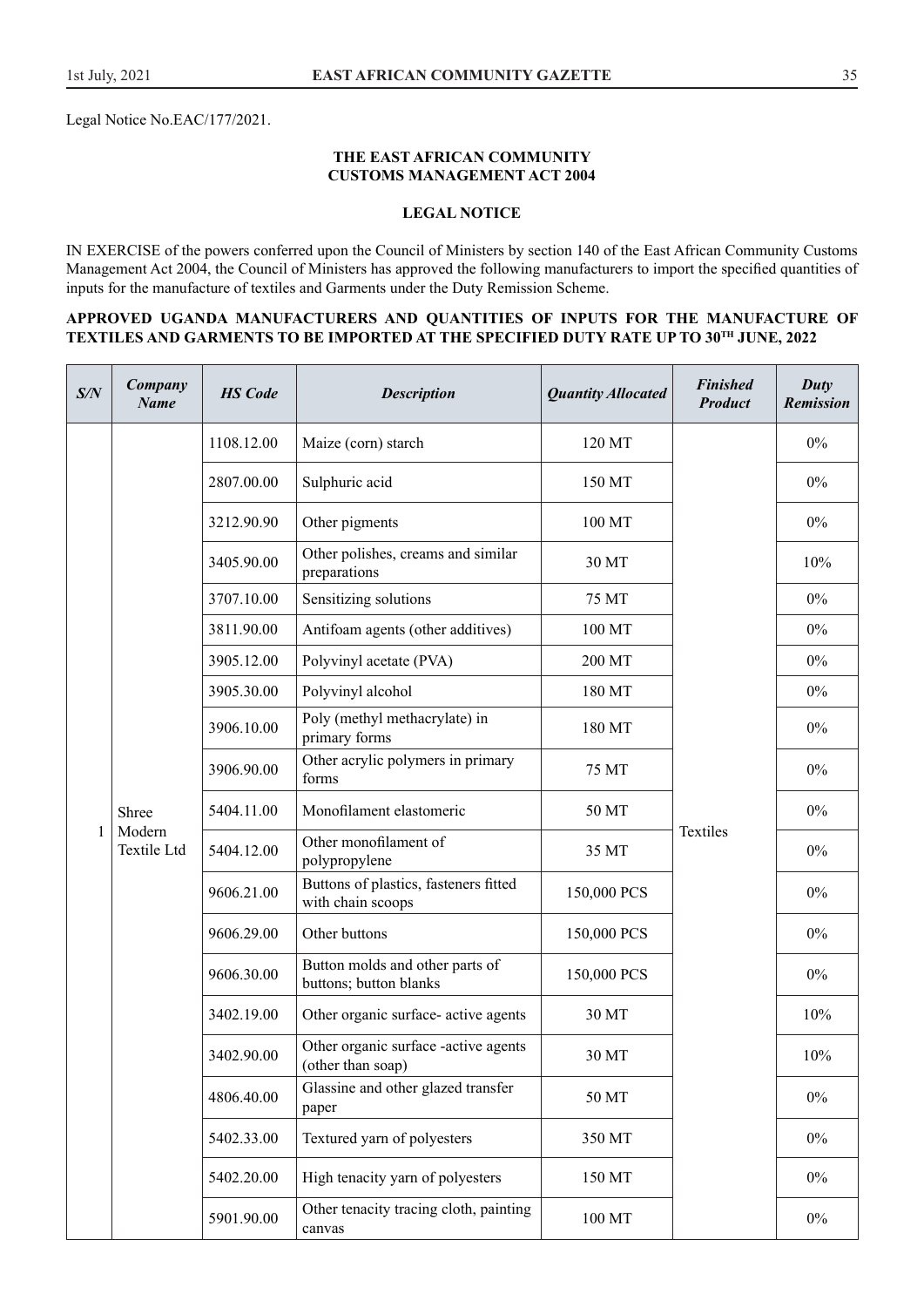Legal Notice No.EAC/177/2021.

**THE EAST AFRICAN COMMUNITY**
**CUSTOMS MANAGEMENT ACT 2004**

**LEGAL NOTICE**

IN EXERCISE of the powers conferred upon the Council of Ministers by section 140 of the East African Community Customs Management Act 2004, the Council of Ministers has approved the following manufacturers to import the specified quantities of inputs for the manufacture of textiles and Garments under the Duty Remission Scheme.

**APPROVED UGANDA MANUFACTURERS AND QUANTITIES OF INPUTS FOR THE MANUFACTURE OF TEXTILES AND GARMENTS TO BE IMPORTED AT THE SPECIFIED DUTY RATE UP TO 30TH JUNE, 2022**

| *S/N* | *Company Name* | *HS Code* | *Description* | *Quantity Allocated* | *Finished Product* | *Duty Remission* |
|---|---|---|---|---|---|---|
| 1 | Shree Modern Textile Ltd | 1108.12.00 | Maize (corn) starch | 120 MT | Textiles | 0% |
| | | 2807.00.00 | Sulphuric acid | 150 MT | | 0% |
| | | 3212.90.90 | Other pigments | 100 MT | | 0% |
| | | 3405.90.00 | Other polishes, creams and similar preparations | 30 MT | | 10% |
| | | 3707.10.00 | Sensitizing solutions | 75 MT | | 0% |
| | | 3811.90.00 | Antifoam agents (other additives) | 100 MT | | 0% |
| | | 3905.12.00 | Polyvinyl acetate (PVA) | 200 MT | | 0% |
| | | 3905.30.00 | Polyvinyl alcohol | 180 MT | | 0% |
| | | 3906.10.00 | Poly (methyl methacrylate) in primary forms | 180 MT | | 0% |
| | | 3906.90.00 | Other acrylic polymers in primary forms | 75 MT | | 0% |
| | | 5404.11.00 | Monofilament elastomeric | 50 MT | | 0% |
| | | 5404.12.00 | Other monofilament of polypropylene | 35 MT | | 0% |
| | | 9606.21.00 | Buttons of plastics, fasteners fitted with chain scoops | 150,000 PCS | | 0% |
| | | 9606.29.00 | Other buttons | 150,000 PCS | | 0% |
| | | 9606.30.00 | Button molds and other parts of buttons; button blanks | 150,000 PCS | | 0% |
| | | 3402.19.00 | Other organic surface- active agents | 30 MT | | 10% |
| | | 3402.90.00 | Other organic surface -active agents (other than soap) | 30 MT | | 10% |
| | | 4806.40.00 | Glassine and other glazed transfer paper | 50 MT | | 0% |
| | | 5402.33.00 | Textured yarn of polyesters | 350 MT | | 0% |
| | | 5402.20.00 | High tenacity yarn of polyesters | 150 MT | | 0% |
| | | 5901.90.00 | Other tenacity tracing cloth, painting canvas | 100 MT | | 0% |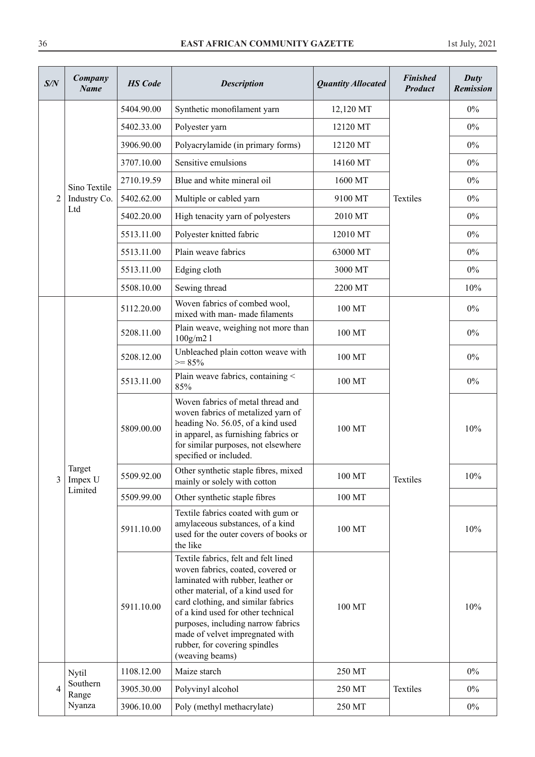| S/N | Company Name | HS Code | Description | Quantity Allocated | Finished Product | Duty Remission |
|---|---|---|---|---|---|---|
| 2 | Sino Textile Industry Co. Ltd | 5404.90.00 | Synthetic monofilament yarn | 12,120 MT | Textiles | 0% |
| | | 5402.33.00 | Polyester yarn | 12120 MT | | 0% |
| | | 3906.90.00 | Polyacrylamide (in primary forms) | 12120 MT | | 0% |
| | | 3707.10.00 | Sensitive emulsions | 14160 MT | | 0% |
| | | 2710.19.59 | Blue and white mineral oil | 1600 MT | | 0% |
| | | 5402.62.00 | Multiple or cabled yarn | 9100 MT | | 0% |
| | | 5402.20.00 | High tenacity yarn of polyesters | 2010 MT | | 0% |
| | | 5513.11.00 | Polyester knitted fabric | 12010 MT | | 0% |
| | | 5513.11.00 | Plain weave fabrics | 63000 MT | | 0% |
| | | 5513.11.00 | Edging cloth | 3000 MT | | 0% |
| | | 5508.10.00 | Sewing thread | 2200 MT | | 10% |
| 3 | Target Impex U Limited | 5112.20.00 | Woven fabrics of combed wool, mixed with man- made filaments | 100 MT | Textiles | 0% |
| | | 5208.11.00 | Plain weave, weighing not more than 100g/m2 l | 100 MT | | 0% |
| | | 5208.12.00 | Unbleached plain cotton weave with >= 85% | 100 MT | | 0% |
| | | 5513.11.00 | Plain weave fabrics, containing < 85% | 100 MT | | 0% |
| | | 5809.00.00 | Woven fabrics of metal thread and woven fabrics of metalized yarn of heading No. 56.05, of a kind used in apparel, as furnishing fabrics or for similar purposes, not elsewhere specified or included. | 100 MT | | 10% |
| | | 5509.92.00 | Other synthetic staple fibres, mixed mainly or solely with cotton | 100 MT | | 10% |
| | | 5509.99.00 | Other synthetic staple fibres | 100 MT | | |
| | | 5911.10.00 | Textile fabrics coated with gum or amylaceous substances, of a kind used for the outer covers of books or the like | 100 MT | | 10% |
| | | 5911.10.00 | Textile fabrics, felt and felt lined woven fabrics, coated, covered or laminated with rubber, leather or other material, of a kind used for card clothing, and similar fabrics of a kind used for other technical purposes, including narrow fabrics made of velvet impregnated with rubber, for covering spindles (weaving beams) | 100 MT | | 10% |
| 4 | Nytil Southern Range Nyanza | 1108.12.00 | Maize starch | 250 MT | Textiles | 0% |
| | | 3905.30.00 | Polyvinyl alcohol | 250 MT | | 0% |
| | | 3906.10.00 | Poly (methyl methacrylate) | 250 MT | | 0% |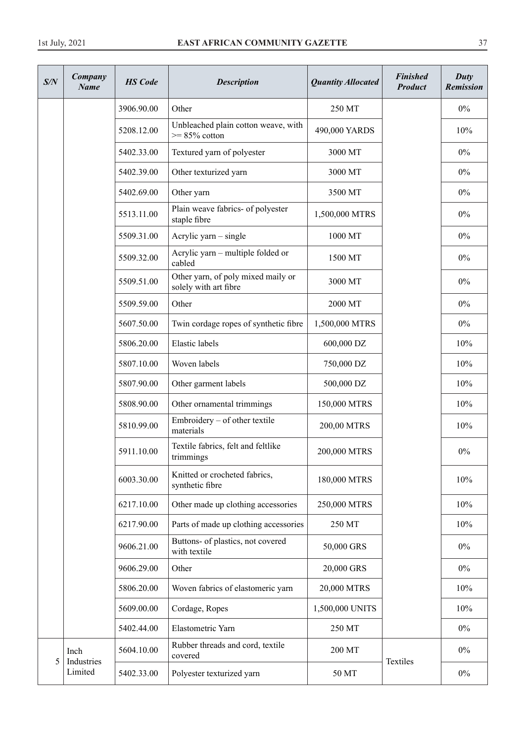| S/N | Company Name | HS Code | Description | Quantity Allocated | Finished Product | Duty Remission |
|---|---|---|---|---|---|---|
| | | 3906.90.00 | Other | 250 MT | | 0% |
| | | 5208.12.00 | Unbleached plain cotton weave, with >= 85% cotton | 490,000 YARDS | | 10% |
| | | 5402.33.00 | Textured yarn of polyester | 3000 MT | | 0% |
| | | 5402.39.00 | Other texturized yarn | 3000 MT | | 0% |
| | | 5402.69.00 | Other yarn | 3500 MT | | 0% |
| | | 5513.11.00 | Plain weave fabrics- of polyester staple fibre | 1,500,000 MTRS | | 0% |
| | | 5509.31.00 | Acrylic yarn – single | 1000 MT | | 0% |
| | | 5509.32.00 | Acrylic yarn – multiple folded or cabled | 1500 MT | | 0% |
| | | 5509.51.00 | Other yarn, of poly mixed maily or solely with art fibre | 3000 MT | | 0% |
| | | 5509.59.00 | Other | 2000 MT | | 0% |
| | | 5607.50.00 | Twin cordage ropes of synthetic fibre | 1,500,000 MTRS | | 0% |
| | | 5806.20.00 | Elastic labels | 600,000 DZ | | 10% |
| | | 5807.10.00 | Woven labels | 750,000 DZ | | 10% |
| | | 5807.90.00 | Other garment labels | 500,000 DZ | | 10% |
| | | 5808.90.00 | Other ornamental trimmings | 150,000 MTRS | | 10% |
| | | 5810.99.00 | Embroidery – of other textile materials | 200,00 MTRS | | 10% |
| | | 5911.10.00 | Textile fabrics, felt and feltlike trimmings | 200,000 MTRS | | 0% |
| | | 6003.30.00 | Knitted or crocheted fabrics, synthetic fibre | 180,000 MTRS | | 10% |
| | | 6217.10.00 | Other made up clothing accessories | 250,000 MTRS | | 10% |
| | | 6217.90.00 | Parts of made up clothing accessories | 250 MT | | 10% |
| | | 9606.21.00 | Buttons- of plastics, not covered with textile | 50,000 GRS | | 0% |
| | | 9606.29.00 | Other | 20,000 GRS | | 0% |
| | | 5806.20.00 | Woven fabrics of elastomeric yarn | 20,000 MTRS | | 10% |
| | | 5609.00.00 | Cordage, Ropes | 1,500,000 UNITS | | 10% |
| | | 5402.44.00 | Elastometric Yarn | 250 MT | | 0% |
| 5 | Inch Industries Limited | 5604.10.00 | Rubber threads and cord, textile covered | 200 MT | Textiles | 0% |
| | | 5402.33.00 | Polyester texturized yarn | 50 MT | | 0% |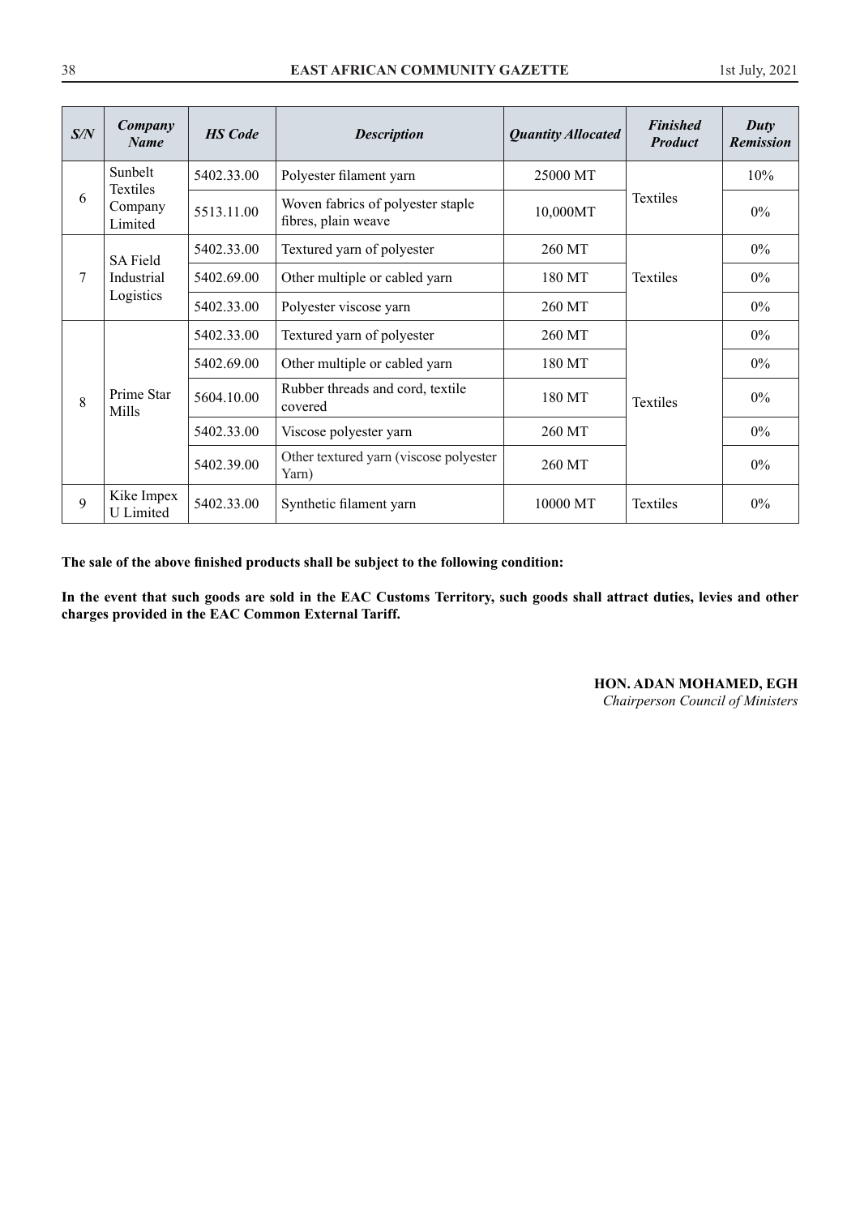| S/N | Company Name | HS Code | Description | Quantity Allocated | Finished Product | Duty Remission |
|---|---|---|---|---|---|---|
| 6 | Sunbelt Textiles Company Limited | 5402.33.00 | Polyester filament yarn | 25000 MT | Textiles | 10% |
| | | 5513.11.00 | Woven fabrics of polyester staple fibres, plain weave | 10,000MT | | 0% |
| 7 | SA Field Industrial Logistics | 5402.33.00 | Textured yarn of polyester | 260 MT | Textiles | 0% |
| | | 5402.69.00 | Other multiple or cabled yarn | 180 MT | | 0% |
| | | 5402.33.00 | Polyester viscose yarn | 260 MT | | 0% |
| 8 | Prime Star Mills | 5402.33.00 | Textured yarn of polyester | 260 MT | Textiles | 0% |
| | | 5402.69.00 | Other multiple or cabled yarn | 180 MT | | 0% |
| | | 5604.10.00 | Rubber threads and cord, textile covered | 180 MT | | 0% |
| | | 5402.33.00 | Viscose polyester yarn | 260 MT | | 0% |
| | | 5402.39.00 | Other textured yarn (viscose polyester Yarn) | 260 MT | | 0% |
| 9 | Kike Impex U Limited | 5402.33.00 | Synthetic filament yarn | 10000 MT | Textiles | 0% |

**The sale of the above finished products shall be subject to the following condition:**

**In the event that such goods are sold in the EAC Customs Territory, such goods shall attract duties, levies and other charges provided in the EAC Common External Tariff.**

**HON. ADAN MOHAMED, EGH**
*Chairperson Council of Ministers*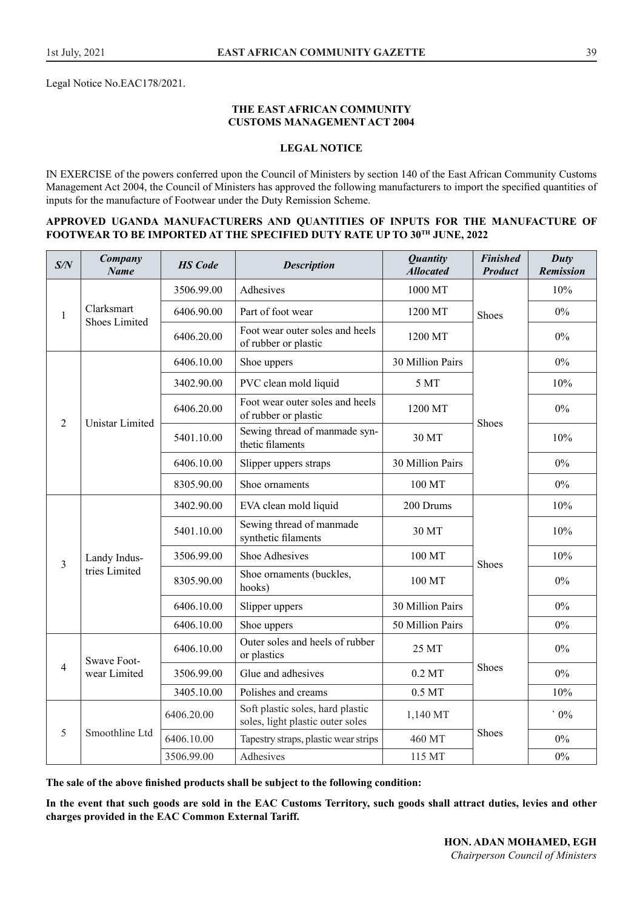Legal Notice No.EAC178/2021.

**THE EAST AFRICAN COMMUNITY**
**CUSTOMS MANAGEMENT ACT 2004**

**LEGAL NOTICE**

IN EXERCISE of the powers conferred upon the Council of Ministers by section 140 of the East African Community Customs Management Act 2004, the Council of Ministers has approved the following manufacturers to import the specified quantities of inputs for the manufacture of Footwear under the Duty Remission Scheme.

**APPROVED UGANDA MANUFACTURERS AND QUANTITIES OF INPUTS FOR THE MANUFACTURE OF FOOTWEAR TO BE IMPORTED AT THE SPECIFIED DUTY RATE UP TO 30TH JUNE, 2022**

| *S/N* | *Company Name* | *HS Code* | *Description* | *Quantity Allocated* | *Finished Product* | *Duty Remission* |
|---|---|---|---|---|---|---|
| 1 | Clarksmart Shoes Limited | 3506.99.00 | Adhesives | 1000 MT | Shoes | 10% |
| | | 6406.90.00 | Part of foot wear | 1200 MT | | 0% |
| | | 6406.20.00 | Foot wear outer soles and heels of rubber or plastic | 1200 MT | | 0% |
| 2 | Unistar Limited | 6406.10.00 | Shoe uppers | 30 Million Pairs | Shoes | 0% |
| | | 3402.90.00 | PVC clean mold liquid | 5 MT | | 10% |
| | | 6406.20.00 | Foot wear outer soles and heels of rubber or plastic | 1200 MT | | 0% |
| | | 5401.10.00 | Sewing thread of manmade synthetic filaments | 30 MT | | 10% |
| | | 6406.10.00 | Slipper uppers straps | 30 Million Pairs | | 0% |
| | | 8305.90.00 | Shoe ornaments | 100 MT | | 0% |
| 3 | Landy Industries Limited | 3402.90.00 | EVA clean mold liquid | 200 Drums | Shoes | 10% |
| | | 5401.10.00 | Sewing thread of manmade synthetic filaments | 30 MT | | 10% |
| | | 3506.99.00 | Shoe Adhesives | 100 MT | | 10% |
| | | 8305.90.00 | Shoe ornaments (buckles, hooks) | 100 MT | | 0% |
| | | 6406.10.00 | Slipper uppers | 30 Million Pairs | | 0% |
| | | 6406.10.00 | Shoe uppers | 50 Million Pairs | | 0% |
| 4 | Swave Footwear Limited | 6406.10.00 | Outer soles and heels of rubber or plastics | 25 MT | Shoes | 0% |
| | | 3506.99.00 | Glue and adhesives | 0.2 MT | | 0% |
| | | 3405.10.00 | Polishes and creams | 0.5 MT | | 10% |
| 5 | Smoothline Ltd | 6406.20.00 | Soft plastic soles, hard plastic soles, light plastic outer soles | 1,140 MT | Shoes | ` 0% |
| | | 6406.10.00 | Tapestry straps, plastic wear strips | 460 MT | | 0% |
| | | 3506.99.00 | Adhesives | 115 MT | | 0% |

**The sale of the above finished products shall be subject to the following condition:**

**In the event that such goods are sold in the EAC Customs Territory, such goods shall attract duties, levies and other charges provided in the EAC Common External Tariff.**

**HON. ADAN MOHAMED, EGH**
*Chairperson Council of Ministers*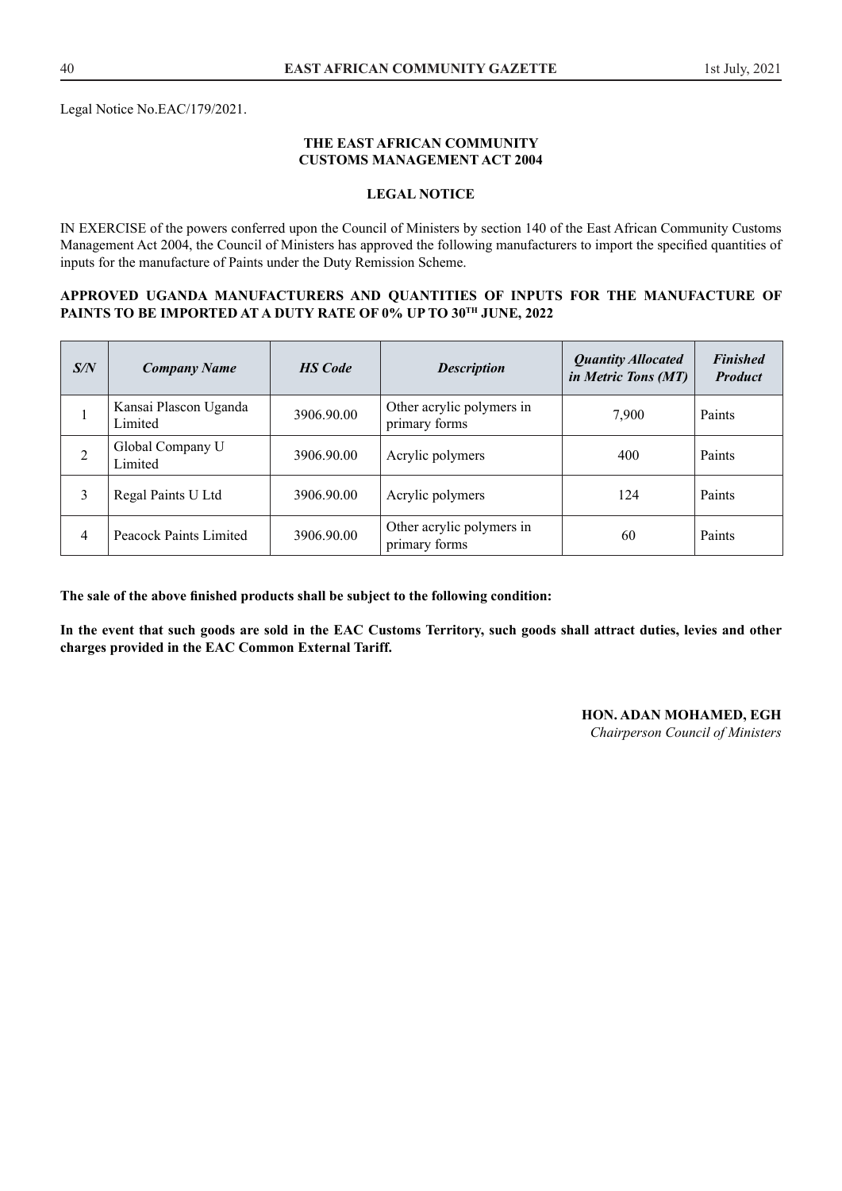Legal Notice No.EAC/179/2021.

**THE EAST AFRICAN COMMUNITY**
**CUSTOMS MANAGEMENT ACT 2004**

**LEGAL NOTICE**

IN EXERCISE of the powers conferred upon the Council of Ministers by section 140 of the East African Community Customs Management Act 2004, the Council of Ministers has approved the following manufacturers to import the specified quantities of inputs for the manufacture of Paints under the Duty Remission Scheme.

**APPROVED UGANDA MANUFACTURERS AND QUANTITIES OF INPUTS FOR THE MANUFACTURE OF PAINTS TO BE IMPORTED AT A DUTY RATE OF 0% UP TO 30TH JUNE, 2022**

| *S/N* | *Company Name* | *HS Code* | *Description* | *Quantity Allocated in Metric Tons (MT)* | *Finished Product* |
|---|---|---|---|---|---|
| 1 | Kansai Plascon Uganda Limited | 3906.90.00 | Other acrylic polymers in primary forms | 7,900 | Paints |
| 2 | Global Company U Limited | 3906.90.00 | Acrylic polymers | 400 | Paints |
| 3 | Regal Paints U Ltd | 3906.90.00 | Acrylic polymers | 124 | Paints |
| 4 | Peacock Paints Limited | 3906.90.00 | Other acrylic polymers in primary forms | 60 | Paints |

**The sale of the above finished products shall be subject to the following condition:**

**In the event that such goods are sold in the EAC Customs Territory, such goods shall attract duties, levies and other charges provided in the EAC Common External Tariff.**

**HON. ADAN MOHAMED, EGH**
*Chairperson Council of Ministers*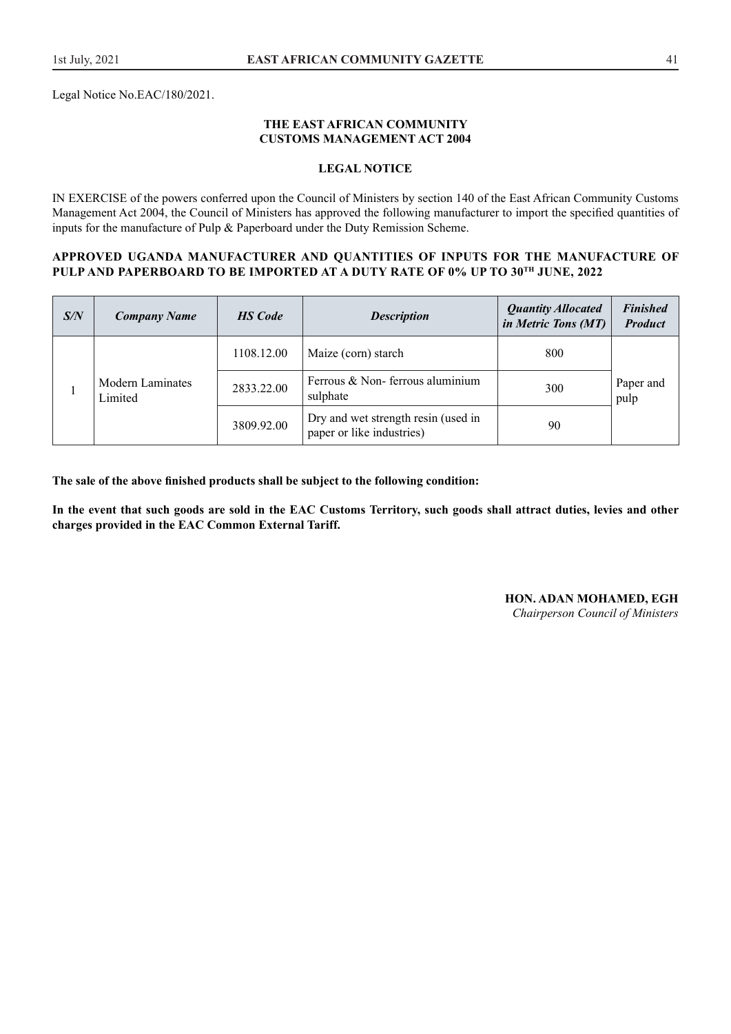Legal Notice No.EAC/180/2021.

**THE EAST AFRICAN COMMUNITY**
**CUSTOMS MANAGEMENT ACT 2004**

**LEGAL NOTICE**

IN EXERCISE of the powers conferred upon the Council of Ministers by section 140 of the East African Community Customs Management Act 2004, the Council of Ministers has approved the following manufacturer to import the specified quantities of inputs for the manufacture of Pulp & Paperboard under the Duty Remission Scheme.

**APPROVED UGANDA MANUFACTURER AND QUANTITIES OF INPUTS FOR THE MANUFACTURE OF PULP AND PAPERBOARD TO BE IMPORTED AT A DUTY RATE OF 0% UP TO 30TH JUNE, 2022**

| *S/N* | *Company Name* | *HS Code* | *Description* | *Quantity Allocated in Metric Tons (MT)* | *Finished Product* |
|---|---|---|---|---|---|
| 1 | Modern Laminates Limited | 1108.12.00 | Maize (corn) starch | 800 | Paper and pulp |
| | | 2833.22.00 | Ferrous & Non- ferrous aluminium sulphate | 300 | |
| | | 3809.92.00 | Dry and wet strength resin (used in paper or like industries) | 90 | |

**The sale of the above finished products shall be subject to the following condition:**

**In the event that such goods are sold in the EAC Customs Territory, such goods shall attract duties, levies and other charges provided in the EAC Common External Tariff.**

**HON. ADAN MOHAMED, EGH**
*Chairperson Council of Ministers*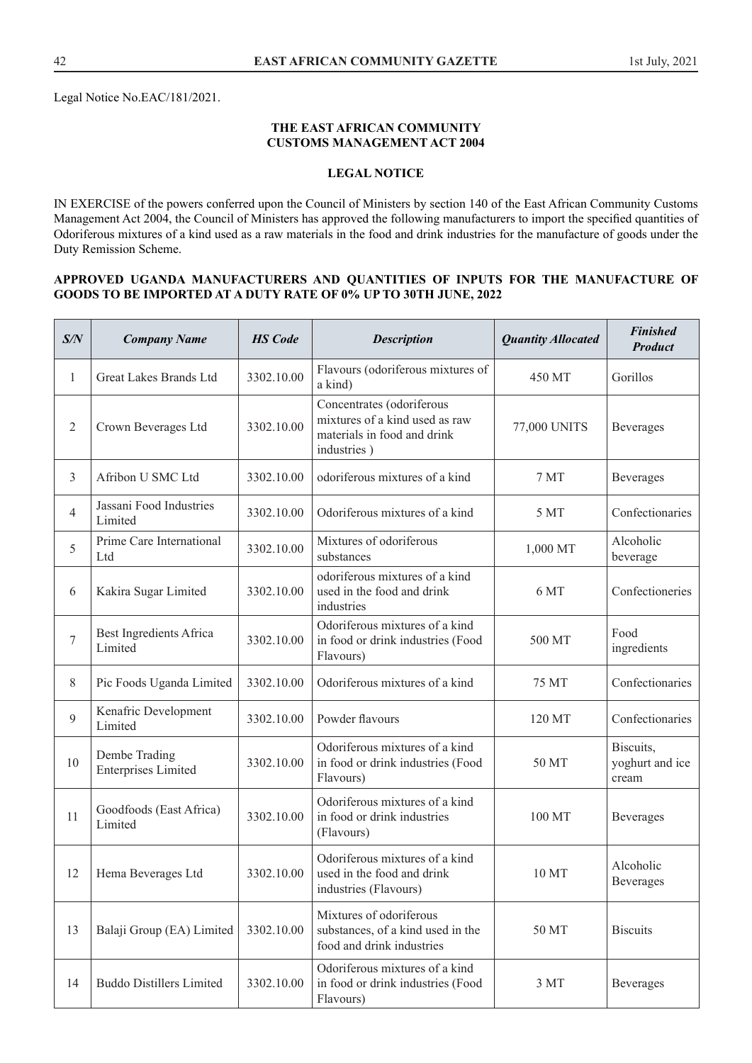Legal Notice No.EAC/181/2021.

**THE EAST AFRICAN COMMUNITY**
**CUSTOMS MANAGEMENT ACT 2004**

**LEGAL NOTICE**

IN EXERCISE of the powers conferred upon the Council of Ministers by section 140 of the East African Community Customs Management Act 2004, the Council of Ministers has approved the following manufacturers to import the specified quantities of Odoriferous mixtures of a kind used as a raw materials in the food and drink industries for the manufacture of goods under the Duty Remission Scheme.

**APPROVED UGANDA MANUFACTURERS AND QUANTITIES OF INPUTS FOR THE MANUFACTURE OF GOODS TO BE IMPORTED AT A DUTY RATE OF 0% UP TO 30TH JUNE, 2022**

| *S/N* | *Company Name* | *HS Code* | *Description* | *Quantity Allocated* | *Finished Product* |
|---|---|---|---|---|---|
| 1 | Great Lakes Brands Ltd | 3302.10.00 | Flavours (odoriferous mixtures of a kind) | 450 MT | Gorillos |
| 2 | Crown Beverages Ltd | 3302.10.00 | Concentrates (odoriferous mixtures of a kind used as raw materials in food and drink industries ) | 77,000 UNITS | Beverages |
| 3 | Afribon U SMC Ltd | 3302.10.00 | odoriferous mixtures of a kind | 7 MT | Beverages |
| 4 | Jassani Food Industries Limited | 3302.10.00 | Odoriferous mixtures of a kind | 5 MT | Confectionaries |
| 5 | Prime Care International Ltd | 3302.10.00 | Mixtures of odoriferous substances | 1,000 MT | Alcoholic beverage |
| 6 | Kakira Sugar Limited | 3302.10.00 | odoriferous mixtures of a kind used in the food and drink industries | 6 MT | Confectioneries |
| 7 | Best Ingredients Africa Limited | 3302.10.00 | Odoriferous mixtures of a kind in food or drink industries (Food Flavours) | 500 MT | Food ingredients |
| 8 | Pic Foods Uganda Limited | 3302.10.00 | Odoriferous mixtures of a kind | 75 MT | Confectionaries |
| 9 | Kenafric Development Limited | 3302.10.00 | Powder flavours | 120 MT | Confectionaries |
| 10 | Dembe Trading Enterprises Limited | 3302.10.00 | Odoriferous mixtures of a kind in food or drink industries (Food Flavours) | 50 MT | Biscuits, yoghurt and ice cream |
| 11 | Goodfoods (East Africa) Limited | 3302.10.00 | Odoriferous mixtures of a kind in food or drink industries (Flavours) | 100 MT | Beverages |
| 12 | Hema Beverages Ltd | 3302.10.00 | Odoriferous mixtures of a kind used in the food and drink industries (Flavours) | 10 MT | Alcoholic Beverages |
| 13 | Balaji Group (EA) Limited | 3302.10.00 | Mixtures of odoriferous substances, of a kind used in the food and drink industries | 50 MT | Biscuits |
| 14 | Buddo Distillers Limited | 3302.10.00 | Odoriferous mixtures of a kind in food or drink industries (Food Flavours) | 3 MT | Beverages |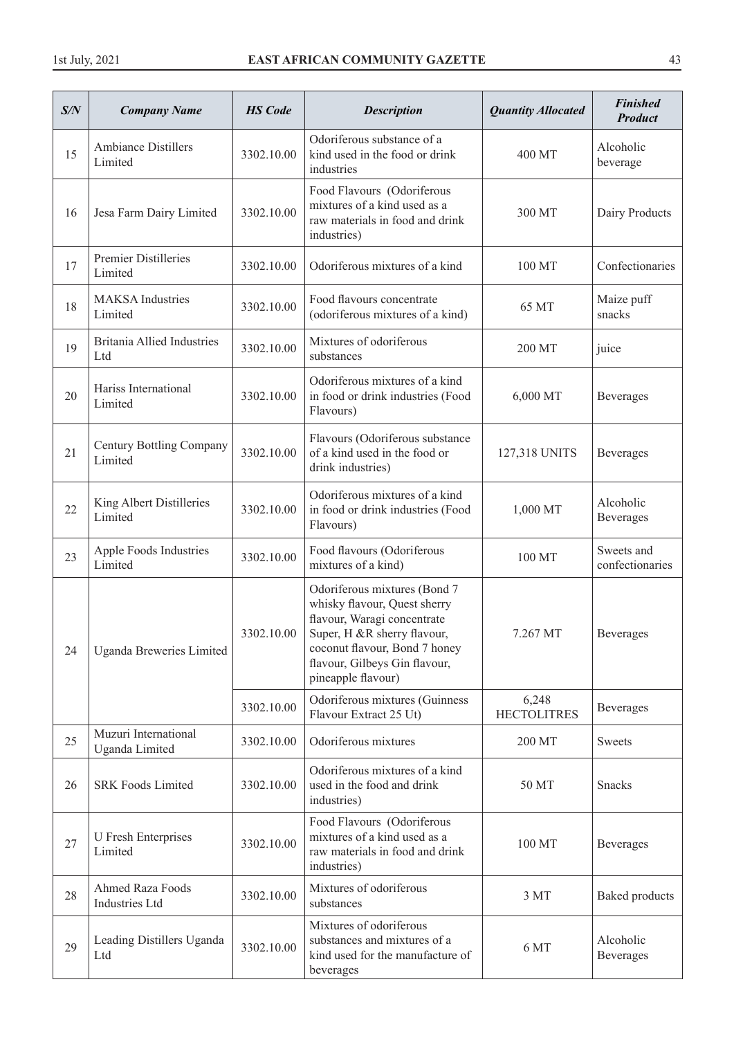| S/N | Company Name | HS Code | Description | Quantity Allocated | Finished Product |
|---|---|---|---|---|---|
| 15 | Ambiance Distillers Limited | 3302.10.00 | Odoriferous substance of a kind used in the food or drink industries | 400 MT | Alcoholic beverage |
| 16 | Jesa Farm Dairy Limited | 3302.10.00 | Food Flavours (Odoriferous mixtures of a kind used as a raw materials in food and drink industries) | 300 MT | Dairy Products |
| 17 | Premier Distilleries Limited | 3302.10.00 | Odoriferous mixtures of a kind | 100 MT | Confectionaries |
| 18 | MAKSA Industries Limited | 3302.10.00 | Food flavours concentrate (odoriferous mixtures of a kind) | 65 MT | Maize puff snacks |
| 19 | Britania Allied Industries Ltd | 3302.10.00 | Mixtures of odoriferous substances | 200 MT | juice |
| 20 | Hariss International Limited | 3302.10.00 | Odoriferous mixtures of a kind in food or drink industries (Food Flavours) | 6,000 MT | Beverages |
| 21 | Century Bottling Company Limited | 3302.10.00 | Flavours (Odoriferous substance of a kind used in the food or drink industries) | 127,318 UNITS | Beverages |
| 22 | King Albert Distilleries Limited | 3302.10.00 | Odoriferous mixtures of a kind in food or drink industries (Food Flavours) | 1,000 MT | Alcoholic Beverages |
| 23 | Apple Foods Industries Limited | 3302.10.00 | Food flavours (Odoriferous mixtures of a kind) | 100 MT | Sweets and confectionaries |
| 24 | Uganda Breweries Limited | 3302.10.00 | Odoriferous mixtures (Bond 7 whisky flavour, Quest sherry flavour, Waragi concentrate Super, H &R sherry flavour, coconut flavour, Bond 7 honey flavour, Gilbeys Gin flavour, pineapple flavour) | 7.267 MT | Beverages |
| | | 3302.10.00 | Odoriferous mixtures (Guinness Flavour Extract 25 Ut) | 6,248 HECTOLITRES | Beverages |
| 25 | Muzuri International Uganda Limited | 3302.10.00 | Odoriferous mixtures | 200 MT | Sweets |
| 26 | SRK Foods Limited | 3302.10.00 | Odoriferous mixtures of a kind used in the food and drink industries) | 50 MT | Snacks |
| 27 | U Fresh Enterprises Limited | 3302.10.00 | Food Flavours (Odoriferous mixtures of a kind used as a raw materials in food and drink industries) | 100 MT | Beverages |
| 28 | Ahmed Raza Foods Industries Ltd | 3302.10.00 | Mixtures of odoriferous substances | 3 MT | Baked products |
| 29 | Leading Distillers Uganda Ltd | 3302.10.00 | Mixtures of odoriferous substances and mixtures of a kind used for the manufacture of beverages | 6 MT | Alcoholic Beverages |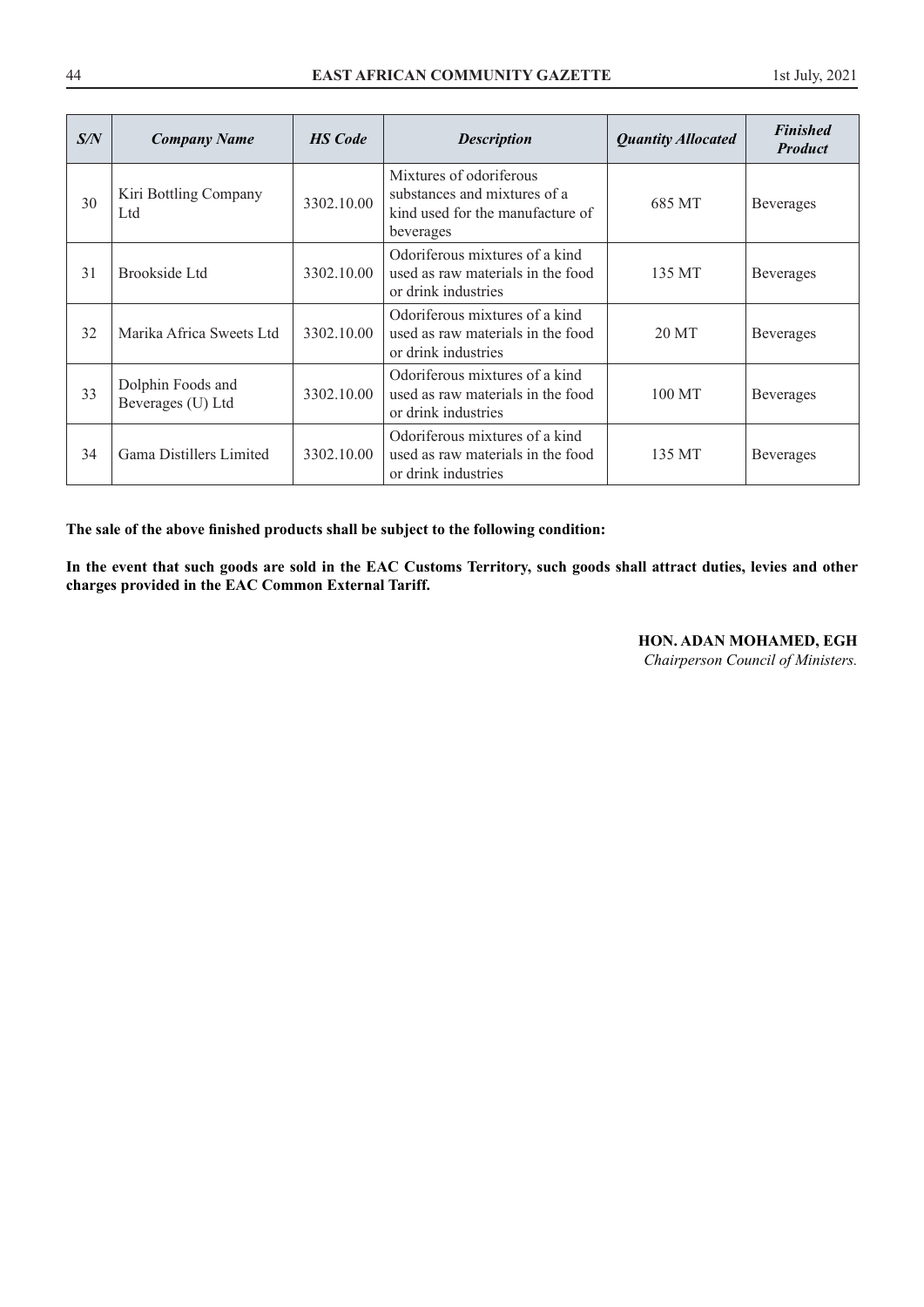| *S/N* | *Company Name* | *HS Code* | *Description* | *Quantity Allocated* | *Finished Product* |
|---|---|---|---|---|---|
| 30 | Kiri Bottling Company Ltd | 3302.10.00 | Mixtures of odoriferous substances and mixtures of a kind used for the manufacture of beverages | 685 MT | Beverages |
| 31 | Brookside Ltd | 3302.10.00 | Odoriferous mixtures of a kind used as raw materials in the food or drink industries | 135 MT | Beverages |
| 32 | Marika Africa Sweets Ltd | 3302.10.00 | Odoriferous mixtures of a kind used as raw materials in the food or drink industries | 20 MT | Beverages |
| 33 | Dolphin Foods and Beverages (U) Ltd | 3302.10.00 | Odoriferous mixtures of a kind used as raw materials in the food or drink industries | 100 MT | Beverages |
| 34 | Gama Distillers Limited | 3302.10.00 | Odoriferous mixtures of a kind used as raw materials in the food or drink industries | 135 MT | Beverages |

**The sale of the above finished products shall be subject to the following condition:**

**In the event that such goods are sold in the EAC Customs Territory, such goods shall attract duties, levies and other charges provided in the EAC Common External Tariff.**

**HON. ADAN MOHAMED, EGH**
*Chairperson Council of Ministers.*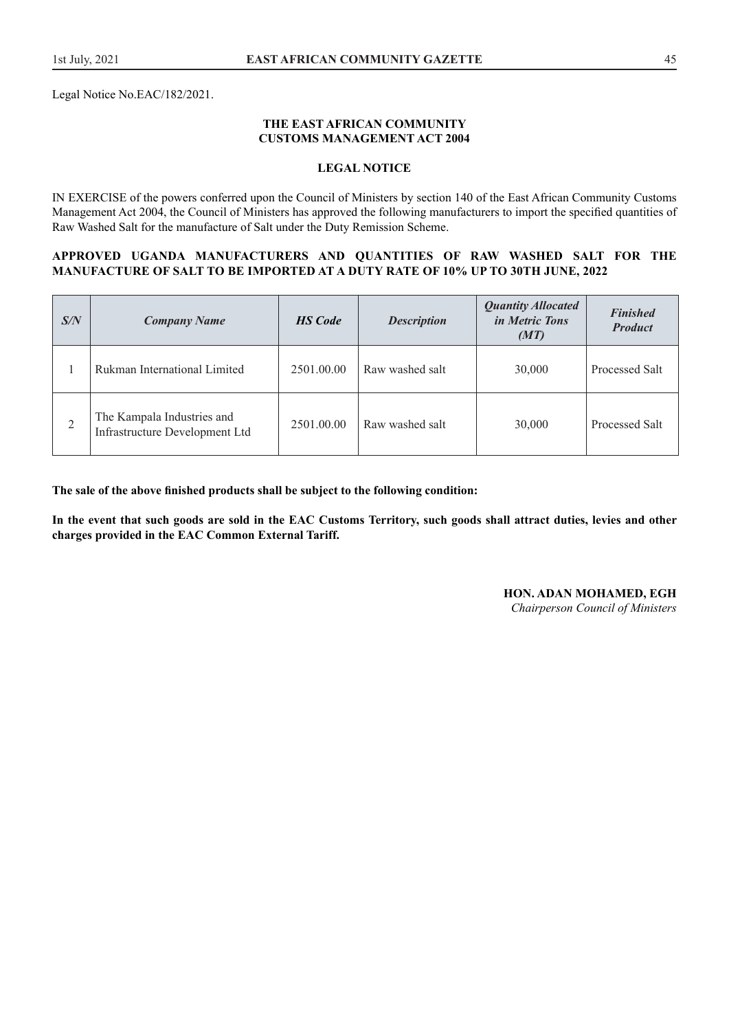Legal Notice No.EAC/182/2021.

**THE EAST AFRICAN COMMUNITY**
**CUSTOMS MANAGEMENT ACT 2004**

**LEGAL NOTICE**

IN EXERCISE of the powers conferred upon the Council of Ministers by section 140 of the East African Community Customs Management Act 2004, the Council of Ministers has approved the following manufacturers to import the specified quantities of Raw Washed Salt for the manufacture of Salt under the Duty Remission Scheme.

**APPROVED UGANDA MANUFACTURERS AND QUANTITIES OF RAW WASHED SALT FOR THE MANUFACTURE OF SALT TO BE IMPORTED AT A DUTY RATE OF 10% UP TO 30TH JUNE, 2022**

| ***S/N*** | ***Company Name*** | ***HS Code*** | ***Description*** | ***Quantity Allocated in Metric Tons (MT)*** | ***Finished Product*** |
|---|---|---|---|---|---|
| 1 | Rukman International Limited | 2501.00.00 | Raw washed salt | 30,000 | Processed Salt |
| 2 | The Kampala Industries and Infrastructure Development Ltd | 2501.00.00 | Raw washed salt | 30,000 | Processed Salt |

**The sale of the above finished products shall be subject to the following condition:**

**In the event that such goods are sold in the EAC Customs Territory, such goods shall attract duties, levies and other charges provided in the EAC Common External Tariff.**

**HON. ADAN MOHAMED, EGH**
*Chairperson Council of Ministers*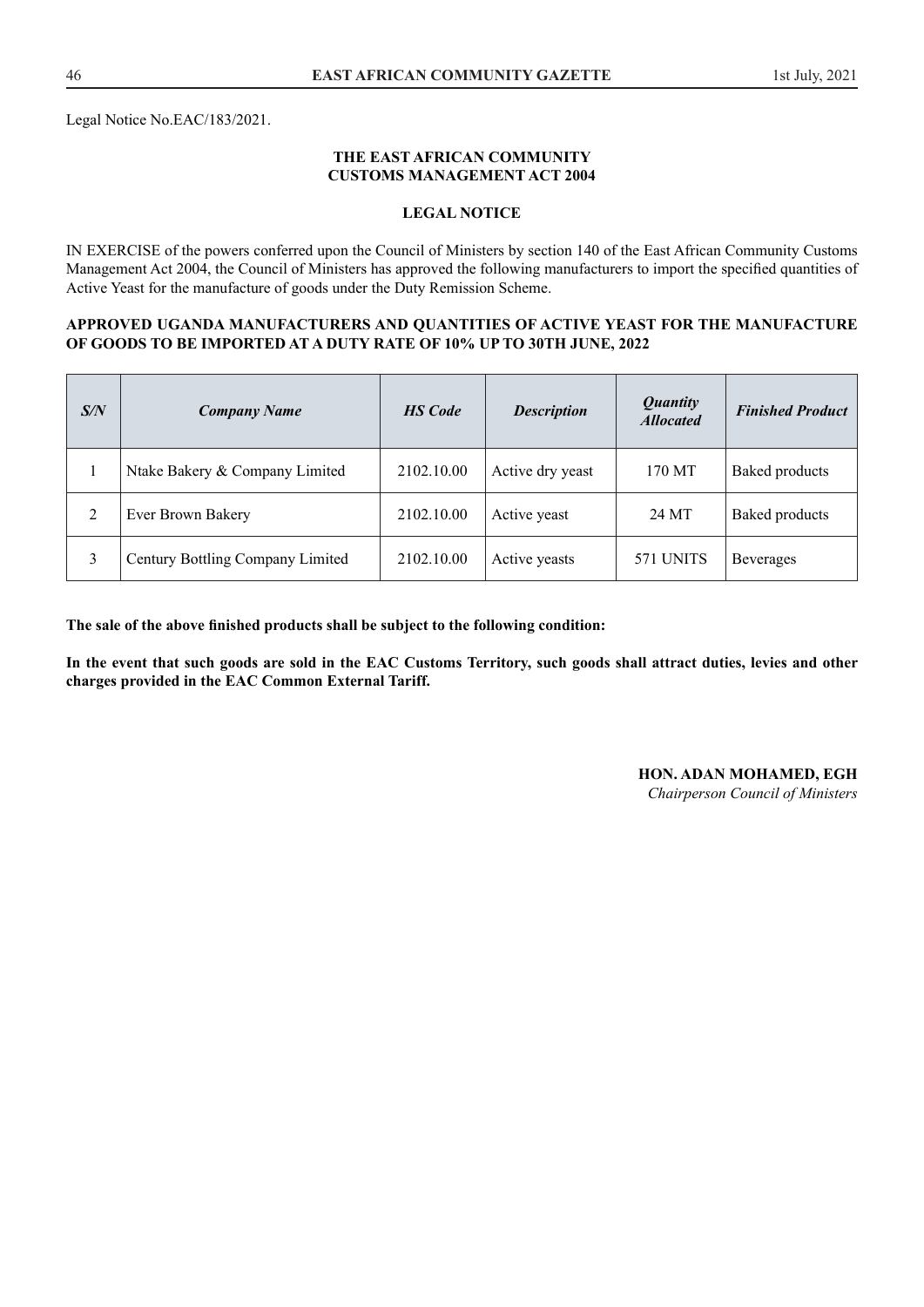Legal Notice No.EAC/183/2021.

**THE EAST AFRICAN COMMUNITY**
**CUSTOMS MANAGEMENT ACT 2004**

**LEGAL NOTICE**

IN EXERCISE of the powers conferred upon the Council of Ministers by section 140 of the East African Community Customs Management Act 2004, the Council of Ministers has approved the following manufacturers to import the specified quantities of Active Yeast for the manufacture of goods under the Duty Remission Scheme.

**APPROVED UGANDA MANUFACTURERS AND QUANTITIES OF ACTIVE YEAST FOR THE MANUFACTURE OF GOODS TO BE IMPORTED AT A DUTY RATE OF 10% UP TO 30TH JUNE, 2022**

| ***S/N*** | ***Company Name*** | ***HS Code*** | ***Description*** | ***Quantity Allocated*** | ***Finished Product*** |
|---|---|---|---|---|---|
| 1 | Ntake Bakery & Company Limited | 2102.10.00 | Active dry yeast | 170 MT | Baked products |
| 2 | Ever Brown Bakery | 2102.10.00 | Active yeast | 24 MT | Baked products |
| 3 | Century Bottling Company Limited | 2102.10.00 | Active yeasts | 571 UNITS | Beverages |

**The sale of the above finished products shall be subject to the following condition:**

**In the event that such goods are sold in the EAC Customs Territory, such goods shall attract duties, levies and other charges provided in the EAC Common External Tariff.**

**HON. ADAN MOHAMED, EGH**
*Chairperson Council of Ministers*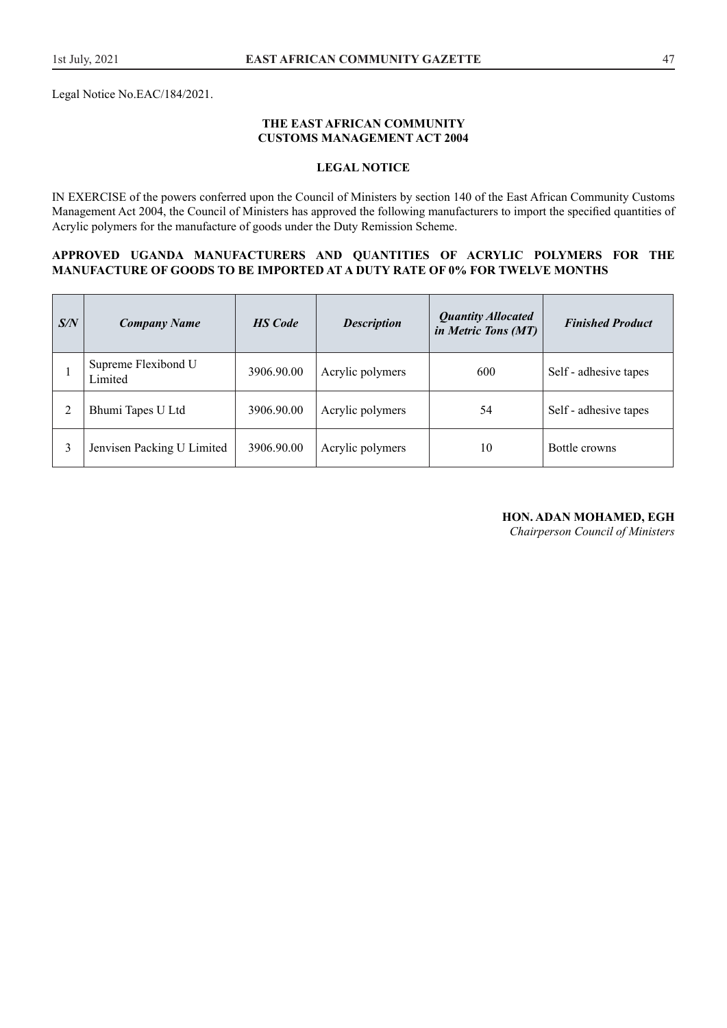Legal Notice No.EAC/184/2021.

**THE EAST AFRICAN COMMUNITY**
**CUSTOMS MANAGEMENT ACT 2004**

**LEGAL NOTICE**

IN EXERCISE of the powers conferred upon the Council of Ministers by section 140 of the East African Community Customs Management Act 2004, the Council of Ministers has approved the following manufacturers to import the specified quantities of Acrylic polymers for the manufacture of goods under the Duty Remission Scheme.

**APPROVED UGANDA MANUFACTURERS AND QUANTITIES OF ACRYLIC POLYMERS FOR THE MANUFACTURE OF GOODS TO BE IMPORTED AT A DUTY RATE OF 0% FOR TWELVE MONTHS**

| *S/N* | *Company Name* | *HS Code* | *Description* | *Quantity Allocated in Metric Tons (MT)* | *Finished Product* |
|---|---|---|---|---|---|
| 1 | Supreme Flexibond U Limited | 3906.90.00 | Acrylic polymers | 600 | Self - adhesive tapes |
| 2 | Bhumi Tapes U Ltd | 3906.90.00 | Acrylic polymers | 54 | Self - adhesive tapes |
| 3 | Jenvisen Packing U Limited | 3906.90.00 | Acrylic polymers | 10 | Bottle crowns |

**HON. ADAN MOHAMED, EGH**
*Chairperson Council of Ministers*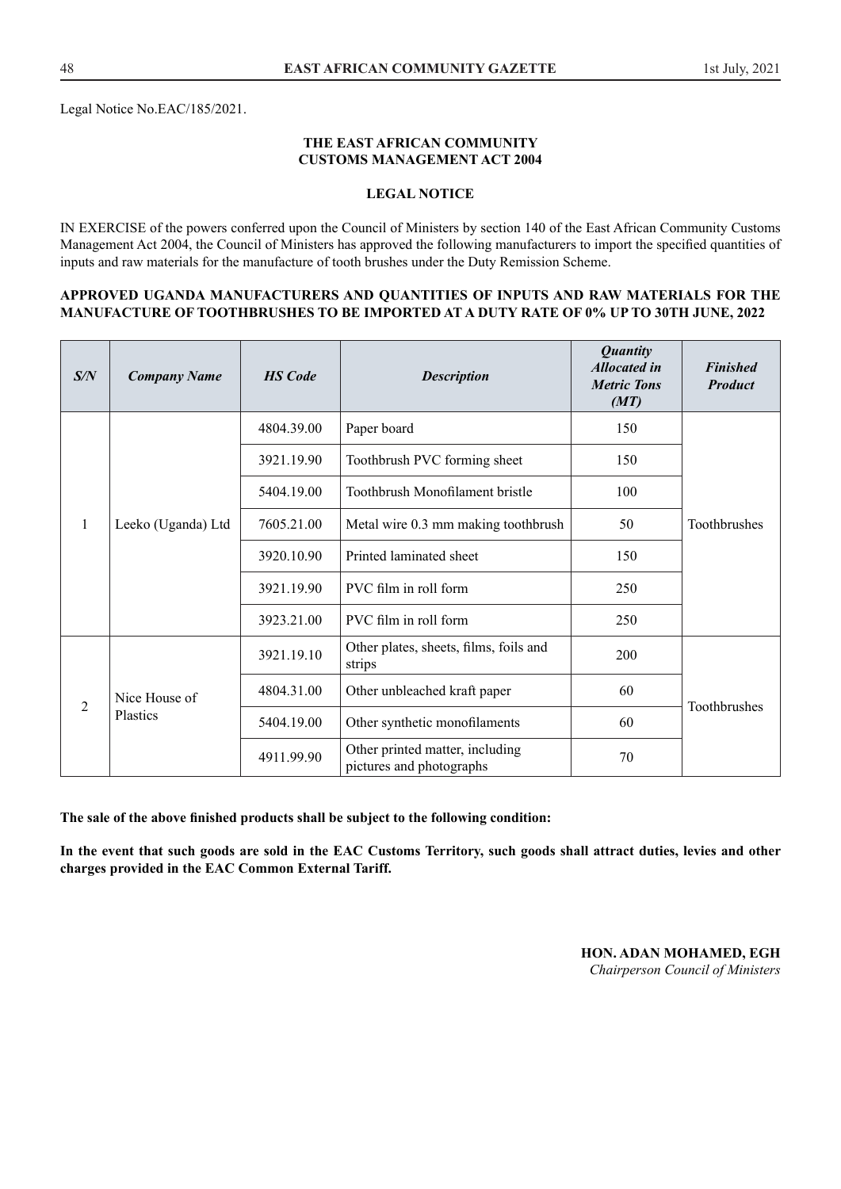Legal Notice No.EAC/185/2021.

**THE EAST AFRICAN COMMUNITY**
**CUSTOMS MANAGEMENT ACT 2004**

**LEGAL NOTICE**

IN EXERCISE of the powers conferred upon the Council of Ministers by section 140 of the East African Community Customs Management Act 2004, the Council of Ministers has approved the following manufacturers to import the specified quantities of inputs and raw materials for the manufacture of tooth brushes under the Duty Remission Scheme.

**APPROVED UGANDA MANUFACTURERS AND QUANTITIES OF INPUTS AND RAW MATERIALS FOR THE MANUFACTURE OF TOOTHBRUSHES TO BE IMPORTED AT A DUTY RATE OF 0% UP TO 30TH JUNE, 2022**

| *S/N* | *Company Name* | *HS Code* | *Description* | *Quantity Allocated in Metric Tons (MT)* | *Finished Product* |
|---|---|---|---|---|---|
| 1 | Leeko (Uganda) Ltd | 4804.39.00 | Paper board | 150 | Toothbrushes |
| | | 3921.19.90 | Toothbrush PVC forming sheet | 150 | |
| | | 5404.19.00 | Toothbrush Monofilament bristle | 100 | |
| | | 7605.21.00 | Metal wire 0.3 mm making toothbrush | 50 | |
| | | 3920.10.90 | Printed laminated sheet | 150 | |
| | | 3921.19.90 | PVC film in roll form | 250 | |
| | | 3923.21.00 | PVC film in roll form | 250 | |
| 2 | Nice House of Plastics | 3921.19.10 | Other plates, sheets, films, foils and strips | 200 | Toothbrushes |
| | | 4804.31.00 | Other unbleached kraft paper | 60 | |
| | | 5404.19.00 | Other synthetic monofilaments | 60 | |
| | | 4911.99.90 | Other printed matter, including pictures and photographs | 70 | |

**The sale of the above finished products shall be subject to the following condition:**

**In the event that such goods are sold in the EAC Customs Territory, such goods shall attract duties, levies and other charges provided in the EAC Common External Tariff.**

**HON. ADAN MOHAMED, EGH**
*Chairperson Council of Ministers*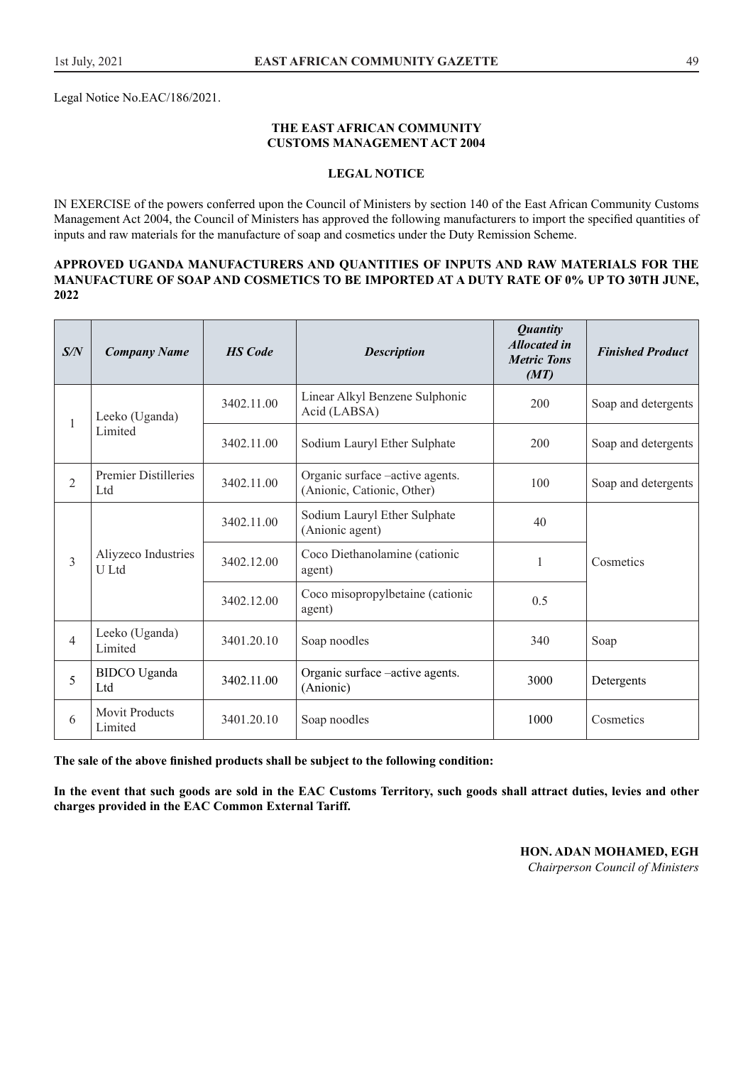Legal Notice No.EAC/186/2021.

**THE EAST AFRICAN COMMUNITY**
**CUSTOMS MANAGEMENT ACT 2004**

**LEGAL NOTICE**

IN EXERCISE of the powers conferred upon the Council of Ministers by section 140 of the East African Community Customs Management Act 2004, the Council of Ministers has approved the following manufacturers to import the specified quantities of inputs and raw materials for the manufacture of soap and cosmetics under the Duty Remission Scheme.

**APPROVED UGANDA MANUFACTURERS AND QUANTITIES OF INPUTS AND RAW MATERIALS FOR THE MANUFACTURE OF SOAP AND COSMETICS TO BE IMPORTED AT A DUTY RATE OF 0% UP TO 30TH JUNE, 2022**

| ***S/N*** | ***Company Name*** | ***HS Code*** | ***Description*** | ***Quantity Allocated in Metric Tons (MT)*** | ***Finished Product*** |
|---|---|---|---|---|---|
| 1 | Leeko (Uganda) Limited | 3402.11.00 | Linear Alkyl Benzene Sulphonic Acid (LABSA) | 200 | Soap and detergents |
| | | 3402.11.00 | Sodium Lauryl Ether Sulphate | 200 | Soap and detergents |
| 2 | Premier Distilleries Ltd | 3402.11.00 | Organic surface –active agents. (Anionic, Cationic, Other) | 100 | Soap and detergents |
| 3 | Aliyzeco Industries U Ltd | 3402.11.00 | Sodium Lauryl Ether Sulphate (Anionic agent) | 40 | Cosmetics |
| | | 3402.12.00 | Coco Diethanolamine (cationic agent) | 1 | |
| | | 3402.12.00 | Coco misopropylbetaine (cationic agent) | 0.5 | |
| 4 | Leeko (Uganda) Limited | 3401.20.10 | Soap noodles | 340 | Soap |
| 5 | BIDCO Uganda Ltd | 3402.11.00 | Organic surface –active agents. (Anionic) | 3000 | Detergents |
| 6 | Movit Products Limited | 3401.20.10 | Soap noodles | 1000 | Cosmetics |

**The sale of the above finished products shall be subject to the following condition:**

**In the event that such goods are sold in the EAC Customs Territory, such goods shall attract duties, levies and other charges provided in the EAC Common External Tariff.**

**HON. ADAN MOHAMED, EGH**
*Chairperson Council of Ministers*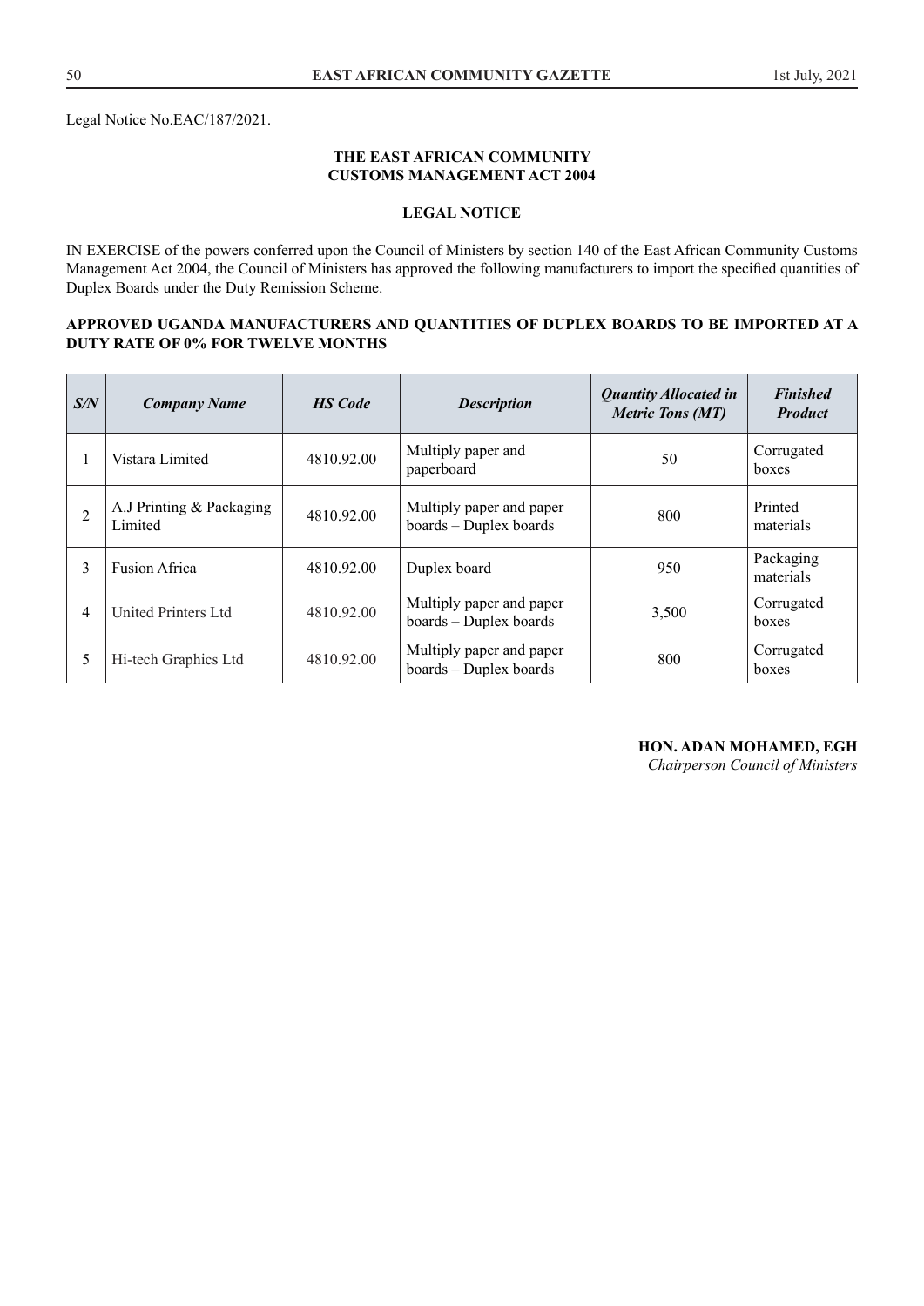Legal Notice No.EAC/187/2021.

**THE EAST AFRICAN COMMUNITY**
**CUSTOMS MANAGEMENT ACT 2004**

**LEGAL NOTICE**

IN EXERCISE of the powers conferred upon the Council of Ministers by section 140 of the East African Community Customs Management Act 2004, the Council of Ministers has approved the following manufacturers to import the specified quantities of Duplex Boards under the Duty Remission Scheme.

**APPROVED UGANDA MANUFACTURERS AND QUANTITIES OF DUPLEX BOARDS TO BE IMPORTED AT A DUTY RATE OF 0% FOR TWELVE MONTHS**

| *S/N* | *Company Name* | *HS Code* | *Description* | *Quantity Allocated in Metric Tons (MT)* | *Finished Product* |
|---|---|---|---|---|---|
| 1 | Vistara Limited | 4810.92.00 | Multiply paper and paperboard | 50 | Corrugated boxes |
| 2 | A.J Printing & Packaging Limited | 4810.92.00 | Multiply paper and paper boards – Duplex boards | 800 | Printed materials |
| 3 | Fusion Africa | 4810.92.00 | Duplex board | 950 | Packaging materials |
| 4 | United Printers Ltd | 4810.92.00 | Multiply paper and paper boards – Duplex boards | 3,500 | Corrugated boxes |
| 5 | Hi-tech Graphics Ltd | 4810.92.00 | Multiply paper and paper boards – Duplex boards | 800 | Corrugated boxes |

**HON. ADAN MOHAMED, EGH**
*Chairperson Council of Ministers*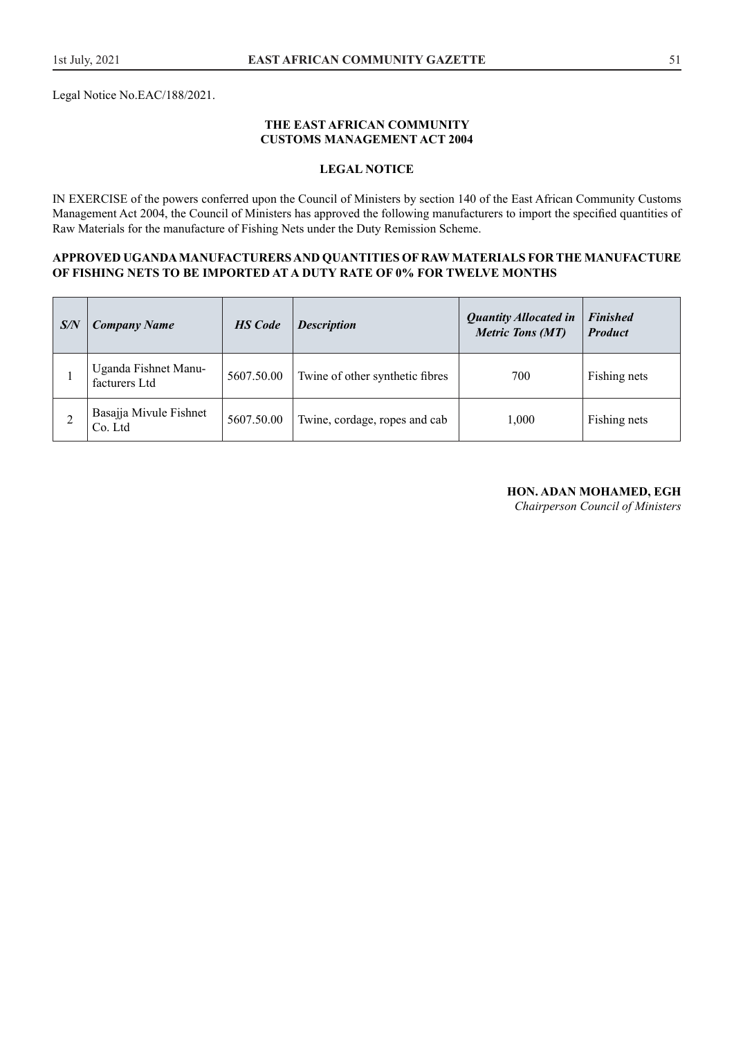Legal Notice No.EAC/188/2021.

**THE EAST AFRICAN COMMUNITY**
**CUSTOMS MANAGEMENT ACT 2004**

**LEGAL NOTICE**

IN EXERCISE of the powers conferred upon the Council of Ministers by section 140 of the East African Community Customs Management Act 2004, the Council of Ministers has approved the following manufacturers to import the specified quantities of Raw Materials for the manufacture of Fishing Nets under the Duty Remission Scheme.

**APPROVED UGANDA MANUFACTURERS AND QUANTITIES OF RAW MATERIALS FOR THE MANUFACTURE OF FISHING NETS TO BE IMPORTED AT A DUTY RATE OF 0% FOR TWELVE MONTHS**

| *S/N* | *Company Name* | *HS Code* | *Description* | *Quantity Allocated in Metric Tons (MT)* | *Finished Product* |
|---|---|---|---|---|---|
| 1 | Uganda Fishnet Manufacturers Ltd | 5607.50.00 | Twine of other synthetic fibres | 700 | Fishing nets |
| 2 | Basajja Mivule Fishnet Co. Ltd | 5607.50.00 | Twine, cordage, ropes and cab | 1,000 | Fishing nets |

**HON. ADAN MOHAMED, EGH**
*Chairperson Council of Ministers*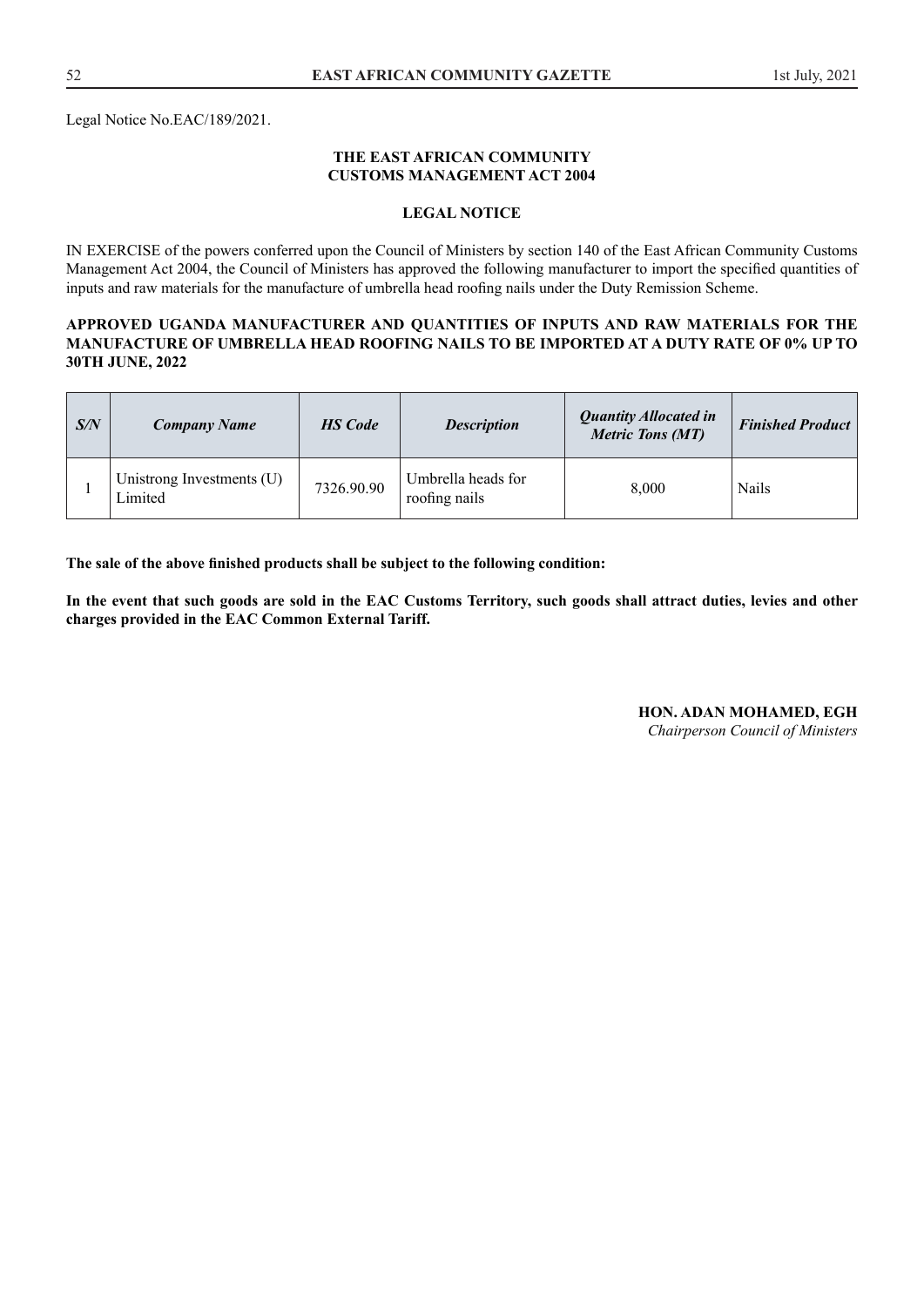Legal Notice No.EAC/189/2021.

**THE EAST AFRICAN COMMUNITY**
**CUSTOMS MANAGEMENT ACT 2004**

**LEGAL NOTICE**

IN EXERCISE of the powers conferred upon the Council of Ministers by section 140 of the East African Community Customs Management Act 2004, the Council of Ministers has approved the following manufacturer to import the specified quantities of inputs and raw materials for the manufacture of umbrella head roofing nails under the Duty Remission Scheme.

**APPROVED UGANDA MANUFACTURER AND QUANTITIES OF INPUTS AND RAW MATERIALS FOR THE MANUFACTURE OF UMBRELLA HEAD ROOFING NAILS TO BE IMPORTED AT A DUTY RATE OF 0% UP TO 30TH JUNE, 2022**

| ***S/N*** | ***Company Name*** | ***HS Code*** | ***Description*** | ***Quantity Allocated in Metric Tons (MT)*** | ***Finished Product*** |
|---|---|---|---|---|---|
| 1 | Unistrong Investments (U) Limited | 7326.90.90 | Umbrella heads for roofing nails | 8,000 | Nails |

**The sale of the above finished products shall be subject to the following condition:**

**In the event that such goods are sold in the EAC Customs Territory, such goods shall attract duties, levies and other charges provided in the EAC Common External Tariff.**

**HON. ADAN MOHAMED, EGH**
*Chairperson Council of Ministers*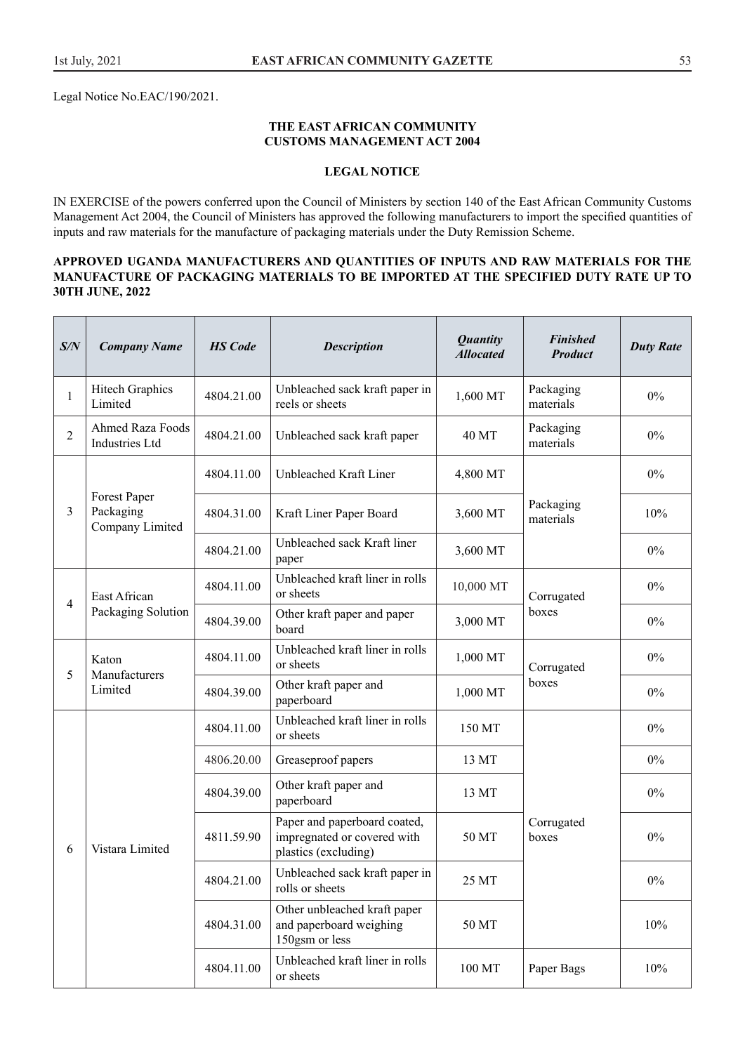Legal Notice No.EAC/190/2021.

**THE EAST AFRICAN COMMUNITY**
**CUSTOMS MANAGEMENT ACT 2004**

**LEGAL NOTICE**

IN EXERCISE of the powers conferred upon the Council of Ministers by section 140 of the East African Community Customs Management Act 2004, the Council of Ministers has approved the following manufacturers to import the specified quantities of inputs and raw materials for the manufacture of packaging materials under the Duty Remission Scheme.

**APPROVED UGANDA MANUFACTURERS AND QUANTITIES OF INPUTS AND RAW MATERIALS FOR THE MANUFACTURE OF PACKAGING MATERIALS TO BE IMPORTED AT THE SPECIFIED DUTY RATE UP TO 30TH JUNE, 2022**

| *S/N* | *Company Name* | *HS Code* | *Description* | *Quantity Allocated* | *Finished Product* | *Duty Rate* |
|---|---|---|---|---|---|---|
| 1 | Hitech Graphics Limited | 4804.21.00 | Unbleached sack kraft paper in reels or sheets | 1,600 MT | Packaging materials | 0% |
| 2 | Ahmed Raza Foods Industries Ltd | 4804.21.00 | Unbleached sack kraft paper | 40 MT | Packaging materials | 0% |
| 3 | Forest Paper Packaging Company Limited | 4804.11.00 | Unbleached Kraft Liner | 4,800 MT | Packaging materials | 0% |
| | | 4804.31.00 | Kraft Liner Paper Board | 3,600 MT | | 10% |
| | | 4804.21.00 | Unbleached sack Kraft liner paper | 3,600 MT | | 0% |
| 4 | East African Packaging Solution | 4804.11.00 | Unbleached kraft liner in rolls or sheets | 10,000 MT | Corrugated boxes | 0% |
| | | 4804.39.00 | Other kraft paper and paper board | 3,000 MT | | 0% |
| 5 | Katon Manufacturers Limited | 4804.11.00 | Unbleached kraft liner in rolls or sheets | 1,000 MT | Corrugated boxes | 0% |
| | | 4804.39.00 | Other kraft paper and paperboard | 1,000 MT | | 0% |
| 6 | Vistara Limited | 4804.11.00 | Unbleached kraft liner in rolls or sheets | 150 MT | Corrugated boxes | 0% |
| | | 4806.20.00 | Greaseproof papers | 13 MT | | 0% |
| | | 4804.39.00 | Other kraft paper and paperboard | 13 MT | | 0% |
| | | 4811.59.90 | Paper and paperboard coated, impregnated or covered with plastics (excluding) | 50 MT | | 0% |
| | | 4804.21.00 | Unbleached sack kraft paper in rolls or sheets | 25 MT | | 0% |
| | | 4804.31.00 | Other unbleached kraft paper and paperboard weighing 150gsm or less | 50 MT | | 10% |
| | | 4804.11.00 | Unbleached kraft liner in rolls or sheets | 100 MT | Paper Bags | 10% |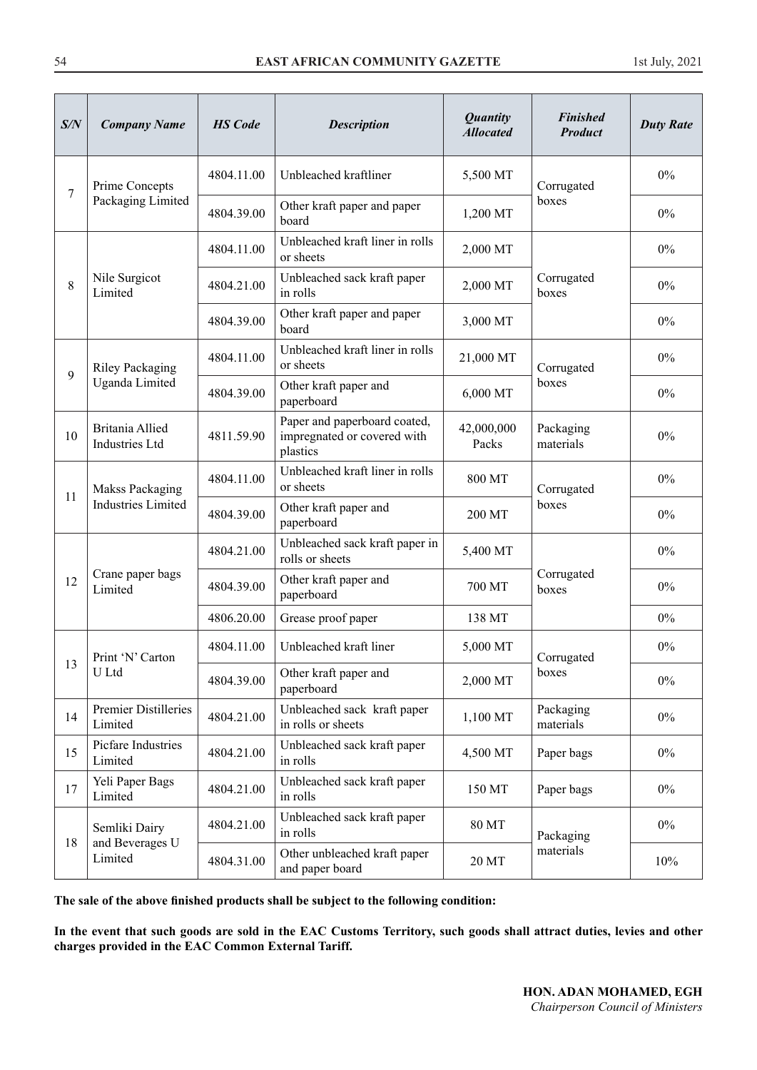| S/N | Company Name | HS Code | Description | Quantity Allocated | Finished Product | Duty Rate |
|---|---|---|---|---|---|---|
| 7 | Prime Concepts Packaging Limited | 4804.11.00 | Unbleached kraftliner | 5,500 MT | Corrugated boxes | 0% |
| | | 4804.39.00 | Other kraft paper and paper board | 1,200 MT | | 0% |
| 8 | Nile Surgicot Limited | 4804.11.00 | Unbleached kraft liner in rolls or sheets | 2,000 MT | Corrugated boxes | 0% |
| | | 4804.21.00 | Unbleached sack kraft paper in rolls | 2,000 MT | | 0% |
| | | 4804.39.00 | Other kraft paper and paper board | 3,000 MT | | 0% |
| 9 | Riley Packaging Uganda Limited | 4804.11.00 | Unbleached kraft liner in rolls or sheets | 21,000 MT | Corrugated boxes | 0% |
| | | 4804.39.00 | Other kraft paper and paperboard | 6,000 MT | | 0% |
| 10 | Britania Allied Industries Ltd | 4811.59.90 | Paper and paperboard coated, impregnated or covered with plastics | 42,000,000 Packs | Packaging materials | 0% |
| 11 | Makss Packaging Industries Limited | 4804.11.00 | Unbleached kraft liner in rolls or sheets | 800 MT | Corrugated boxes | 0% |
| | | 4804.39.00 | Other kraft paper and paperboard | 200 MT | | 0% |
| 12 | Crane paper bags Limited | 4804.21.00 | Unbleached sack kraft paper in rolls or sheets | 5,400 MT | Corrugated boxes | 0% |
| | | 4804.39.00 | Other kraft paper and paperboard | 700 MT | | 0% |
| | | 4806.20.00 | Grease proof paper | 138 MT | | 0% |
| 13 | Print 'N' Carton U Ltd | 4804.11.00 | Unbleached kraft liner | 5,000 MT | Corrugated boxes | 0% |
| | | 4804.39.00 | Other kraft paper and paperboard | 2,000 MT | | 0% |
| 14 | Premier Distilleries Limited | 4804.21.00 | Unbleached sack kraft paper in rolls or sheets | 1,100 MT | Packaging materials | 0% |
| 15 | Picfare Industries Limited | 4804.21.00 | Unbleached sack kraft paper in rolls | 4,500 MT | Paper bags | 0% |
| 17 | Yeli Paper Bags Limited | 4804.21.00 | Unbleached sack kraft paper in rolls | 150 MT | Paper bags | 0% |
| 18 | Semliki Dairy and Beverages U Limited | 4804.21.00 | Unbleached sack kraft paper in rolls | 80 MT | Packaging materials | 0% |
| | | 4804.31.00 | Other unbleached kraft paper and paper board | 20 MT | | 10% |

**The sale of the above finished products shall be subject to the following condition:**

**In the event that such goods are sold in the EAC Customs Territory, such goods shall attract duties, levies and other charges provided in the EAC Common External Tariff.**

**HON. ADAN MOHAMED, EGH**
*Chairperson Council of Ministers*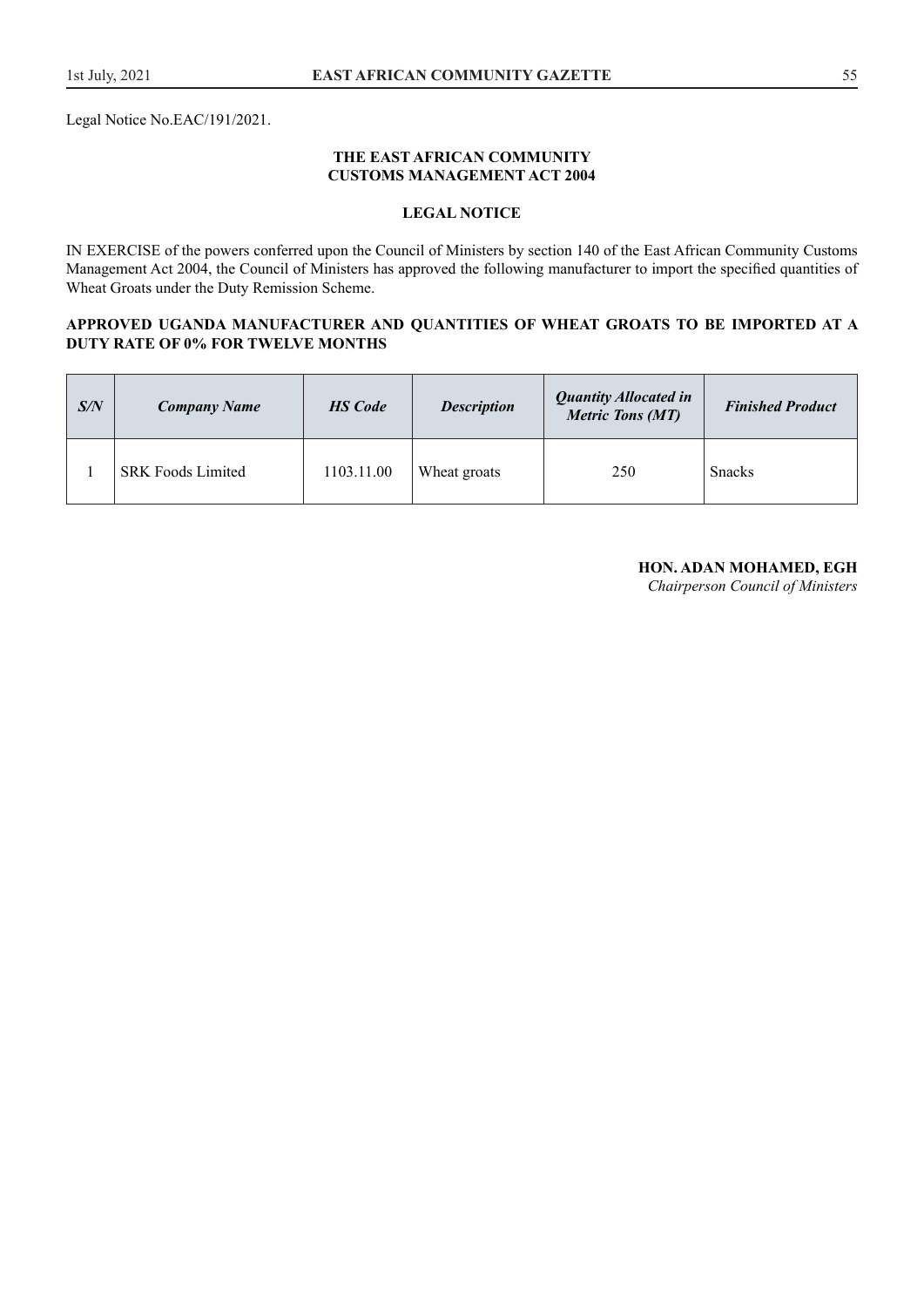Legal Notice No.EAC/191/2021.

**THE EAST AFRICAN COMMUNITY**
**CUSTOMS MANAGEMENT ACT 2004**

**LEGAL NOTICE**

IN EXERCISE of the powers conferred upon the Council of Ministers by section 140 of the East African Community Customs Management Act 2004, the Council of Ministers has approved the following manufacturer to import the specified quantities of Wheat Groats under the Duty Remission Scheme.

**APPROVED UGANDA MANUFACTURER AND QUANTITIES OF WHEAT GROATS TO BE IMPORTED AT A DUTY RATE OF 0% FOR TWELVE MONTHS**

| ***S/N*** | ***Company Name*** | ***HS Code*** | ***Description*** | ***Quantity Allocated in Metric Tons (MT)*** | ***Finished Product*** |
|---|---|---|---|---|---|
| 1 | SRK Foods Limited | 1103.11.00 | Wheat groats | 250 | Snacks |

**HON. ADAN MOHAMED, EGH**
*Chairperson Council of Ministers*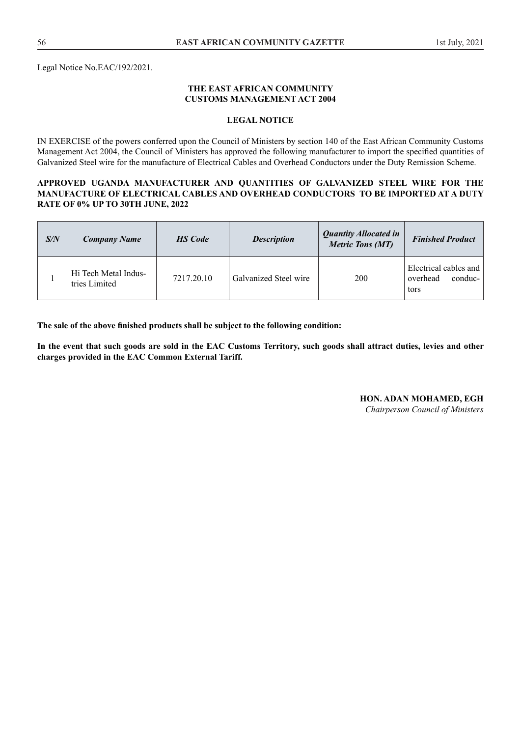Legal Notice No.EAC/192/2021.

**THE EAST AFRICAN COMMUNITY**
**CUSTOMS MANAGEMENT ACT 2004**

**LEGAL NOTICE**

IN EXERCISE of the powers conferred upon the Council of Ministers by section 140 of the East African Community Customs Management Act 2004, the Council of Ministers has approved the following manufacturer to import the specified quantities of Galvanized Steel wire for the manufacture of Electrical Cables and Overhead Conductors under the Duty Remission Scheme.

**APPROVED UGANDA MANUFACTURER AND QUANTITIES OF GALVANIZED STEEL WIRE FOR THE MANUFACTURE OF ELECTRICAL CABLES AND OVERHEAD CONDUCTORS TO BE IMPORTED AT A DUTY RATE OF 0% UP TO 30TH JUNE, 2022**

| ***S/N*** | ***Company Name*** | ***HS Code*** | ***Description*** | ***Quantity Allocated in Metric Tons (MT)*** | ***Finished Product*** |
|---|---|---|---|---|---|
| 1 | Hi Tech Metal Industries Limited | 7217.20.10 | Galvanized Steel wire | 200 | Electrical cables and overhead conductors |

**The sale of the above finished products shall be subject to the following condition:**

**In the event that such goods are sold in the EAC Customs Territory, such goods shall attract duties, levies and other charges provided in the EAC Common External Tariff.**

**HON. ADAN MOHAMED, EGH**
*Chairperson Council of Ministers*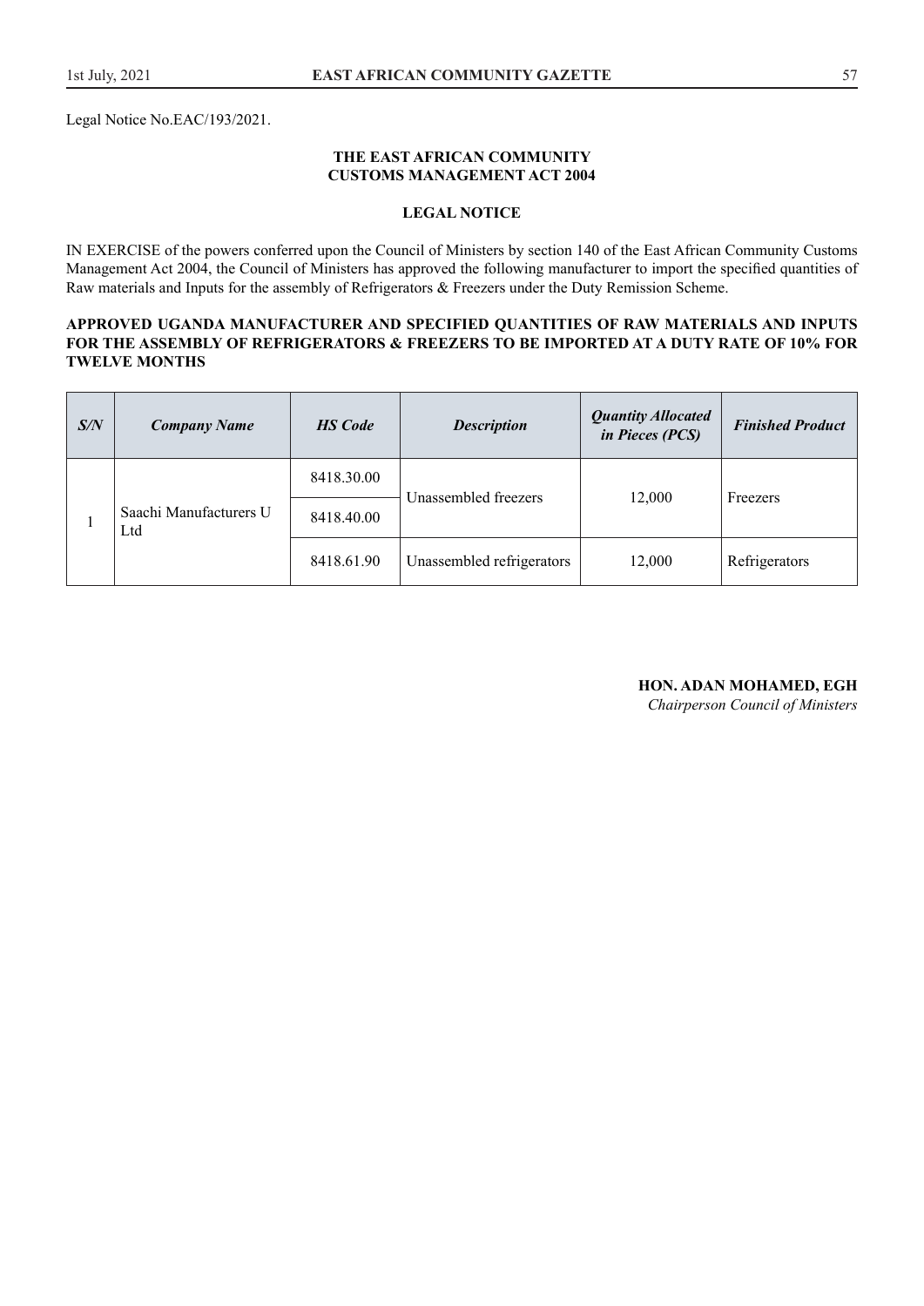Legal Notice No.EAC/193/2021.

**THE EAST AFRICAN COMMUNITY**
**CUSTOMS MANAGEMENT ACT 2004**

**LEGAL NOTICE**

IN EXERCISE of the powers conferred upon the Council of Ministers by section 140 of the East African Community Customs Management Act 2004, the Council of Ministers has approved the following manufacturer to import the specified quantities of Raw materials and Inputs for the assembly of Refrigerators & Freezers under the Duty Remission Scheme.

**APPROVED UGANDA MANUFACTURER AND SPECIFIED QUANTITIES OF RAW MATERIALS AND INPUTS FOR THE ASSEMBLY OF REFRIGERATORS & FREEZERS TO BE IMPORTED AT A DUTY RATE OF 10% FOR TWELVE MONTHS**

| *S/N* | *Company Name* | *HS Code* | *Description* | *Quantity Allocated in Pieces (PCS)* | *Finished Product* |
|---|---|---|---|---|---|
| 1 | Saachi Manufacturers U Ltd | 8418.30.00 | Unassembled freezers | 12,000 | Freezers |
| | | 8418.40.00 | | | |
| | | 8418.61.90 | Unassembled refrigerators | 12,000 | Refrigerators |

**HON. ADAN MOHAMED, EGH**
*Chairperson Council of Ministers*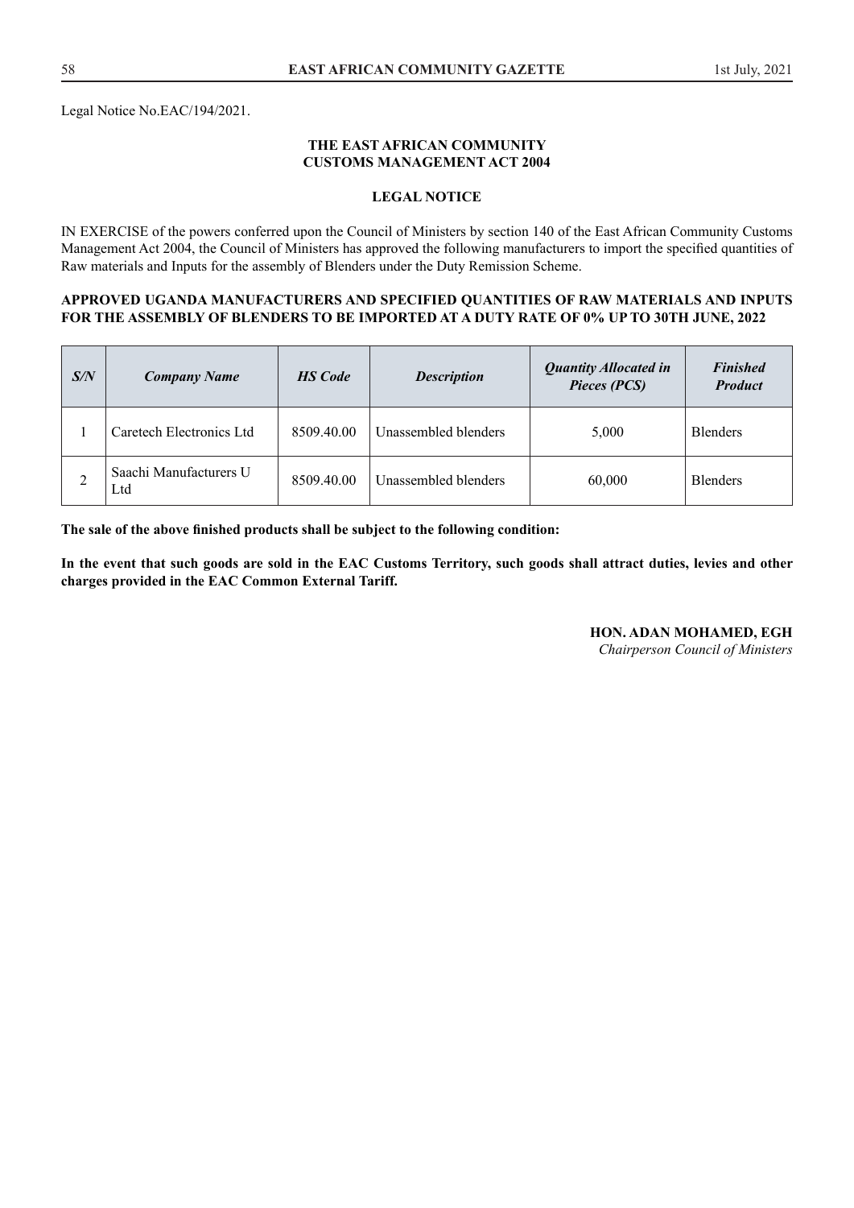Legal Notice No.EAC/194/2021.

**THE EAST AFRICAN COMMUNITY**
**CUSTOMS MANAGEMENT ACT 2004**

**LEGAL NOTICE**

IN EXERCISE of the powers conferred upon the Council of Ministers by section 140 of the East African Community Customs Management Act 2004, the Council of Ministers has approved the following manufacturers to import the specified quantities of Raw materials and Inputs for the assembly of Blenders under the Duty Remission Scheme.

**APPROVED UGANDA MANUFACTURERS AND SPECIFIED QUANTITIES OF RAW MATERIALS AND INPUTS FOR THE ASSEMBLY OF BLENDERS TO BE IMPORTED AT A DUTY RATE OF 0% UP TO 30TH JUNE, 2022**

| ***S/N*** | ***Company Name*** | ***HS Code*** | ***Description*** | ***Quantity Allocated in Pieces (PCS)*** | ***Finished Product*** |
|---|---|---|---|---|---|
| 1 | Caretech Electronics Ltd | 8509.40.00 | Unassembled blenders | 5,000 | Blenders |
| 2 | Saachi Manufacturers U Ltd | 8509.40.00 | Unassembled blenders | 60,000 | Blenders |

**The sale of the above finished products shall be subject to the following condition:**

**In the event that such goods are sold in the EAC Customs Territory, such goods shall attract duties, levies and other charges provided in the EAC Common External Tariff.**

**HON. ADAN MOHAMED, EGH**
*Chairperson Council of Ministers*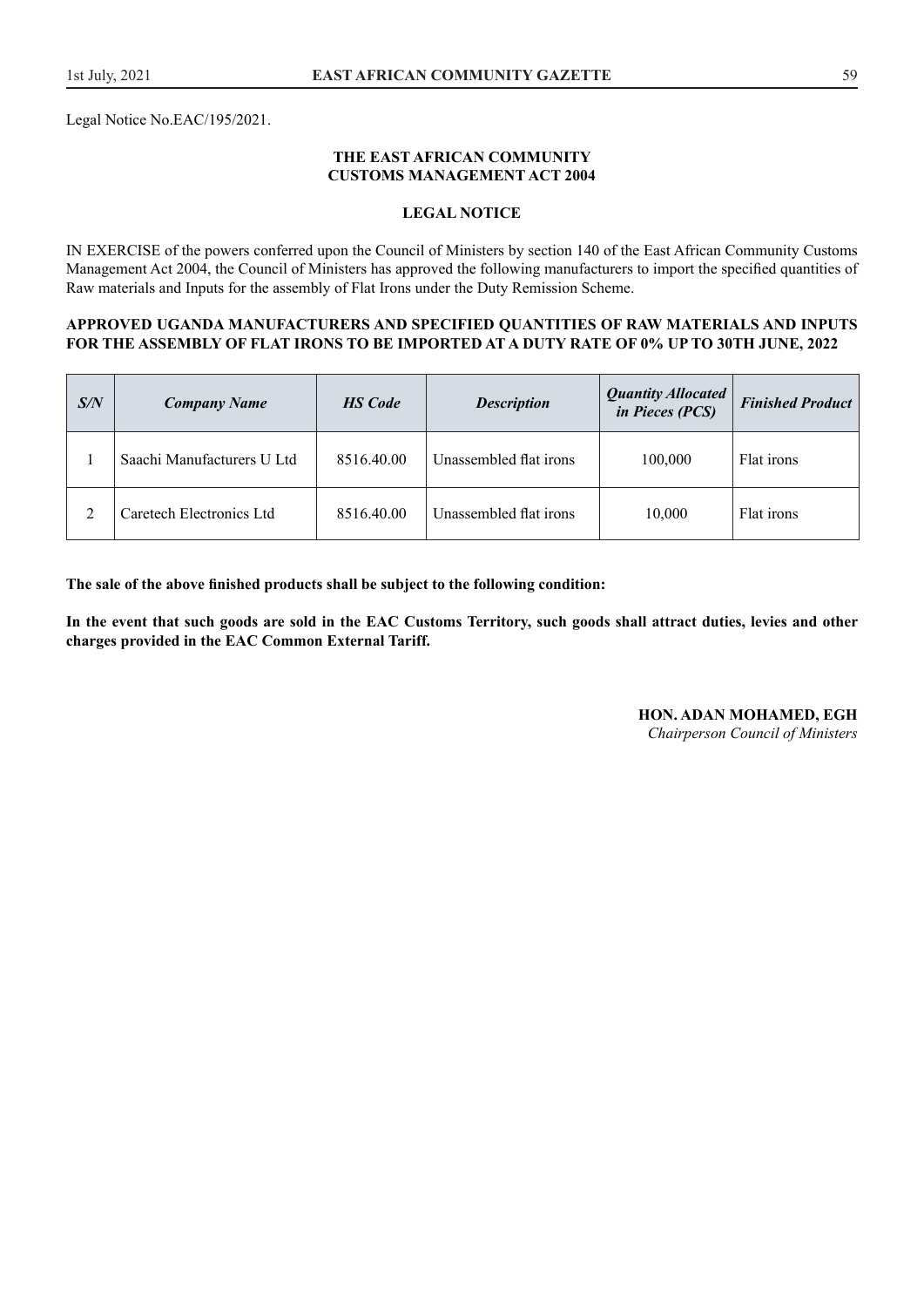Legal Notice No.EAC/195/2021.

**THE EAST AFRICAN COMMUNITY**
**CUSTOMS MANAGEMENT ACT 2004**

**LEGAL NOTICE**

IN EXERCISE of the powers conferred upon the Council of Ministers by section 140 of the East African Community Customs Management Act 2004, the Council of Ministers has approved the following manufacturers to import the specified quantities of Raw materials and Inputs for the assembly of Flat Irons under the Duty Remission Scheme.

**APPROVED UGANDA MANUFACTURERS AND SPECIFIED QUANTITIES OF RAW MATERIALS AND INPUTS FOR THE ASSEMBLY OF FLAT IRONS TO BE IMPORTED AT A DUTY RATE OF 0% UP TO 30TH JUNE, 2022**

| ***S/N*** | ***Company Name*** | ***HS Code*** | ***Description*** | ***Quantity Allocated in Pieces (PCS)*** | ***Finished Product*** |
|---|---|---|---|---|---|
| 1 | Saachi Manufacturers U Ltd | 8516.40.00 | Unassembled flat irons | 100,000 | Flat irons |
| 2 | Caretech Electronics Ltd | 8516.40.00 | Unassembled flat irons | 10,000 | Flat irons |

**The sale of the above finished products shall be subject to the following condition:**

**In the event that such goods are sold in the EAC Customs Territory, such goods shall attract duties, levies and other charges provided in the EAC Common External Tariff.**

**HON. ADAN MOHAMED, EGH**
*Chairperson Council of Ministers*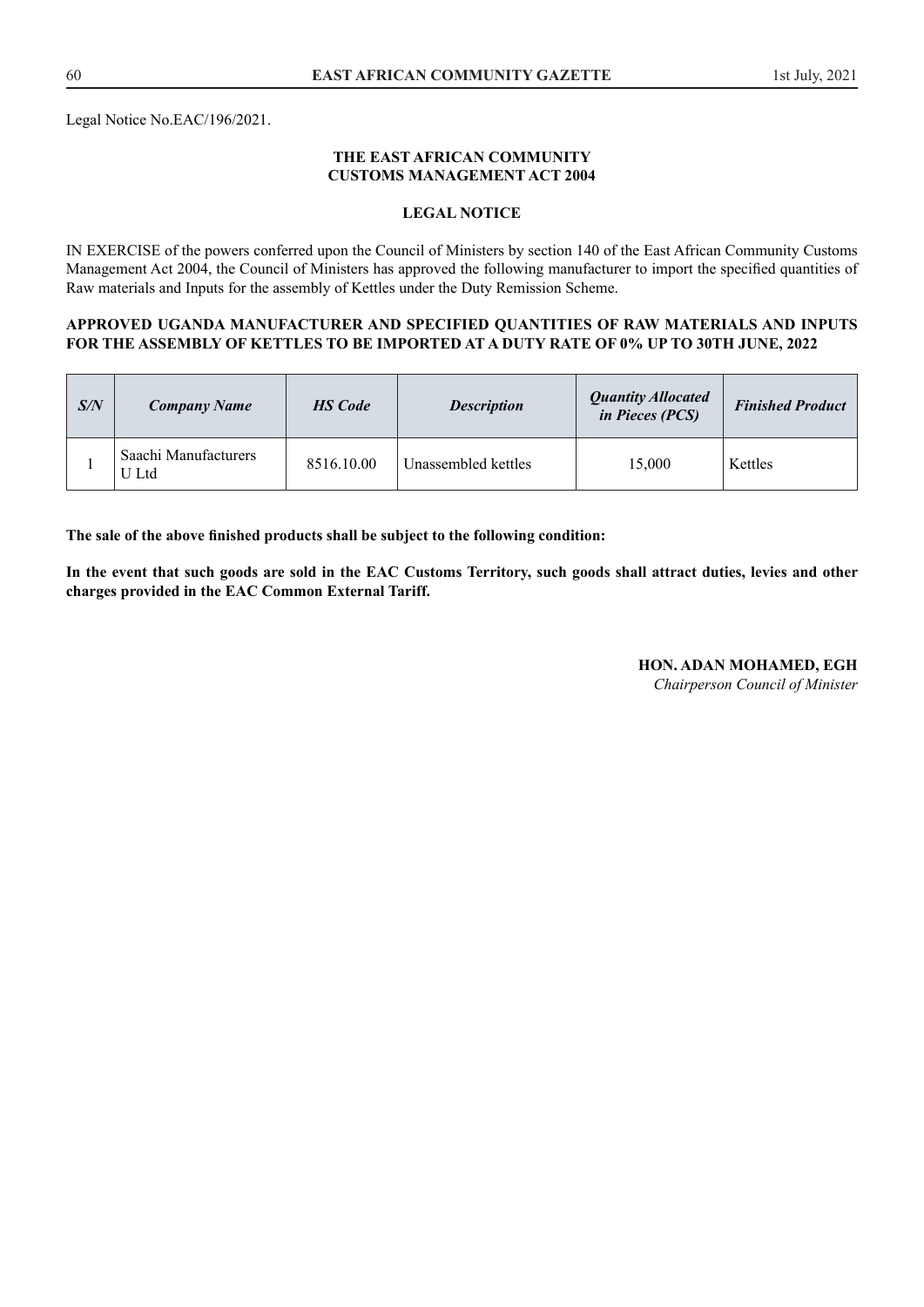Legal Notice No.EAC/196/2021.

**THE EAST AFRICAN COMMUNITY**
**CUSTOMS MANAGEMENT ACT 2004**

**LEGAL NOTICE**

IN EXERCISE of the powers conferred upon the Council of Ministers by section 140 of the East African Community Customs Management Act 2004, the Council of Ministers has approved the following manufacturer to import the specified quantities of Raw materials and Inputs for the assembly of Kettles under the Duty Remission Scheme.

**APPROVED UGANDA MANUFACTURER AND SPECIFIED QUANTITIES OF RAW MATERIALS AND INPUTS FOR THE ASSEMBLY OF KETTLES TO BE IMPORTED AT A DUTY RATE OF 0% UP TO 30TH JUNE, 2022**

| ***S/N*** | ***Company Name*** | ***HS Code*** | ***Description*** | ***Quantity Allocated in Pieces (PCS)*** | ***Finished Product*** |
|---|---|---|---|---|---|
| 1 | Saachi Manufacturers U Ltd | 8516.10.00 | Unassembled kettles | 15,000 | Kettles |

**The sale of the above finished products shall be subject to the following condition:**

**In the event that such goods are sold in the EAC Customs Territory, such goods shall attract duties, levies and other charges provided in the EAC Common External Tariff.**

**HON. ADAN MOHAMED, EGH**
*Chairperson Council of Minister*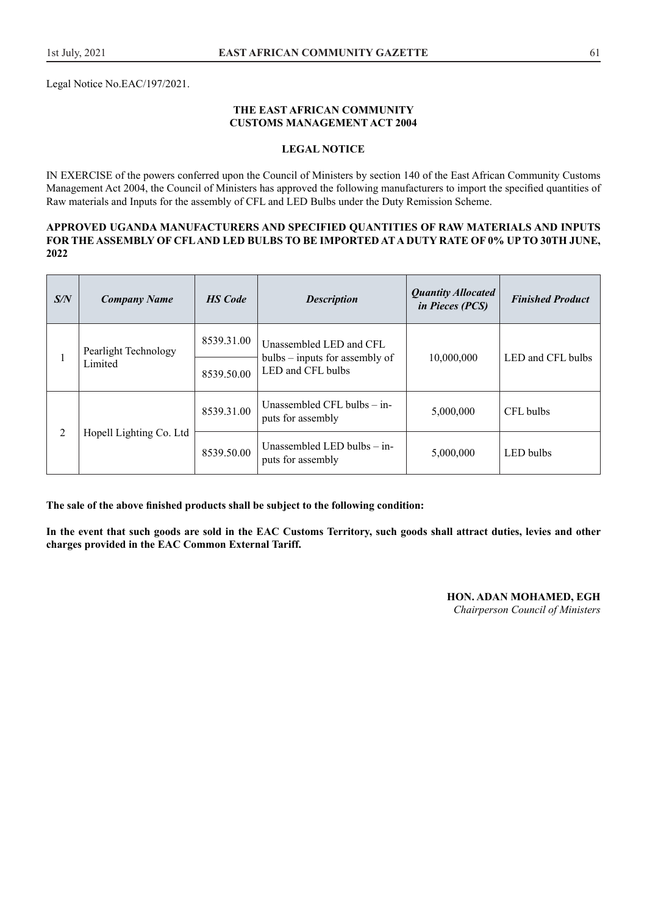Legal Notice No.EAC/197/2021.

**THE EAST AFRICAN COMMUNITY**
**CUSTOMS MANAGEMENT ACT 2004**

**LEGAL NOTICE**

IN EXERCISE of the powers conferred upon the Council of Ministers by section 140 of the East African Community Customs Management Act 2004, the Council of Ministers has approved the following manufacturers to import the specified quantities of Raw materials and Inputs for the assembly of CFL and LED Bulbs under the Duty Remission Scheme.

**APPROVED UGANDA MANUFACTURERS AND SPECIFIED QUANTITIES OF RAW MATERIALS AND INPUTS FOR THE ASSEMBLY OF CFL AND LED BULBS TO BE IMPORTED AT A DUTY RATE OF 0% UP TO 30TH JUNE, 2022**

| ***S/N*** | ***Company Name*** | ***HS Code*** | ***Description*** | ***Quantity Allocated in Pieces (PCS)*** | ***Finished Product*** |
|---|---|---|---|---|---|
| 1 | Pearlight Technology Limited | 8539.31.00 | Unassembled LED and CFL bulbs – inputs for assembly of LED and CFL bulbs | 10,000,000 | LED and CFL bulbs |
| | | 8539.50.00 | | | |
| 2 | Hopell Lighting Co. Ltd | 8539.31.00 | Unassembled CFL bulbs – inputs for assembly | 5,000,000 | CFL bulbs |
| | | 8539.50.00 | Unassembled LED bulbs – inputs for assembly | 5,000,000 | LED bulbs |

**The sale of the above finished products shall be subject to the following condition:**

**In the event that such goods are sold in the EAC Customs Territory, such goods shall attract duties, levies and other charges provided in the EAC Common External Tariff.**

**HON. ADAN MOHAMED, EGH**
*Chairperson Council of Ministers*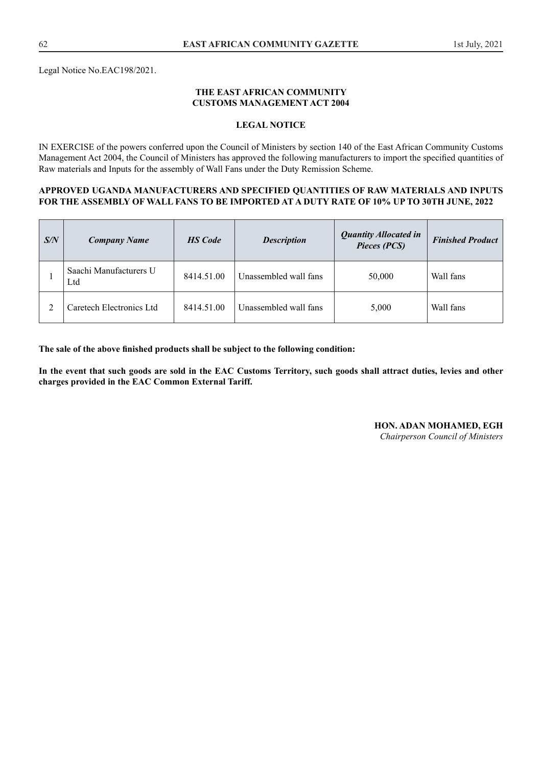Legal Notice No.EAC198/2021.

**THE EAST AFRICAN COMMUNITY**
**CUSTOMS MANAGEMENT ACT 2004**

**LEGAL NOTICE**

IN EXERCISE of the powers conferred upon the Council of Ministers by section 140 of the East African Community Customs Management Act 2004, the Council of Ministers has approved the following manufacturers to import the specified quantities of Raw materials and Inputs for the assembly of Wall Fans under the Duty Remission Scheme.

**APPROVED UGANDA MANUFACTURERS AND SPECIFIED QUANTITIES OF RAW MATERIALS AND INPUTS FOR THE ASSEMBLY OF WALL FANS TO BE IMPORTED AT A DUTY RATE OF 10% UP TO 30TH JUNE, 2022**

| ***S/N*** | ***Company Name*** | ***HS Code*** | ***Description*** | ***Quantity Allocated in Pieces (PCS)*** | ***Finished Product*** |
|---|---|---|---|---|---|
| 1 | Saachi Manufacturers U Ltd | 8414.51.00 | Unassembled wall fans | 50,000 | Wall fans |
| 2 | Caretech Electronics Ltd | 8414.51.00 | Unassembled wall fans | 5,000 | Wall fans |

**The sale of the above finished products shall be subject to the following condition:**

**In the event that such goods are sold in the EAC Customs Territory, such goods shall attract duties, levies and other charges provided in the EAC Common External Tariff.**

**HON. ADAN MOHAMED, EGH**
*Chairperson Council of Ministers*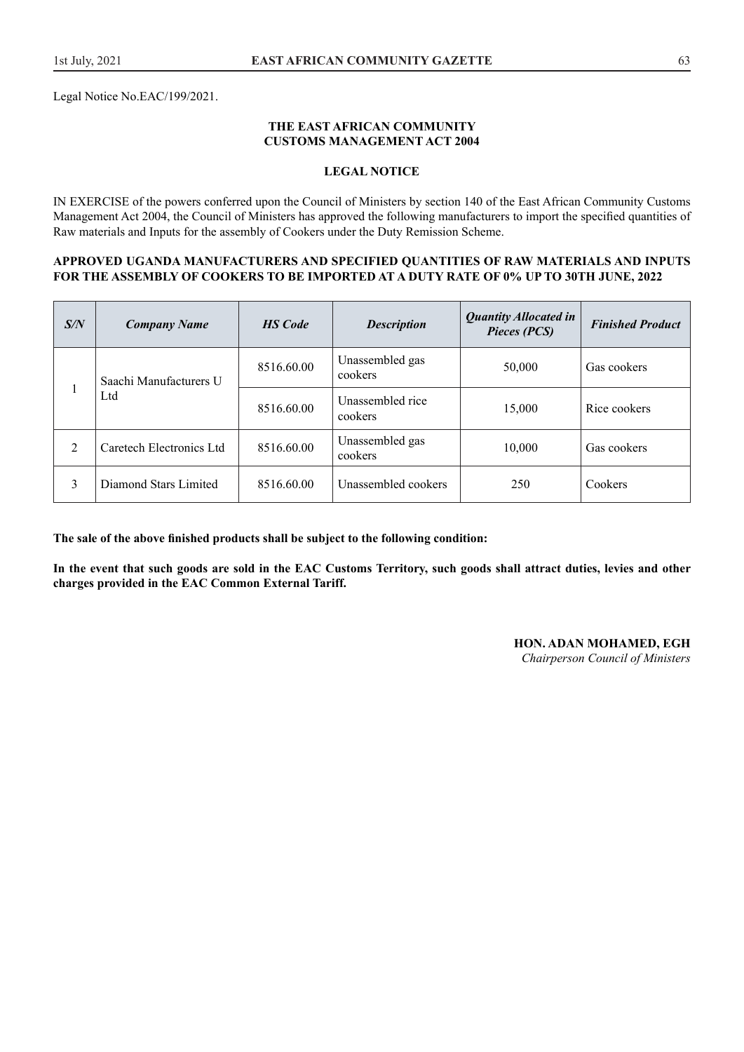Legal Notice No.EAC/199/2021.

**THE EAST AFRICAN COMMUNITY**
**CUSTOMS MANAGEMENT ACT 2004**

**LEGAL NOTICE**

IN EXERCISE of the powers conferred upon the Council of Ministers by section 140 of the East African Community Customs Management Act 2004, the Council of Ministers has approved the following manufacturers to import the specified quantities of Raw materials and Inputs for the assembly of Cookers under the Duty Remission Scheme.

**APPROVED UGANDA MANUFACTURERS AND SPECIFIED QUANTITIES OF RAW MATERIALS AND INPUTS FOR THE ASSEMBLY OF COOKERS TO BE IMPORTED AT A DUTY RATE OF 0% UP TO 30TH JUNE, 2022**

| *S/N* | *Company Name* | *HS Code* | *Description* | *Quantity Allocated in Pieces (PCS)* | *Finished Product* |
|---|---|---|---|---|---|
| 1 | Saachi Manufacturers U Ltd | 8516.60.00 | Unassembled gas cookers | 50,000 | Gas cookers |
| | | 8516.60.00 | Unassembled rice cookers | 15,000 | Rice cookers |
| 2 | Caretech Electronics Ltd | 8516.60.00 | Unassembled gas cookers | 10,000 | Gas cookers |
| 3 | Diamond Stars Limited | 8516.60.00 | Unassembled cookers | 250 | Cookers |

**The sale of the above finished products shall be subject to the following condition:**

**In the event that such goods are sold in the EAC Customs Territory, such goods shall attract duties, levies and other charges provided in the EAC Common External Tariff.**

**HON. ADAN MOHAMED, EGH**
*Chairperson Council of Ministers*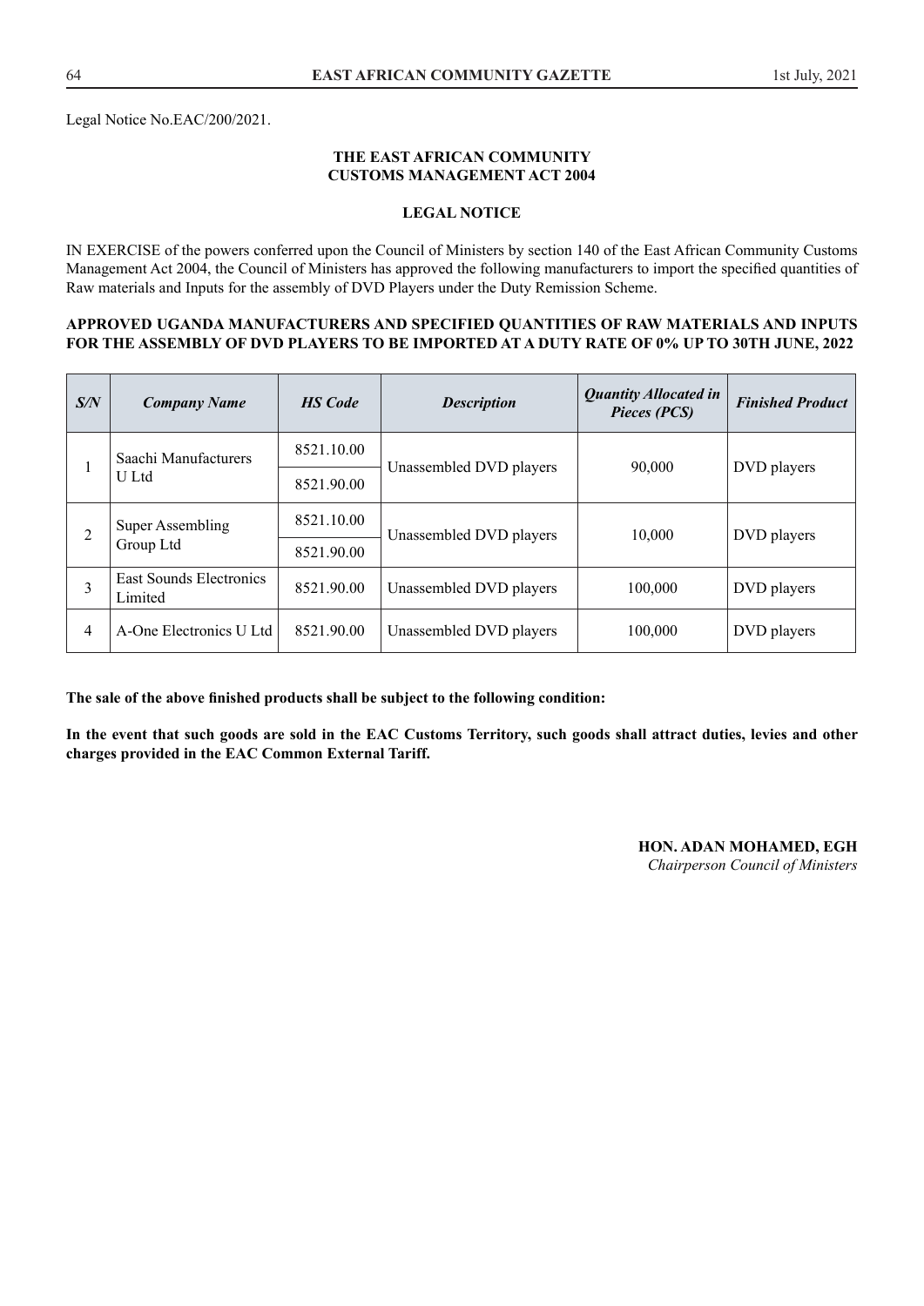Legal Notice No.EAC/200/2021.

**THE EAST AFRICAN COMMUNITY**
**CUSTOMS MANAGEMENT ACT 2004**

**LEGAL NOTICE**

IN EXERCISE of the powers conferred upon the Council of Ministers by section 140 of the East African Community Customs Management Act 2004, the Council of Ministers has approved the following manufacturers to import the specified quantities of Raw materials and Inputs for the assembly of DVD Players under the Duty Remission Scheme.

**APPROVED UGANDA MANUFACTURERS AND SPECIFIED QUANTITIES OF RAW MATERIALS AND INPUTS FOR THE ASSEMBLY OF DVD PLAYERS TO BE IMPORTED AT A DUTY RATE OF 0% UP TO 30TH JUNE, 2022**

| *S/N* | *Company Name* | *HS Code* | *Description* | *Quantity Allocated in Pieces (PCS)* | *Finished Product* |
|---|---|---|---|---|---|
| 1 | Saachi Manufacturers U Ltd | 8521.10.00 | Unassembled DVD players | 90,000 | DVD players |
| | | 8521.90.00 | | | |
| 2 | Super Assembling Group Ltd | 8521.10.00 | Unassembled DVD players | 10,000 | DVD players |
| | | 8521.90.00 | | | |
| 3 | East Sounds Electronics Limited | 8521.90.00 | Unassembled DVD players | 100,000 | DVD players |
| 4 | A-One Electronics U Ltd | 8521.90.00 | Unassembled DVD players | 100,000 | DVD players |

**The sale of the above finished products shall be subject to the following condition:**

**In the event that such goods are sold in the EAC Customs Territory, such goods shall attract duties, levies and other charges provided in the EAC Common External Tariff.**

**HON. ADAN MOHAMED, EGH**
*Chairperson Council of Ministers*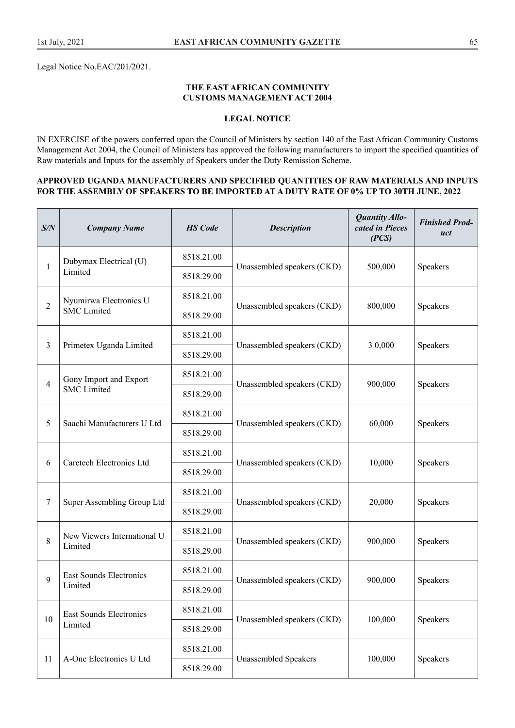Legal Notice No.EAC/201/2021.

**THE EAST AFRICAN COMMUNITY**
**CUSTOMS MANAGEMENT ACT 2004**

**LEGAL NOTICE**

IN EXERCISE of the powers conferred upon the Council of Ministers by section 140 of the East African Community Customs Management Act 2004, the Council of Ministers has approved the following manufacturers to import the specified quantities of Raw materials and Inputs for the assembly of Speakers under the Duty Remission Scheme.

**APPROVED UGANDA MANUFACTURERS AND SPECIFIED QUANTITIES OF RAW MATERIALS AND INPUTS FOR THE ASSEMBLY OF SPEAKERS TO BE IMPORTED AT A DUTY RATE OF 0% UP TO 30TH JUNE, 2022**

| *S/N* | *Company Name* | *HS Code* | *Description* | *Quantity Allocated in Pieces (PCS)* | *Finished Product* |
|---|---|---|---|---|---|
| 1 | Dubymax Electrical (U) Limited | 8518.21.00<br>8518.29.00 | Unassembled speakers (CKD) | 500,000 | Speakers |
| 2 | Nyumirwa Electronics U SMC Limited | 8518.21.00<br>8518.29.00 | Unassembled speakers (CKD) | 800,000 | Speakers |
| 3 | Primetex Uganda Limited | 8518.21.00<br>8518.29.00 | Unassembled speakers (CKD) | 3 0,000 | Speakers |
| 4 | Gony Import and Export SMC Limited | 8518.21.00<br>8518.29.00 | Unassembled speakers (CKD) | 900,000 | Speakers |
| 5 | Saachi Manufacturers U Ltd | 8518.21.00<br>8518.29.00 | Unassembled speakers (CKD) | 60,000 | Speakers |
| 6 | Caretech Electronics Ltd | 8518.21.00<br>8518.29.00 | Unassembled speakers (CKD) | 10,000 | Speakers |
| 7 | Super Assembling Group Ltd | 8518.21.00<br>8518.29.00 | Unassembled speakers (CKD) | 20,000 | Speakers |
| 8 | New Viewers International U Limited | 8518.21.00<br>8518.29.00 | Unassembled speakers (CKD) | 900,000 | Speakers |
| 9 | East Sounds Electronics Limited | 8518.21.00<br>8518.29.00 | Unassembled speakers (CKD) | 900,000 | Speakers |
| 10 | East Sounds Electronics Limited | 8518.21.00<br>8518.29.00 | Unassembled speakers (CKD) | 100,000 | Speakers |
| 11 | A-One Electronics U Ltd | 8518.21.00<br>8518.29.00 | Unassembled Speakers | 100,000 | Speakers |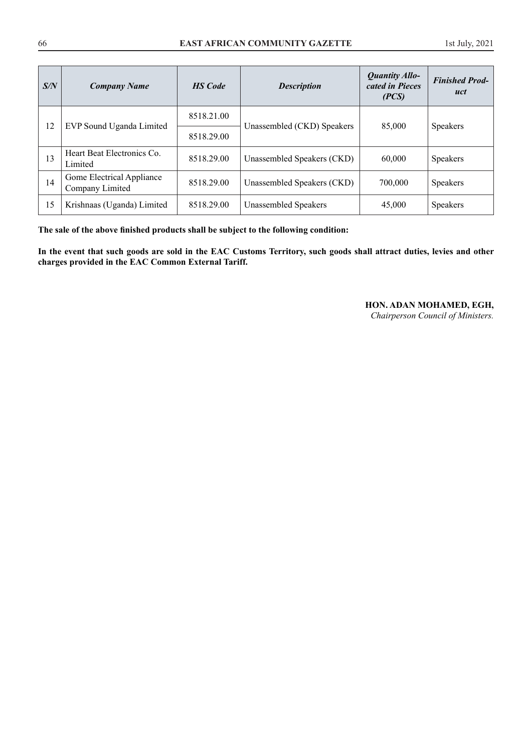| *S/N* | *Company Name* | *HS Code* | *Description* | *Quantity Allocated in Pieces (PCS)* | *Finished Product* |
|---|---|---|---|---|---|
| 12 | EVP Sound Uganda Limited | 8518.21.00 | Unassembled (CKD) Speakers | 85,000 | Speakers |
| | | 8518.29.00 | | | |
| 13 | Heart Beat Electronics Co. Limited | 8518.29.00 | Unassembled Speakers (CKD) | 60,000 | Speakers |
| 14 | Gome Electrical Appliance Company Limited | 8518.29.00 | Unassembled Speakers (CKD) | 700,000 | Speakers |
| 15 | Krishnaas (Uganda) Limited | 8518.29.00 | Unassembled Speakers | 45,000 | Speakers |

**The sale of the above finished products shall be subject to the following condition:**

**In the event that such goods are sold in the EAC Customs Territory, such goods shall attract duties, levies and other charges provided in the EAC Common External Tariff.**

**HON. ADAN MOHAMED, EGH,**
*Chairperson Council of Ministers.*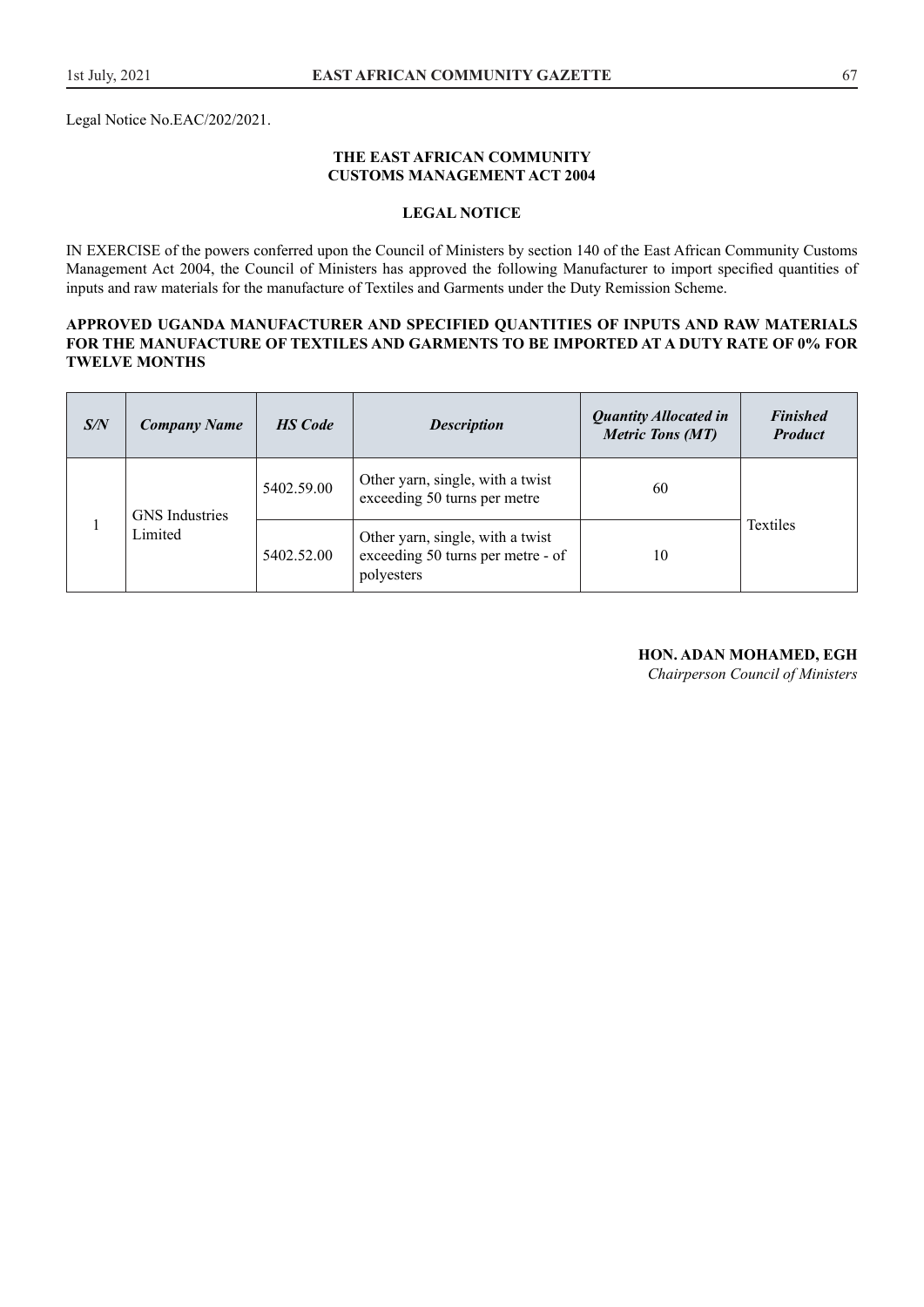Legal Notice No.EAC/202/2021.

**THE EAST AFRICAN COMMUNITY**
**CUSTOMS MANAGEMENT ACT 2004**

**LEGAL NOTICE**

IN EXERCISE of the powers conferred upon the Council of Ministers by section 140 of the East African Community Customs Management Act 2004, the Council of Ministers has approved the following Manufacturer to import specified quantities of inputs and raw materials for the manufacture of Textiles and Garments under the Duty Remission Scheme.

**APPROVED UGANDA MANUFACTURER AND SPECIFIED QUANTITIES OF INPUTS AND RAW MATERIALS FOR THE MANUFACTURE OF TEXTILES AND GARMENTS TO BE IMPORTED AT A DUTY RATE OF 0% FOR TWELVE MONTHS**

| *S/N* | *Company Name* | *HS Code* | *Description* | *Quantity Allocated in Metric Tons (MT)* | *Finished Product* |
|---|---|---|---|---|---|
| 1 | GNS Industries Limited | 5402.59.00 | Other yarn, single, with a twist exceeding 50 turns per metre | 60 | Textiles |
| | | 5402.52.00 | Other yarn, single, with a twist exceeding 50 turns per metre - of polyesters | 10 | |

**HON. ADAN MOHAMED, EGH**
*Chairperson Council of Ministers*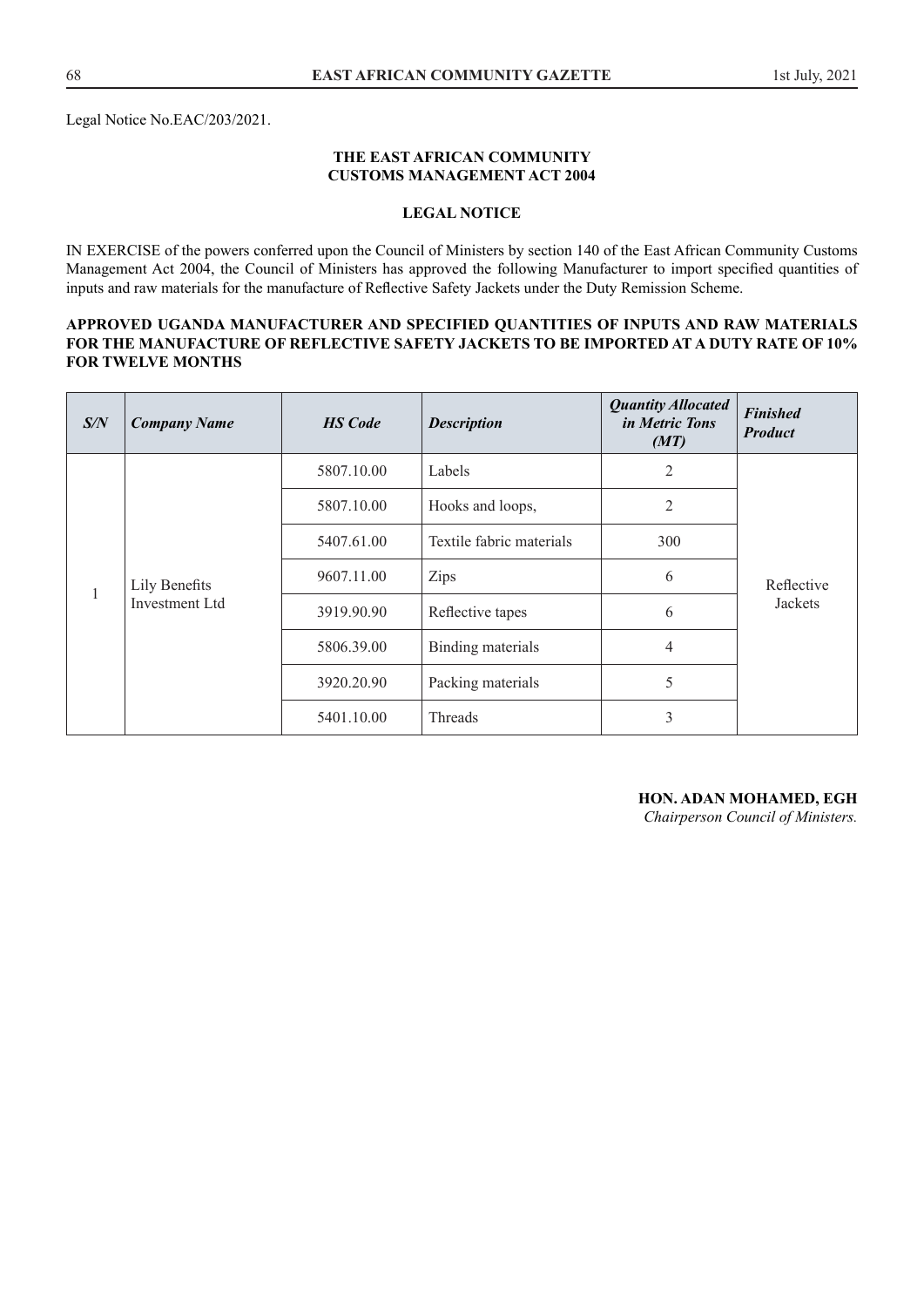Legal Notice No.EAC/203/2021.

**THE EAST AFRICAN COMMUNITY**
**CUSTOMS MANAGEMENT ACT 2004**

**LEGAL NOTICE**

IN EXERCISE of the powers conferred upon the Council of Ministers by section 140 of the East African Community Customs Management Act 2004, the Council of Ministers has approved the following Manufacturer to import specified quantities of inputs and raw materials for the manufacture of Reflective Safety Jackets under the Duty Remission Scheme.

**APPROVED UGANDA MANUFACTURER AND SPECIFIED QUANTITIES OF INPUTS AND RAW MATERIALS FOR THE MANUFACTURE OF REFLECTIVE SAFETY JACKETS TO BE IMPORTED AT A DUTY RATE OF 10% FOR TWELVE MONTHS**

| ***S/N*** | ***Company Name*** | ***HS Code*** | ***Description*** | ***Quantity Allocated in Metric Tons (MT)*** | ***Finished Product*** |
|---|---|---|---|---|---|
| 1 | Lily Benefits Investment Ltd | 5807.10.00 | Labels | 2 | Reflective Jackets |
| | | 5807.10.00 | Hooks and loops, | 2 | |
| | | 5407.61.00 | Textile fabric materials | 300 | |
| | | 9607.11.00 | Zips | 6 | |
| | | 3919.90.90 | Reflective tapes | 6 | |
| | | 5806.39.00 | Binding materials | 4 | |
| | | 3920.20.90 | Packing materials | 5 | |
| | | 5401.10.00 | Threads | 3 | |

**HON. ADAN MOHAMED, EGH**
*Chairperson Council of Ministers.*